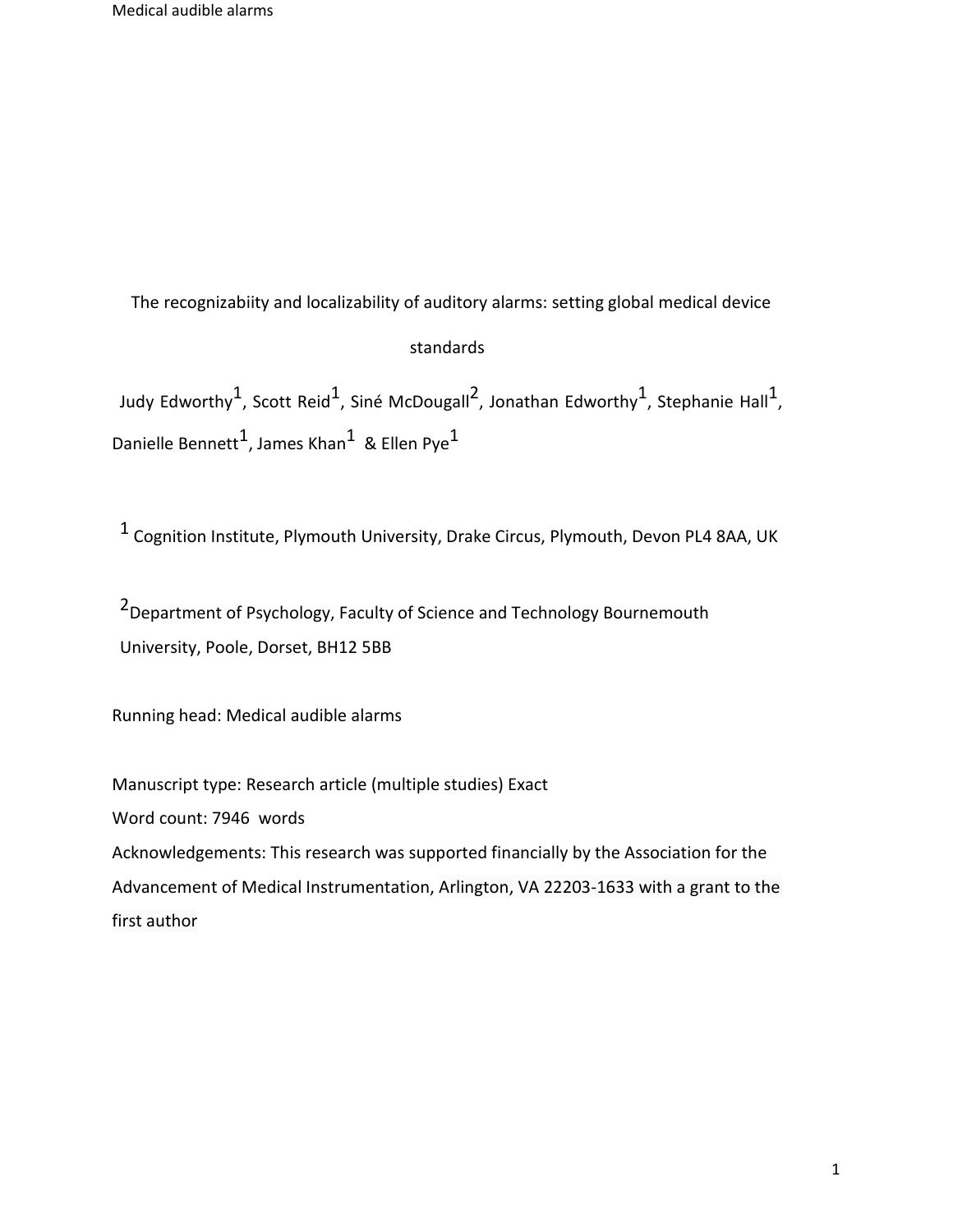# The recognizabiity and localizability of auditory alarms: setting global medical device standards

Judy Edworthy[1], Scott Reid[1], Siné McDougall[2], Jonathan Edworthy[1], Stephanie Hall[1], Danielle Bennett[1], James Khan[1] & Ellen Pye[1]

[1] Cognition Institute, Plymouth University, Drake Circus, Plymouth, Devon PL4 8AA, UK

[2] Department of Psychology, Faculty of Science and Technology Bournemouth University, Poole, Dorset, BH12 5BB

Running head: Medical audible alarms

Manuscript type: Research article (multiple studies) Exact

Word count: 7946 words

Acknowledgements: This research was supported financially by the Association for the Advancement of Medical Instrumentation, Arlington, VA 22203-1633 with a grant to the first author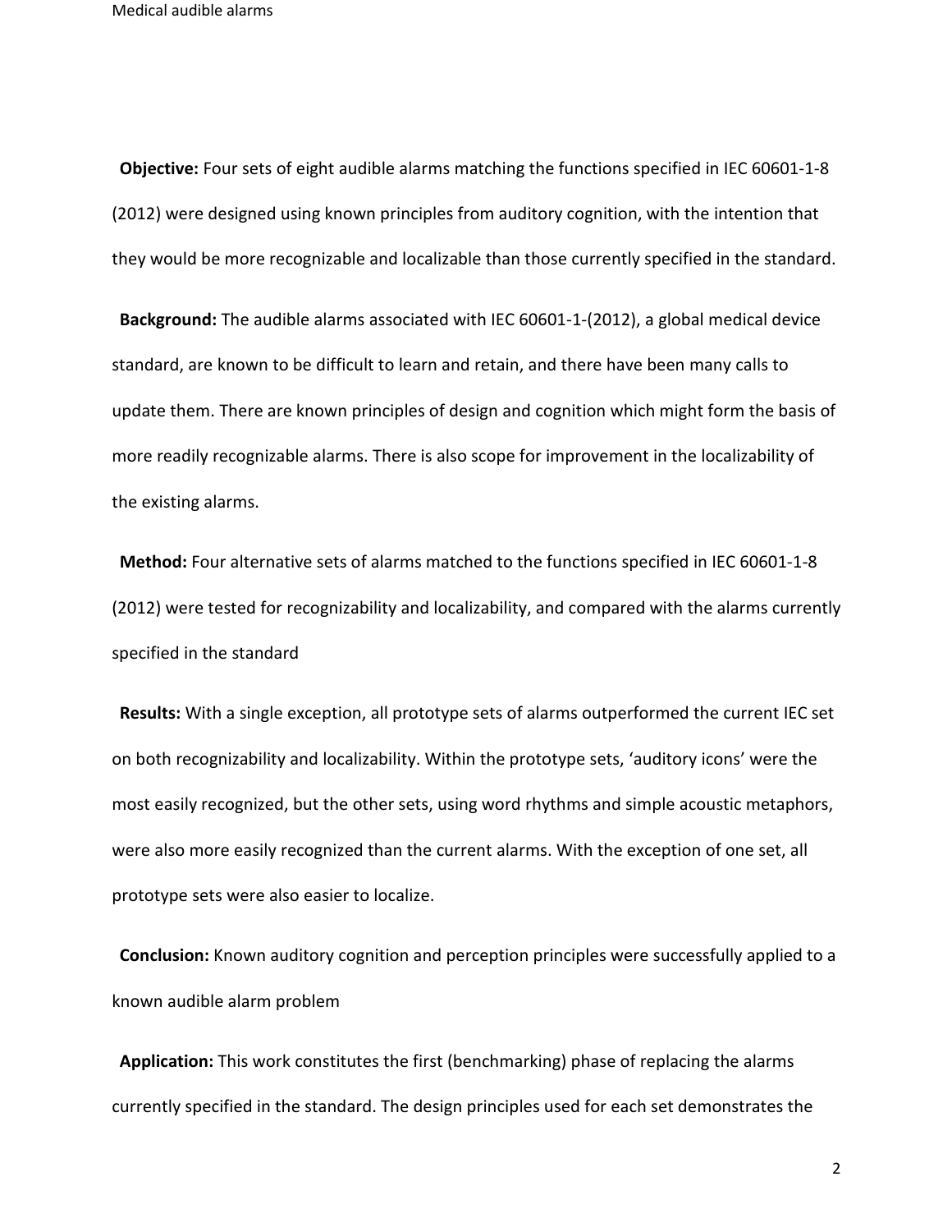**Objective:** Four sets of eight audible alarms matching the functions specified in IEC 60601-1-8 (2012) were designed using known principles from auditory cognition, with the intention that they would be more recognizable and localizable than those currently specified in the standard.

**Background:** The audible alarms associated with IEC 60601-1-(2012), a global medical device standard, are known to be difficult to learn and retain, and there have been many calls to update them. There are known principles of design and cognition which might form the basis of more readily recognizable alarms. There is also scope for improvement in the localizability of the existing alarms.

**Method:** Four alternative sets of alarms matched to the functions specified in IEC 60601-1-8 (2012) were tested for recognizability and localizability, and compared with the alarms currently specified in the standard

**Results:** With a single exception, all prototype sets of alarms outperformed the current IEC set on both recognizability and localizability. Within the prototype sets, 'auditory icons' were the most easily recognized, but the other sets, using word rhythms and simple acoustic metaphors, were also more easily recognized than the current alarms. With the exception of one set, all prototype sets were also easier to localize.

**Conclusion:** Known auditory cognition and perception principles were successfully applied to a known audible alarm problem

**Application:** This work constitutes the first (benchmarking) phase of replacing the alarms currently specified in the standard. The design principles used for each set demonstrates the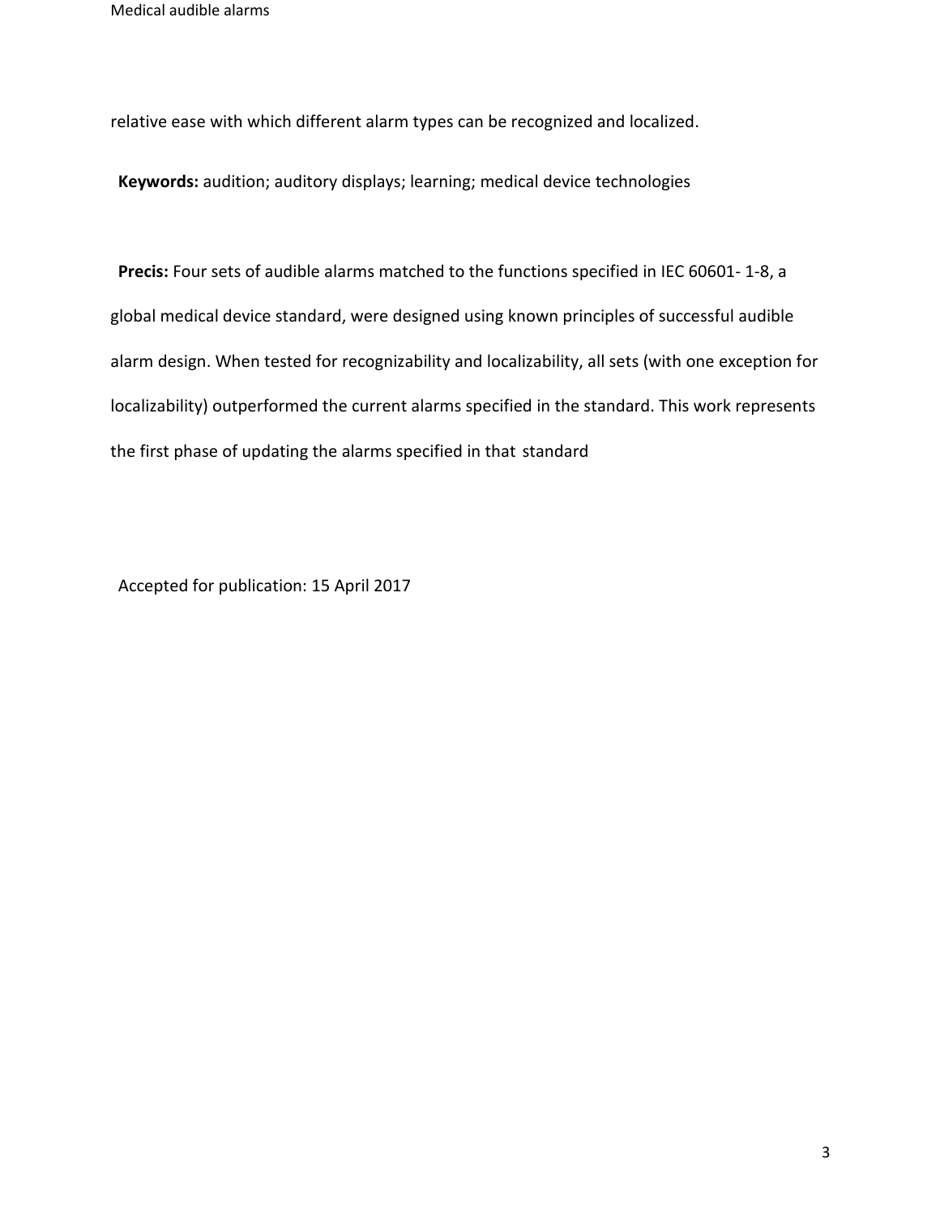relative ease with which different alarm types can be recognized and localized.

**Keywords:** audition; auditory displays; learning; medical device technologies

**Precis:** Four sets of audible alarms matched to the functions specified in IEC 60601- 1-8, a global medical device standard, were designed using known principles of successful audible alarm design. When tested for recognizability and localizability, all sets (with one exception for localizability) outperformed the current alarms specified in the standard. This work represents the first phase of updating the alarms specified in that standard

Accepted for publication: 15 April 2017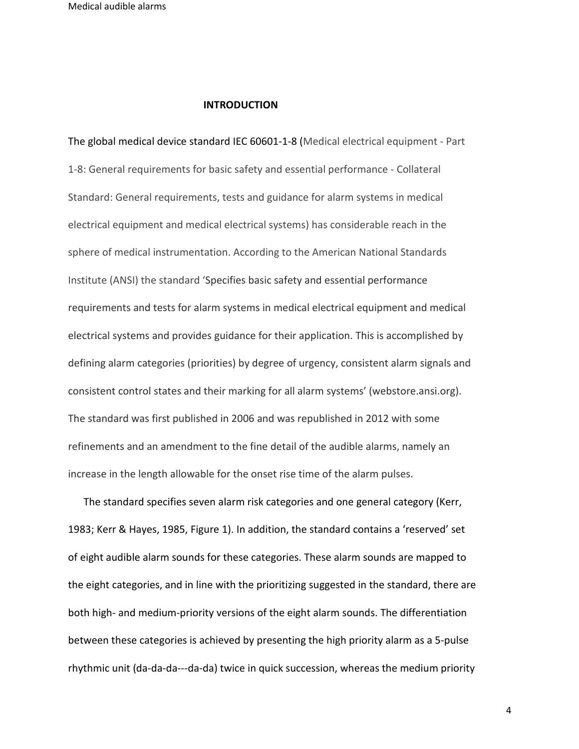## INTRODUCTION

The global medical device standard IEC 60601-1-8 (Medical electrical equipment - Part 1-8: General requirements for basic safety and essential performance - Collateral Standard: General requirements, tests and guidance for alarm systems in medical electrical equipment and medical electrical systems) has considerable reach in the sphere of medical instrumentation. According to the American National Standards Institute (ANSI) the standard 'Specifies basic safety and essential performance requirements and tests for alarm systems in medical electrical equipment and medical electrical systems and provides guidance for their application. This is accomplished by defining alarm categories (priorities) by degree of urgency, consistent alarm signals and consistent control states and their marking for all alarm systems' (webstore.ansi.org). The standard was first published in 2006 and was republished in 2012 with some refinements and an amendment to the fine detail of the audible alarms, namely an increase in the length allowable for the onset rise time of the alarm pulses.

The standard specifies seven alarm risk categories and one general category (Kerr, 1983; Kerr & Hayes, 1985, Figure 1). In addition, the standard contains a 'reserved' set of eight audible alarm sounds for these categories. These alarm sounds are mapped to the eight categories, and in line with the prioritizing suggested in the standard, there are both high- and medium-priority versions of the eight alarm sounds. The differentiation between these categories is achieved by presenting the high priority alarm as a 5-pulse rhythmic unit (da-da-da---da-da) twice in quick succession, whereas the medium priority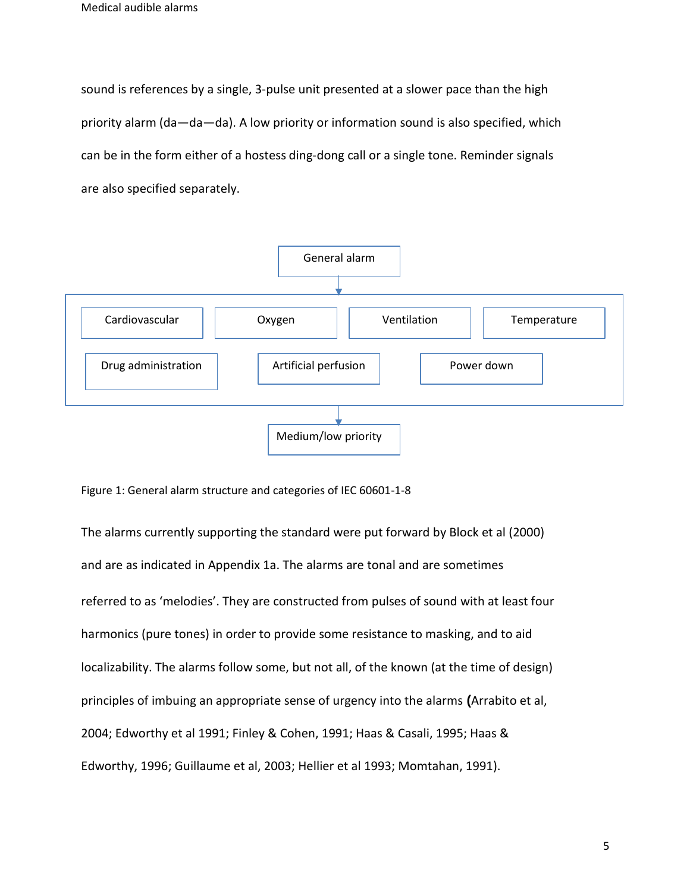sound is references by a single, 3-pulse unit presented at a slower pace than the high priority alarm (da—da—da). A low priority or information sound is also specified, which can be in the form either of a hostess ding-dong call or a single tone. Reminder signals are also specified separately.

General alarm

Cardiovascular | Oxygen | Ventilation | Temperature

Drug administration | Artificial perfusion | Power down

Medium/low priority

Figure 1: General alarm structure and categories of IEC 60601-1-8

The alarms currently supporting the standard were put forward by Block et al (2000) and are as indicated in Appendix 1a. The alarms are tonal and are sometimes referred to as 'melodies'. They are constructed from pulses of sound with at least four harmonics (pure tones) in order to provide some resistance to masking, and to aid localizability. The alarms follow some, but not all, of the known (at the time of design) principles of imbuing an appropriate sense of urgency into the alarms **(**Arrabito et al, 2004; Edworthy et al 1991; Finley & Cohen, 1991; Haas & Casali, 1995; Haas & Edworthy, 1996; Guillaume et al, 2003; Hellier et al 1993; Momtahan, 1991).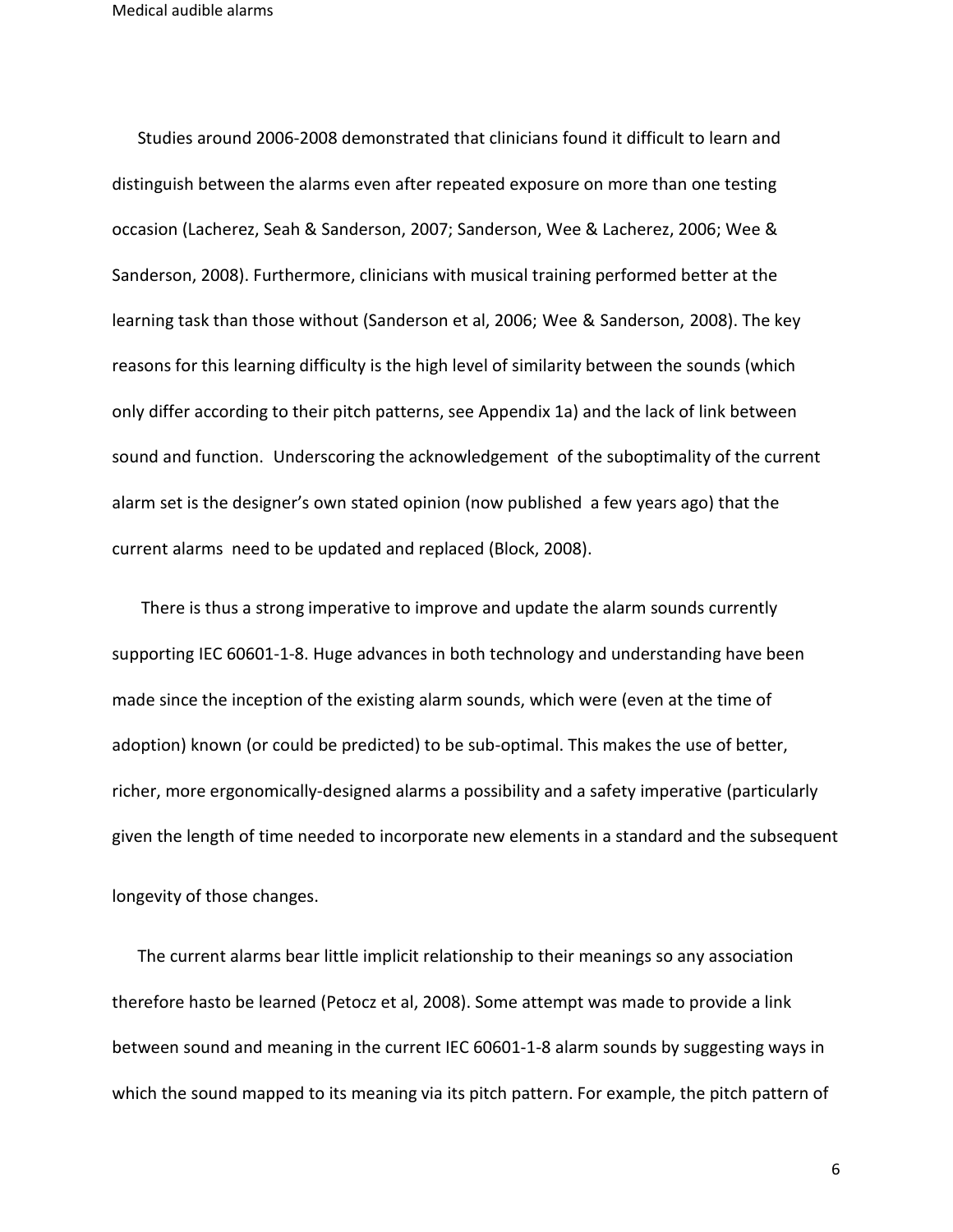Studies around 2006-2008 demonstrated that clinicians found it difficult to learn and distinguish between the alarms even after repeated exposure on more than one testing occasion (Lacherez, Seah & Sanderson, 2007; Sanderson, Wee & Lacherez, 2006; Wee & Sanderson, 2008). Furthermore, clinicians with musical training performed better at the learning task than those without (Sanderson et al, 2006; Wee & Sanderson, 2008). The key reasons for this learning difficulty is the high level of similarity between the sounds (which only differ according to their pitch patterns, see Appendix 1a) and the lack of link between sound and function. Underscoring the acknowledgement of the suboptimality of the current alarm set is the designer's own stated opinion (now published a few years ago) that the current alarms need to be updated and replaced (Block, 2008).

There is thus a strong imperative to improve and update the alarm sounds currently supporting IEC 60601-1-8. Huge advances in both technology and understanding have been made since the inception of the existing alarm sounds, which were (even at the time of adoption) known (or could be predicted) to be sub-optimal. This makes the use of better, richer, more ergonomically-designed alarms a possibility and a safety imperative (particularly given the length of time needed to incorporate new elements in a standard and the subsequent longevity of those changes.

The current alarms bear little implicit relationship to their meanings so any association therefore hasto be learned (Petocz et al, 2008). Some attempt was made to provide a link between sound and meaning in the current IEC 60601-1-8 alarm sounds by suggesting ways in which the sound mapped to its meaning via its pitch pattern. For example, the pitch pattern of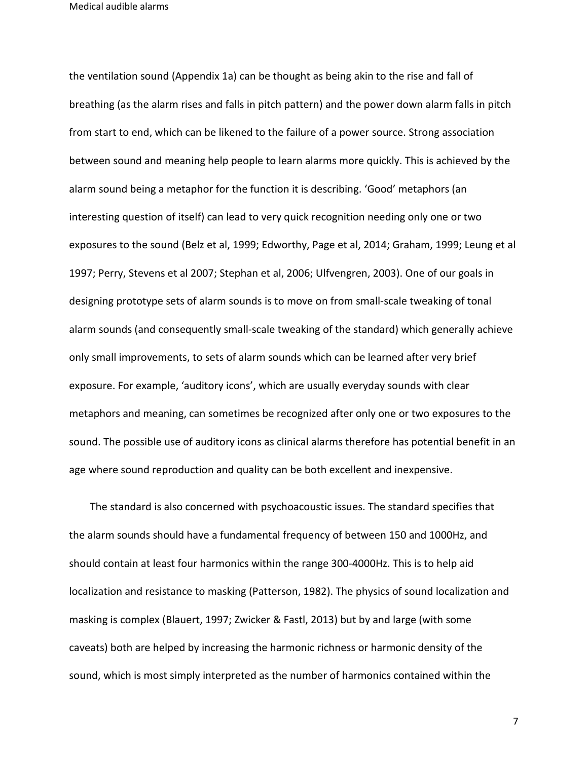the ventilation sound (Appendix 1a) can be thought as being akin to the rise and fall of breathing (as the alarm rises and falls in pitch pattern) and the power down alarm falls in pitch from start to end, which can be likened to the failure of a power source. Strong association between sound and meaning help people to learn alarms more quickly. This is achieved by the alarm sound being a metaphor for the function it is describing. 'Good' metaphors (an interesting question of itself) can lead to very quick recognition needing only one or two exposures to the sound (Belz et al, 1999; Edworthy, Page et al, 2014; Graham, 1999; Leung et al 1997; Perry, Stevens et al 2007; Stephan et al, 2006; Ulfvengren, 2003). One of our goals in designing prototype sets of alarm sounds is to move on from small-scale tweaking of tonal alarm sounds (and consequently small-scale tweaking of the standard) which generally achieve only small improvements, to sets of alarm sounds which can be learned after very brief exposure. For example, 'auditory icons', which are usually everyday sounds with clear metaphors and meaning, can sometimes be recognized after only one or two exposures to the sound. The possible use of auditory icons as clinical alarms therefore has potential benefit in an age where sound reproduction and quality can be both excellent and inexpensive.

The standard is also concerned with psychoacoustic issues. The standard specifies that the alarm sounds should have a fundamental frequency of between 150 and 1000Hz, and should contain at least four harmonics within the range 300-4000Hz. This is to help aid localization and resistance to masking (Patterson, 1982). The physics of sound localization and masking is complex (Blauert, 1997; Zwicker & Fastl, 2013) but by and large (with some caveats) both are helped by increasing the harmonic richness or harmonic density of the sound, which is most simply interpreted as the number of harmonics contained within the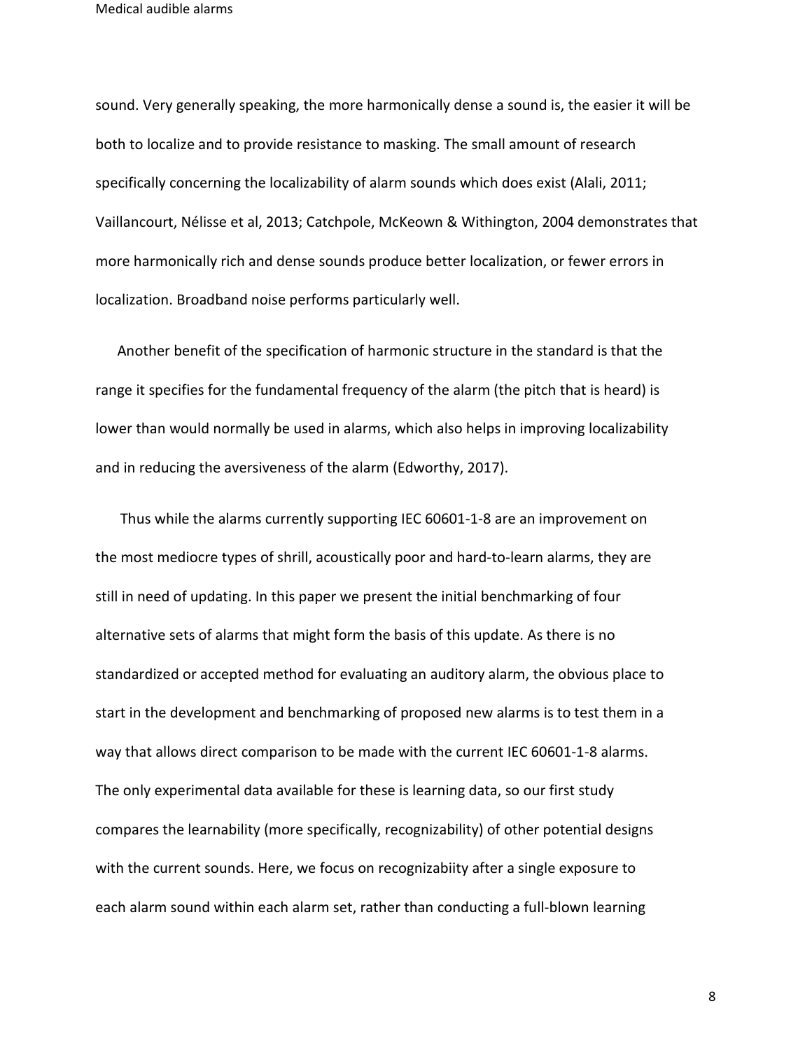sound. Very generally speaking, the more harmonically dense a sound is, the easier it will be both to localize and to provide resistance to masking. The small amount of research specifically concerning the localizability of alarm sounds which does exist (Alali, 2011; Vaillancourt, Nélisse et al, 2013; Catchpole, McKeown & Withington, 2004 demonstrates that more harmonically rich and dense sounds produce better localization, or fewer errors in localization. Broadband noise performs particularly well.

Another benefit of the specification of harmonic structure in the standard is that the range it specifies for the fundamental frequency of the alarm (the pitch that is heard) is lower than would normally be used in alarms, which also helps in improving localizability and in reducing the aversiveness of the alarm (Edworthy, 2017).

Thus while the alarms currently supporting IEC 60601-1-8 are an improvement on the most mediocre types of shrill, acoustically poor and hard-to-learn alarms, they are still in need of updating. In this paper we present the initial benchmarking of four alternative sets of alarms that might form the basis of this update. As there is no standardized or accepted method for evaluating an auditory alarm, the obvious place to start in the development and benchmarking of proposed new alarms is to test them in a way that allows direct comparison to be made with the current IEC 60601-1-8 alarms. The only experimental data available for these is learning data, so our first study compares the learnability (more specifically, recognizability) of other potential designs with the current sounds. Here, we focus on recognizabiity after a single exposure to each alarm sound within each alarm set, rather than conducting a full-blown learning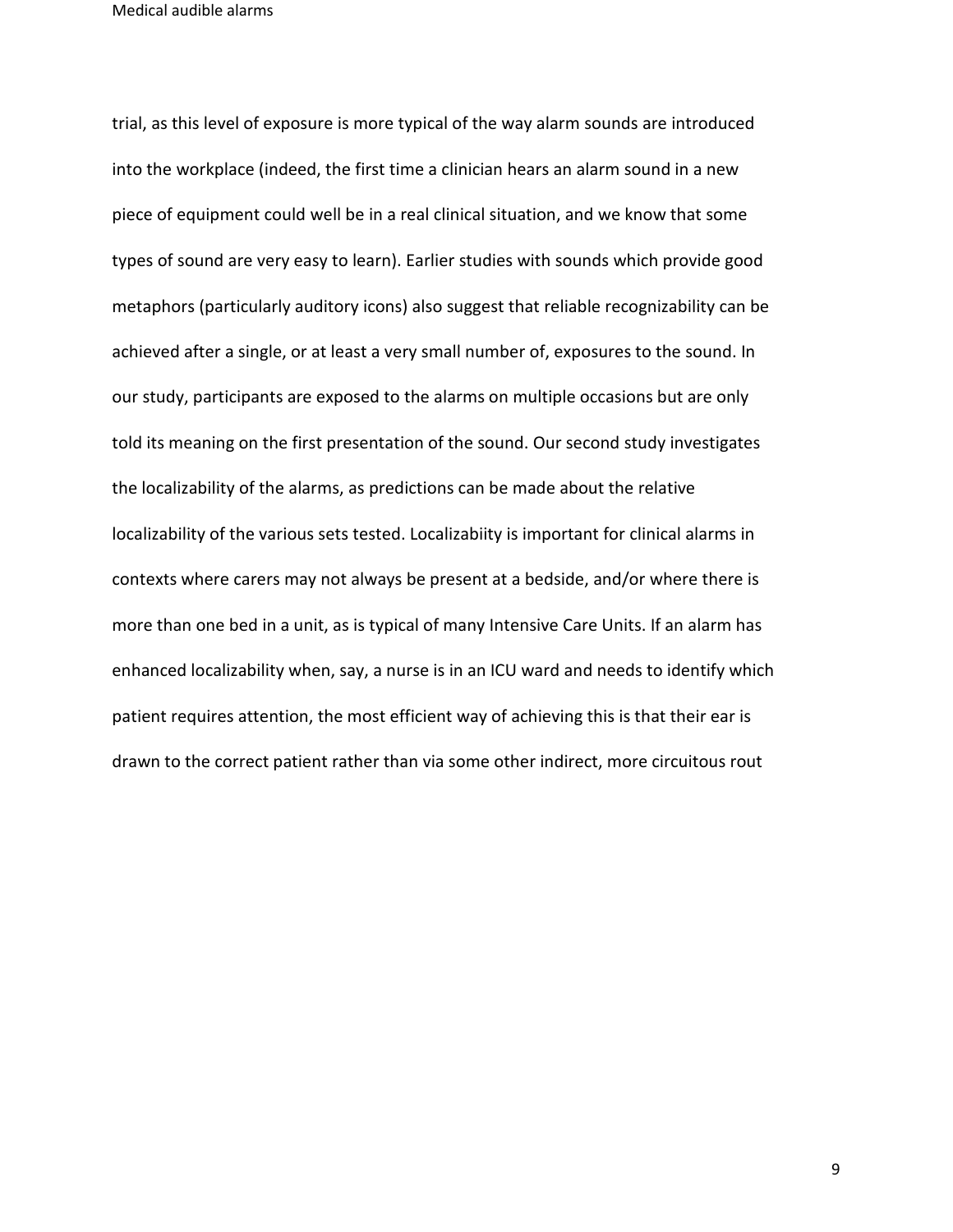trial, as this level of exposure is more typical of the way alarm sounds are introduced into the workplace (indeed, the first time a clinician hears an alarm sound in a new piece of equipment could well be in a real clinical situation, and we know that some types of sound are very easy to learn). Earlier studies with sounds which provide good metaphors (particularly auditory icons) also suggest that reliable recognizability can be achieved after a single, or at least a very small number of, exposures to the sound. In our study, participants are exposed to the alarms on multiple occasions but are only told its meaning on the first presentation of the sound. Our second study investigates the localizability of the alarms, as predictions can be made about the relative localizability of the various sets tested. Localizabiity is important for clinical alarms in contexts where carers may not always be present at a bedside, and/or where there is more than one bed in a unit, as is typical of many Intensive Care Units. If an alarm has enhanced localizability when, say, a nurse is in an ICU ward and needs to identify which patient requires attention, the most efficient way of achieving this is that their ear is drawn to the correct patient rather than via some other indirect, more circuitous rout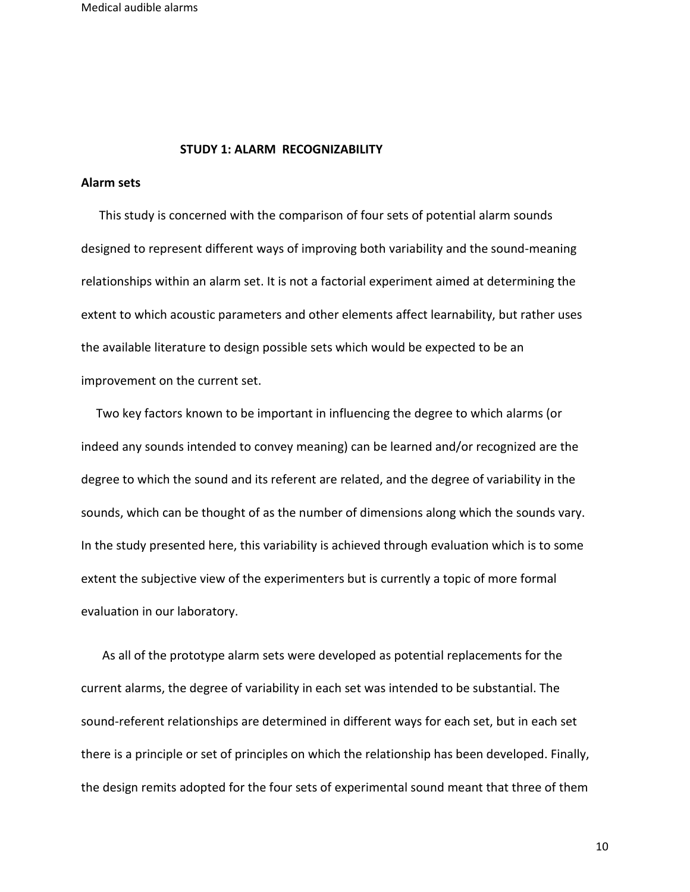## STUDY 1: ALARM RECOGNIZABILITY

### Alarm sets

This study is concerned with the comparison of four sets of potential alarm sounds designed to represent different ways of improving both variability and the sound-meaning relationships within an alarm set. It is not a factorial experiment aimed at determining the extent to which acoustic parameters and other elements affect learnability, but rather uses the available literature to design possible sets which would be expected to be an improvement on the current set.

Two key factors known to be important in influencing the degree to which alarms (or indeed any sounds intended to convey meaning) can be learned and/or recognized are the degree to which the sound and its referent are related, and the degree of variability in the sounds, which can be thought of as the number of dimensions along which the sounds vary. In the study presented here, this variability is achieved through evaluation which is to some extent the subjective view of the experimenters but is currently a topic of more formal evaluation in our laboratory.

As all of the prototype alarm sets were developed as potential replacements for the current alarms, the degree of variability in each set was intended to be substantial. The sound-referent relationships are determined in different ways for each set, but in each set there is a principle or set of principles on which the relationship has been developed. Finally, the design remits adopted for the four sets of experimental sound meant that three of them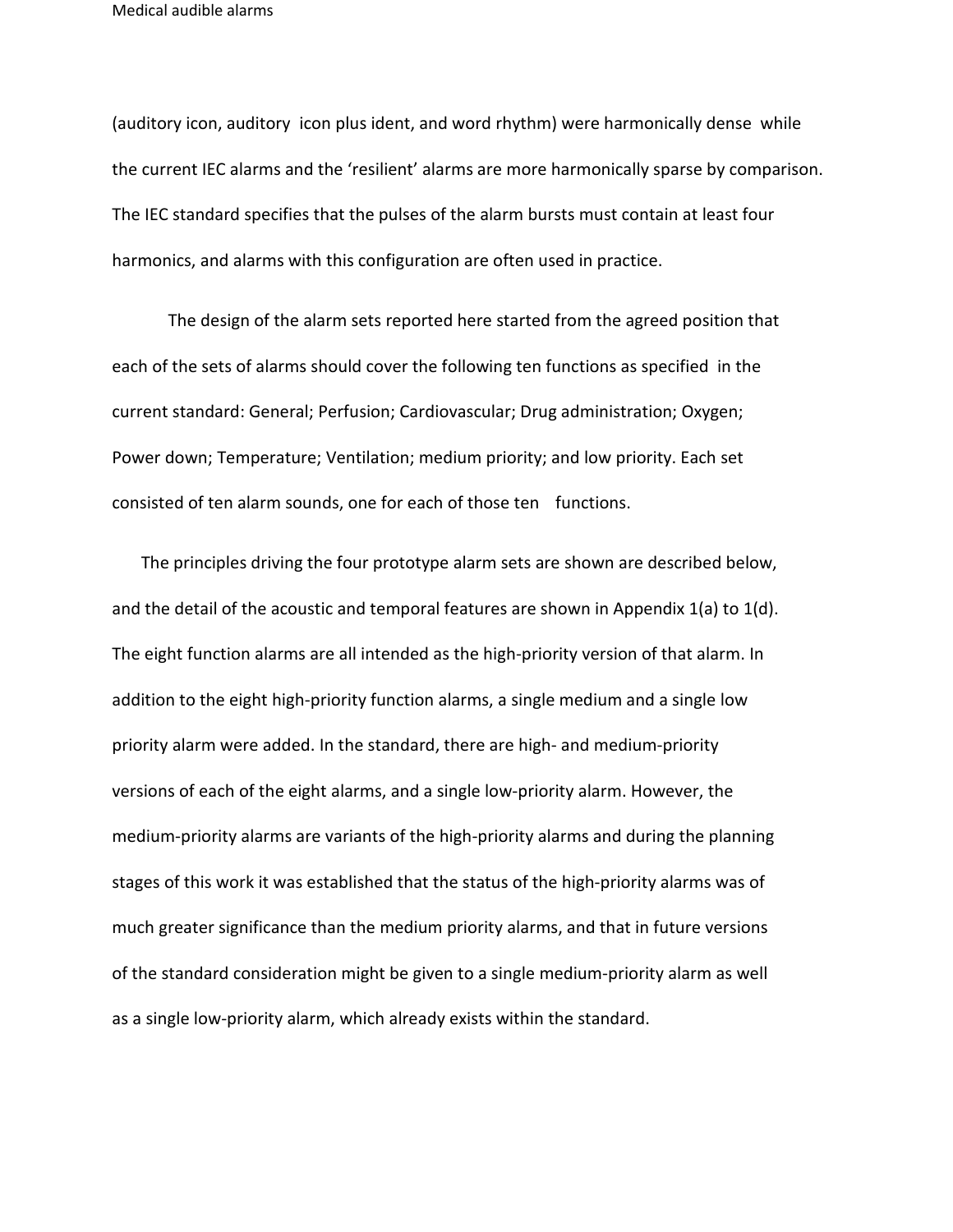(auditory icon, auditory icon plus ident, and word rhythm) were harmonically dense while the current IEC alarms and the 'resilient' alarms are more harmonically sparse by comparison. The IEC standard specifies that the pulses of the alarm bursts must contain at least four harmonics, and alarms with this configuration are often used in practice.

The design of the alarm sets reported here started from the agreed position that each of the sets of alarms should cover the following ten functions as specified in the current standard: General; Perfusion; Cardiovascular; Drug administration; Oxygen; Power down; Temperature; Ventilation; medium priority; and low priority. Each set consisted of ten alarm sounds, one for each of those ten functions.

The principles driving the four prototype alarm sets are shown are described below, and the detail of the acoustic and temporal features are shown in Appendix 1(a) to 1(d). The eight function alarms are all intended as the high-priority version of that alarm. In addition to the eight high-priority function alarms, a single medium and a single low priority alarm were added. In the standard, there are high- and medium-priority versions of each of the eight alarms, and a single low-priority alarm. However, the medium-priority alarms are variants of the high-priority alarms and during the planning stages of this work it was established that the status of the high-priority alarms was of much greater significance than the medium priority alarms, and that in future versions of the standard consideration might be given to a single medium-priority alarm as well as a single low-priority alarm, which already exists within the standard.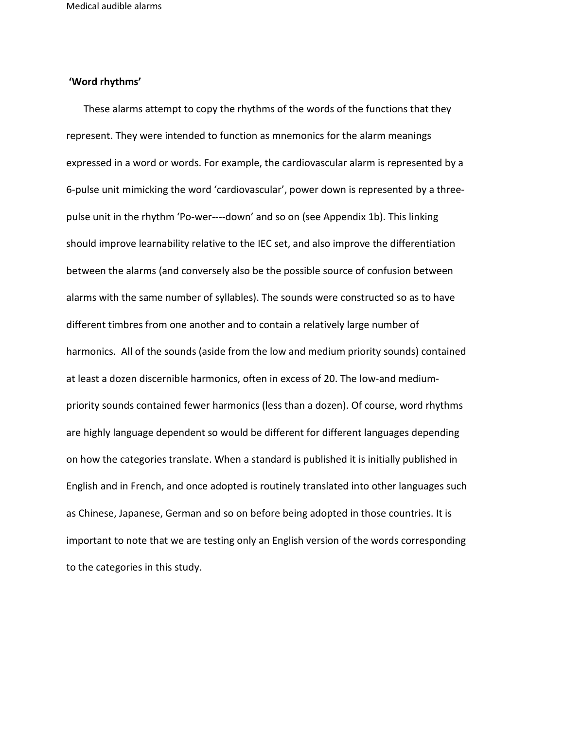**‘Word rhythms’**

These alarms attempt to copy the rhythms of the words of the functions that they represent. They were intended to function as mnemonics for the alarm meanings expressed in a word or words. For example, the cardiovascular alarm is represented by a 6-pulse unit mimicking the word ‘cardiovascular’, power down is represented by a three-pulse unit in the rhythm ‘Po-wer----down’ and so on (see Appendix 1b). This linking should improve learnability relative to the IEC set, and also improve the differentiation between the alarms (and conversely also be the possible source of confusion between alarms with the same number of syllables). The sounds were constructed so as to have different timbres from one another and to contain a relatively large number of harmonics. All of the sounds (aside from the low and medium priority sounds) contained at least a dozen discernible harmonics, often in excess of 20. The low-and medium-priority sounds contained fewer harmonics (less than a dozen). Of course, word rhythms are highly language dependent so would be different for different languages depending on how the categories translate. When a standard is published it is initially published in English and in French, and once adopted is routinely translated into other languages such as Chinese, Japanese, German and so on before being adopted in those countries. It is important to note that we are testing only an English version of the words corresponding to the categories in this study.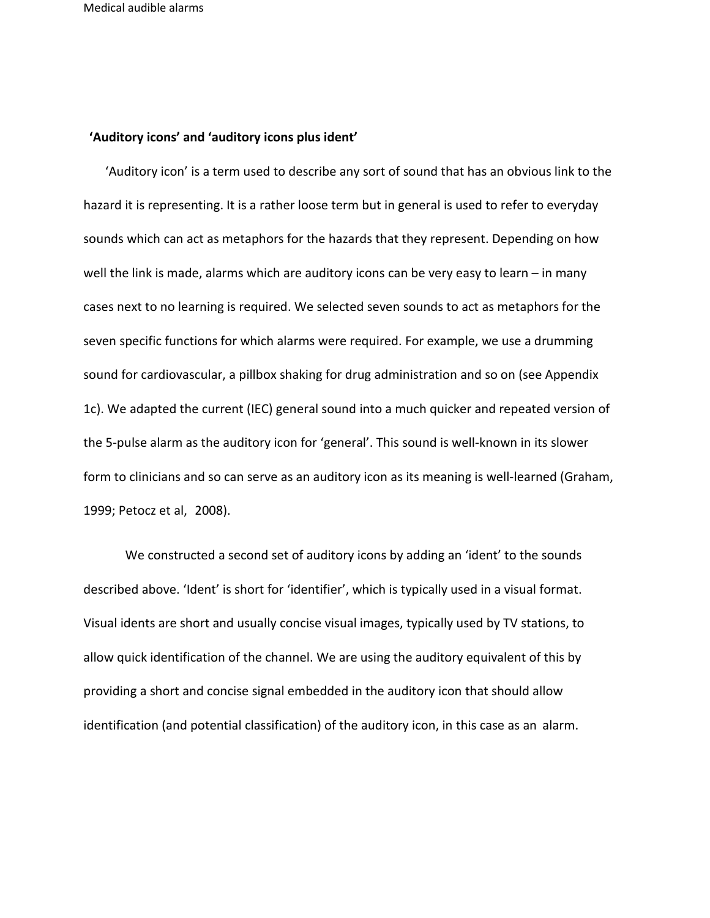**'Auditory icons' and 'auditory icons plus ident'**

'Auditory icon' is a term used to describe any sort of sound that has an obvious link to the hazard it is representing. It is a rather loose term but in general is used to refer to everyday sounds which can act as metaphors for the hazards that they represent. Depending on how well the link is made, alarms which are auditory icons can be very easy to learn – in many cases next to no learning is required. We selected seven sounds to act as metaphors for the seven specific functions for which alarms were required. For example, we use a drumming sound for cardiovascular, a pillbox shaking for drug administration and so on (see Appendix 1c). We adapted the current (IEC) general sound into a much quicker and repeated version of the 5-pulse alarm as the auditory icon for 'general'. This sound is well-known in its slower form to clinicians and so can serve as an auditory icon as its meaning is well-learned (Graham, 1999; Petocz et al, 2008).

We constructed a second set of auditory icons by adding an 'ident' to the sounds described above. 'Ident' is short for 'identifier', which is typically used in a visual format. Visual idents are short and usually concise visual images, typically used by TV stations, to allow quick identification of the channel. We are using the auditory equivalent of this by providing a short and concise signal embedded in the auditory icon that should allow identification (and potential classification) of the auditory icon, in this case as an alarm.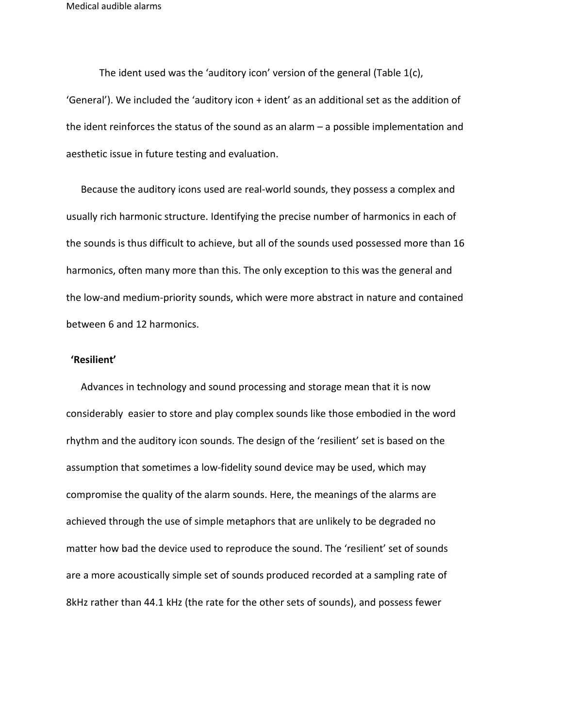The ident used was the 'auditory icon' version of the general (Table 1(c), 'General'). We included the 'auditory icon + ident' as an additional set as the addition of the ident reinforces the status of the sound as an alarm – a possible implementation and aesthetic issue in future testing and evaluation.

Because the auditory icons used are real-world sounds, they possess a complex and usually rich harmonic structure. Identifying the precise number of harmonics in each of the sounds is thus difficult to achieve, but all of the sounds used possessed more than 16 harmonics, often many more than this. The only exception to this was the general and the low-and medium-priority sounds, which were more abstract in nature and contained between 6 and 12 harmonics.

**'Resilient'**

Advances in technology and sound processing and storage mean that it is now considerably easier to store and play complex sounds like those embodied in the word rhythm and the auditory icon sounds. The design of the 'resilient' set is based on the assumption that sometimes a low-fidelity sound device may be used, which may compromise the quality of the alarm sounds. Here, the meanings of the alarms are achieved through the use of simple metaphors that are unlikely to be degraded no matter how bad the device used to reproduce the sound. The 'resilient' set of sounds are a more acoustically simple set of sounds produced recorded at a sampling rate of 8kHz rather than 44.1 kHz (the rate for the other sets of sounds), and possess fewer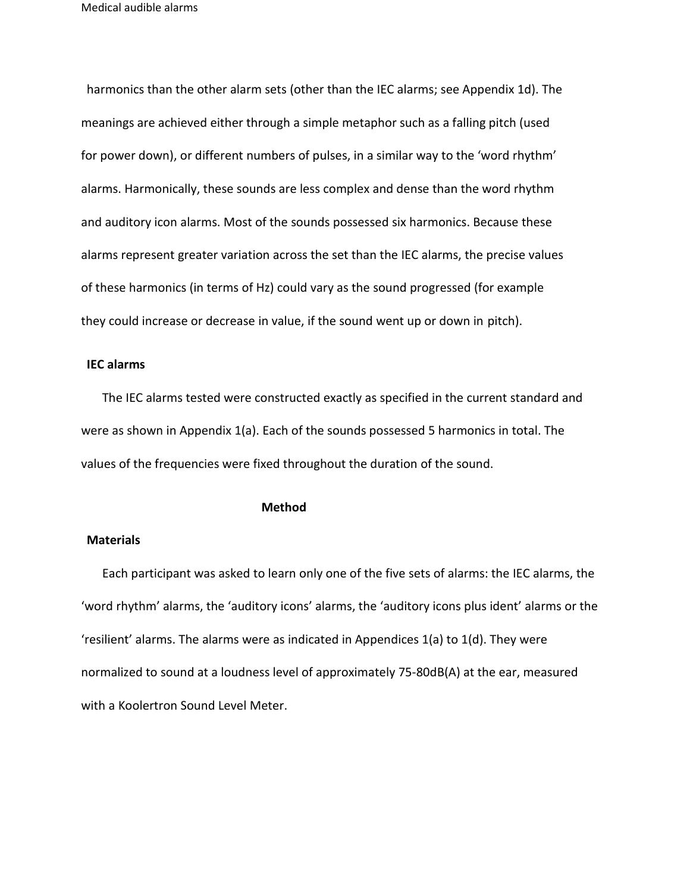harmonics than the other alarm sets (other than the IEC alarms; see Appendix 1d). The meanings are achieved either through a simple metaphor such as a falling pitch (used for power down), or different numbers of pulses, in a similar way to the 'word rhythm' alarms. Harmonically, these sounds are less complex and dense than the word rhythm and auditory icon alarms. Most of the sounds possessed six harmonics. Because these alarms represent greater variation across the set than the IEC alarms, the precise values of these harmonics (in terms of Hz) could vary as the sound progressed (for example they could increase or decrease in value, if the sound went up or down in pitch).

### IEC alarms

The IEC alarms tested were constructed exactly as specified in the current standard and were as shown in Appendix 1(a). Each of the sounds possessed 5 harmonics in total. The values of the frequencies were fixed throughout the duration of the sound.

## Method

### Materials

Each participant was asked to learn only one of the five sets of alarms: the IEC alarms, the 'word rhythm' alarms, the 'auditory icons' alarms, the 'auditory icons plus ident' alarms or the 'resilient' alarms. The alarms were as indicated in Appendices 1(a) to 1(d). They were normalized to sound at a loudness level of approximately 75-80dB(A) at the ear, measured with a Koolertron Sound Level Meter.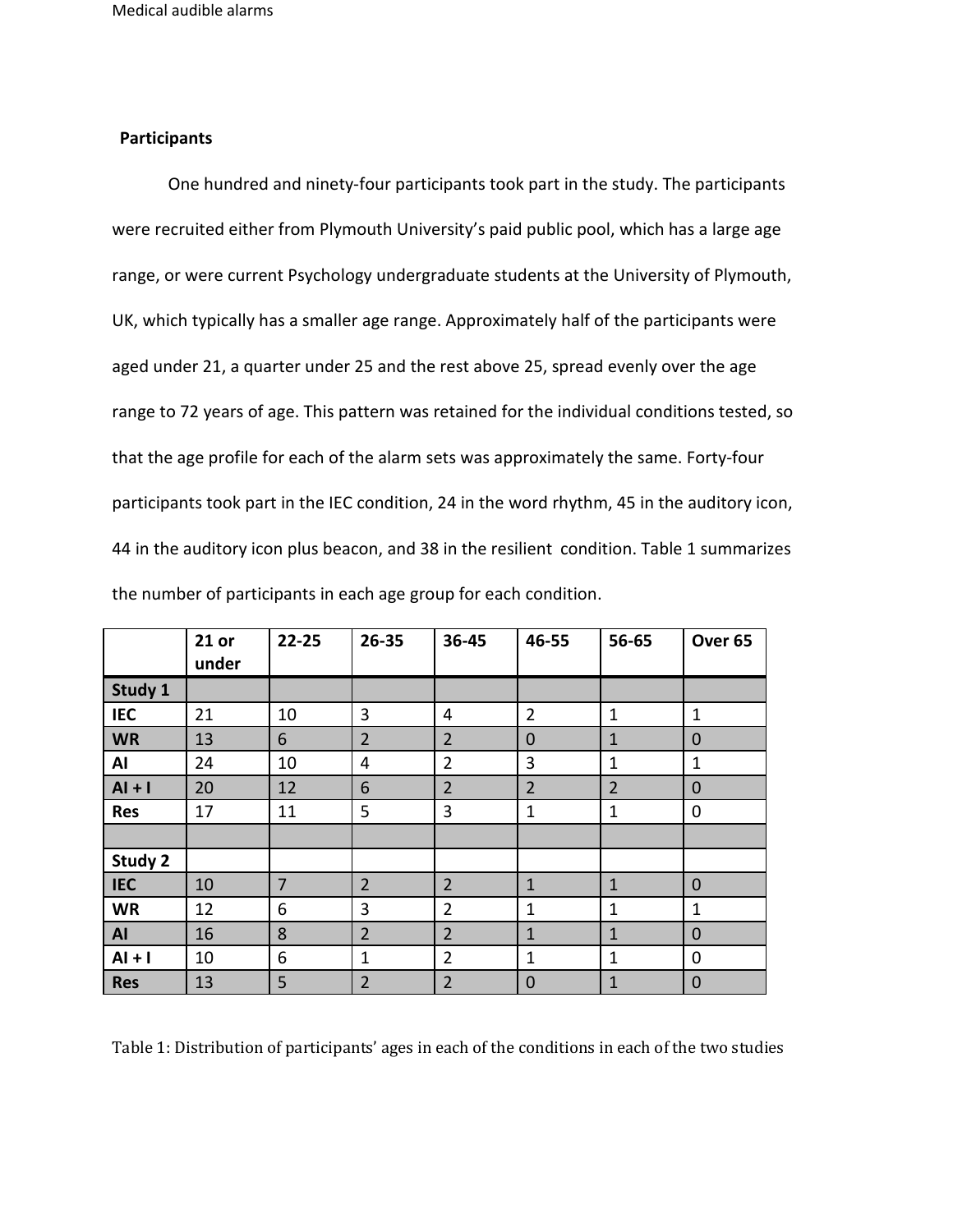**Participants**

One hundred and ninety-four participants took part in the study. The participants were recruited either from Plymouth University's paid public pool, which has a large age range, or were current Psychology undergraduate students at the University of Plymouth, UK, which typically has a smaller age range. Approximately half of the participants were aged under 21, a quarter under 25 and the rest above 25, spread evenly over the age range to 72 years of age. This pattern was retained for the individual conditions tested, so that the age profile for each of the alarm sets was approximately the same. Forty-four participants took part in the IEC condition, 24 in the word rhythm, 45 in the auditory icon, 44 in the auditory icon plus beacon, and 38 in the resilient condition. Table 1 summarizes the number of participants in each age group for each condition.

| | 21 or under | 22-25 | 26-35 | 36-45 | 46-55 | 56-65 | Over 65 |
|---|---|---|---|---|---|---|---|
| **Study 1** | | | | | | | |
| **IEC** | 21 | 10 | 3 | 4 | 2 | 1 | 1 |
| **WR** | 13 | 6 | 2 | 2 | 0 | 1 | 0 |
| **AI** | 24 | 10 | 4 | 2 | 3 | 1 | 1 |
| **AI + I** | 20 | 12 | 6 | 2 | 2 | 2 | 0 |
| **Res** | 17 | 11 | 5 | 3 | 1 | 1 | 0 |
| | | | | | | | |
| **Study 2** | | | | | | | |
| **IEC** | 10 | 7 | 2 | 2 | 1 | 1 | 0 |
| **WR** | 12 | 6 | 3 | 2 | 1 | 1 | 1 |
| **AI** | 16 | 8 | 2 | 2 | 1 | 1 | 0 |
| **AI + I** | 10 | 6 | 1 | 2 | 1 | 1 | 0 |
| **Res** | 13 | 5 | 2 | 2 | 0 | 1 | 0 |

Table 1: Distribution of participants' ages in each of the conditions in each of the two studies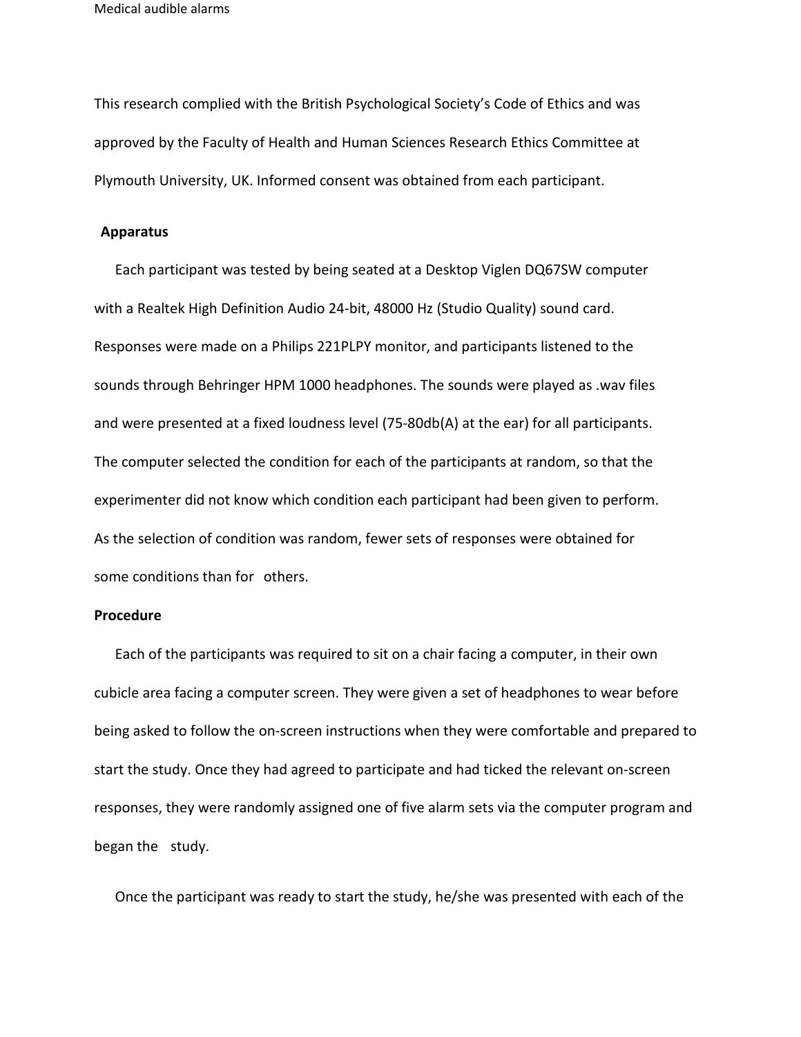This research complied with the British Psychological Society's Code of Ethics and was approved by the Faculty of Health and Human Sciences Research Ethics Committee at Plymouth University, UK. Informed consent was obtained from each participant.

### Apparatus

Each participant was tested by being seated at a Desktop Viglen DQ67SW computer with a Realtek High Definition Audio 24-bit, 48000 Hz (Studio Quality) sound card. Responses were made on a Philips 221PLPY monitor, and participants listened to the sounds through Behringer HPM 1000 headphones. The sounds were played as .wav files and were presented at a fixed loudness level (75-80db(A) at the ear) for all participants. The computer selected the condition for each of the participants at random, so that the experimenter did not know which condition each participant had been given to perform. As the selection of condition was random, fewer sets of responses were obtained for some conditions than for others.

### Procedure

Each of the participants was required to sit on a chair facing a computer, in their own cubicle area facing a computer screen. They were given a set of headphones to wear before being asked to follow the on-screen instructions when they were comfortable and prepared to start the study. Once they had agreed to participate and had ticked the relevant on-screen responses, they were randomly assigned one of five alarm sets via the computer program and began the study.

Once the participant was ready to start the study, he/she was presented with each of the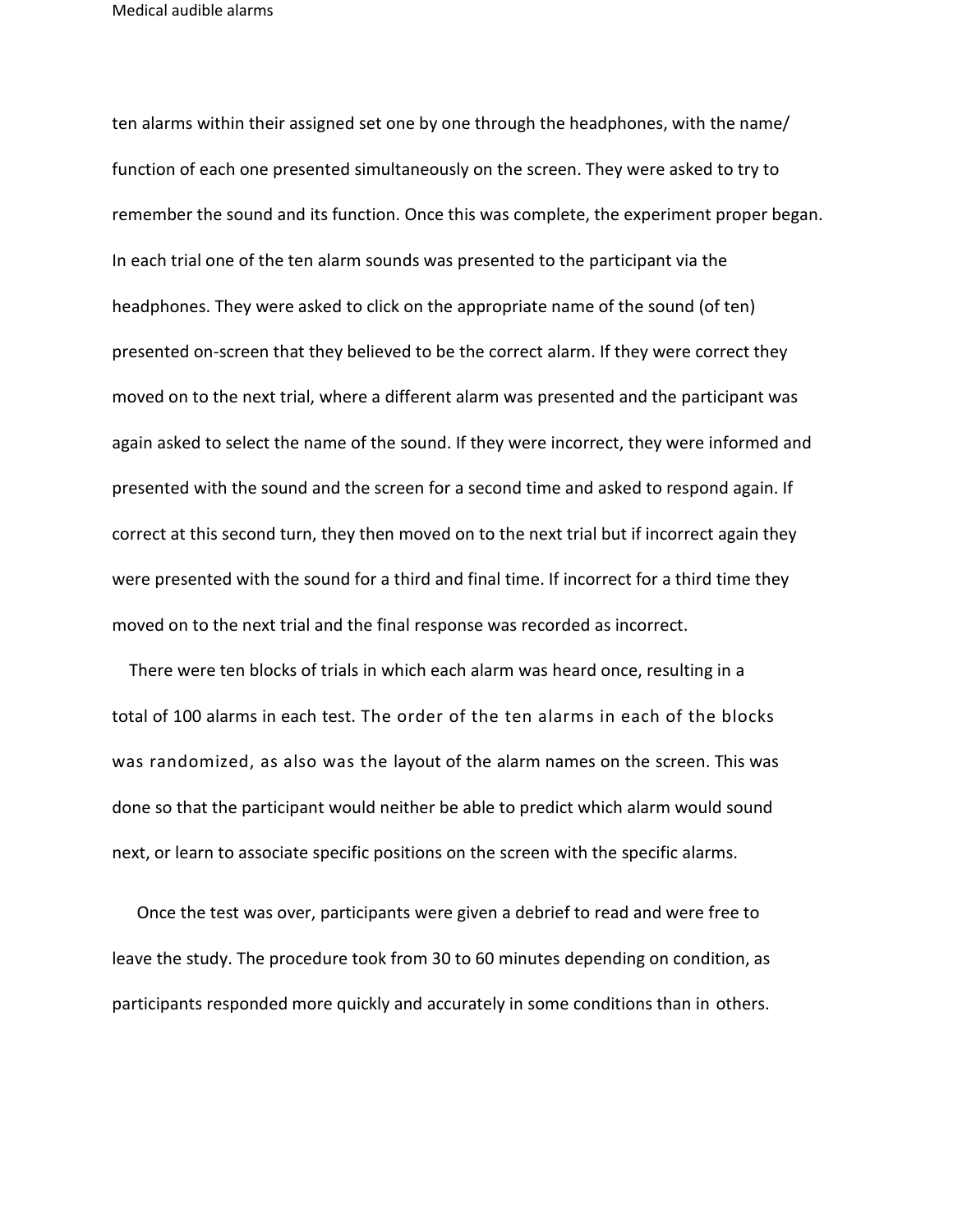ten alarms within their assigned set one by one through the headphones, with the name/ function of each one presented simultaneously on the screen. They were asked to try to remember the sound and its function. Once this was complete, the experiment proper began. In each trial one of the ten alarm sounds was presented to the participant via the headphones. They were asked to click on the appropriate name of the sound (of ten) presented on-screen that they believed to be the correct alarm. If they were correct they moved on to the next trial, where a different alarm was presented and the participant was again asked to select the name of the sound. If they were incorrect, they were informed and presented with the sound and the screen for a second time and asked to respond again. If correct at this second turn, they then moved on to the next trial but if incorrect again they were presented with the sound for a third and final time. If incorrect for a third time they moved on to the next trial and the final response was recorded as incorrect.

There were ten blocks of trials in which each alarm was heard once, resulting in a total of 100 alarms in each test. The order of the ten alarms in each of the blocks was randomized, as also was the layout of the alarm names on the screen. This was done so that the participant would neither be able to predict which alarm would sound next, or learn to associate specific positions on the screen with the specific alarms.

Once the test was over, participants were given a debrief to read and were free to leave the study. The procedure took from 30 to 60 minutes depending on condition, as participants responded more quickly and accurately in some conditions than in others.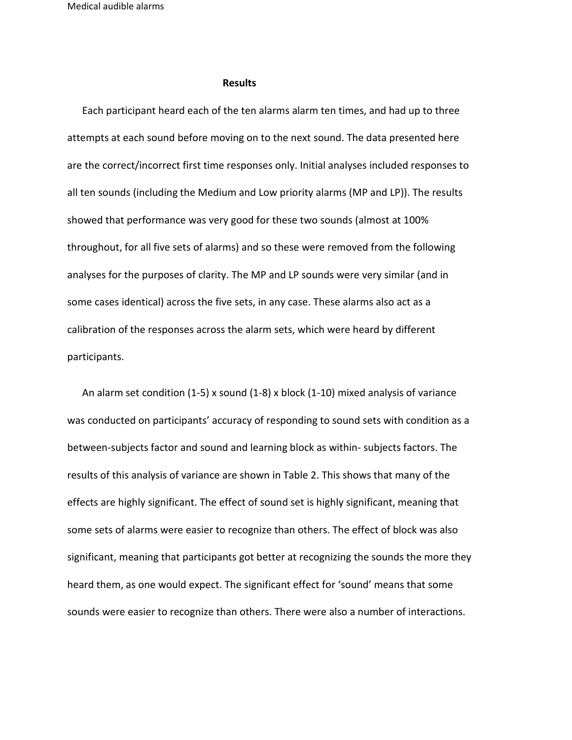## Results

Each participant heard each of the ten alarms alarm ten times, and had up to three attempts at each sound before moving on to the next sound. The data presented here are the correct/incorrect first time responses only. Initial analyses included responses to all ten sounds (including the Medium and Low priority alarms (MP and LP)). The results showed that performance was very good for these two sounds (almost at 100% throughout, for all five sets of alarms) and so these were removed from the following analyses for the purposes of clarity. The MP and LP sounds were very similar (and in some cases identical) across the five sets, in any case. These alarms also act as a calibration of the responses across the alarm sets, which were heard by different participants.

An alarm set condition (1-5) x sound (1-8) x block (1-10) mixed analysis of variance was conducted on participants' accuracy of responding to sound sets with condition as a between-subjects factor and sound and learning block as within- subjects factors. The results of this analysis of variance are shown in Table 2. This shows that many of the effects are highly significant. The effect of sound set is highly significant, meaning that some sets of alarms were easier to recognize than others. The effect of block was also significant, meaning that participants got better at recognizing the sounds the more they heard them, as one would expect. The significant effect for 'sound' means that some sounds were easier to recognize than others. There were also a number of interactions.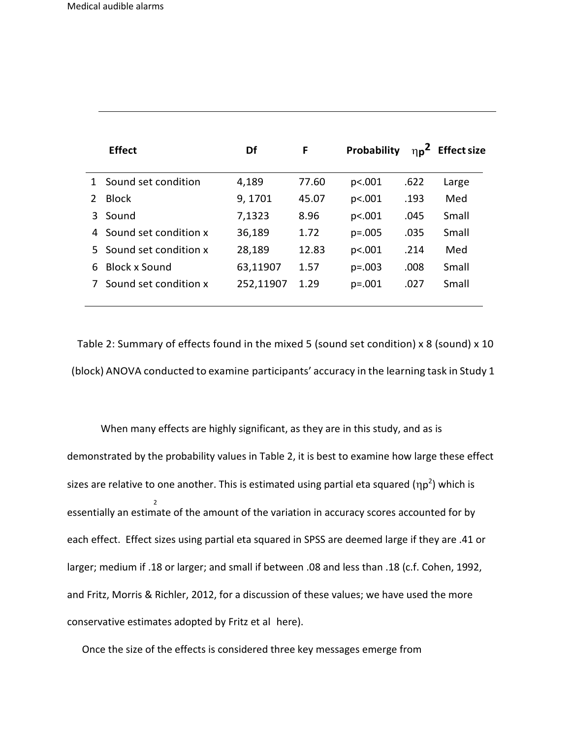| | Effect | Df | F | Probability | $\eta_p^2$ | Effect size |
|---|---|---|---|---|---|---|
| 1 | Sound set condition | 4,189 | 77.60 | p<.001 | .622 | Large |
| 2 | Block | 9, 1701 | 45.07 | p<.001 | .193 | Med |
| 3 | Sound | 7,1323 | 8.96 | p<.001 | .045 | Small |
| 4 | Sound set condition x | 36,189 | 1.72 | p=.005 | .035 | Small |
| 5 | Sound set condition x | 28,189 | 12.83 | p<.001 | .214 | Med |
| 6 | Block x Sound | 63,11907 | 1.57 | p=.003 | .008 | Small |
| 7 | Sound set condition x | 252,11907 | 1.29 | p=.001 | .027 | Small |

Table 2: Summary of effects found in the mixed 5 (sound set condition) x 8 (sound) x 10 (block) ANOVA conducted to examine participants' accuracy in the learning task in Study 1

When many effects are highly significant, as they are in this study, and as is demonstrated by the probability values in Table 2, it is best to examine how large these effect sizes are relative to one another. This is estimated using partial eta squared ($\eta p^2$) which is essentially an estimate of the amount of the variation in accuracy scores accounted for by each effect. Effect sizes using partial eta squared in SPSS are deemed large if they are .41 or larger; medium if .18 or larger; and small if between .08 and less than .18 (c.f. Cohen, 1992, and Fritz, Morris & Richler, 2012, for a discussion of these values; we have used the more conservative estimates adopted by Fritz et al here).

Once the size of the effects is considered three key messages emerge from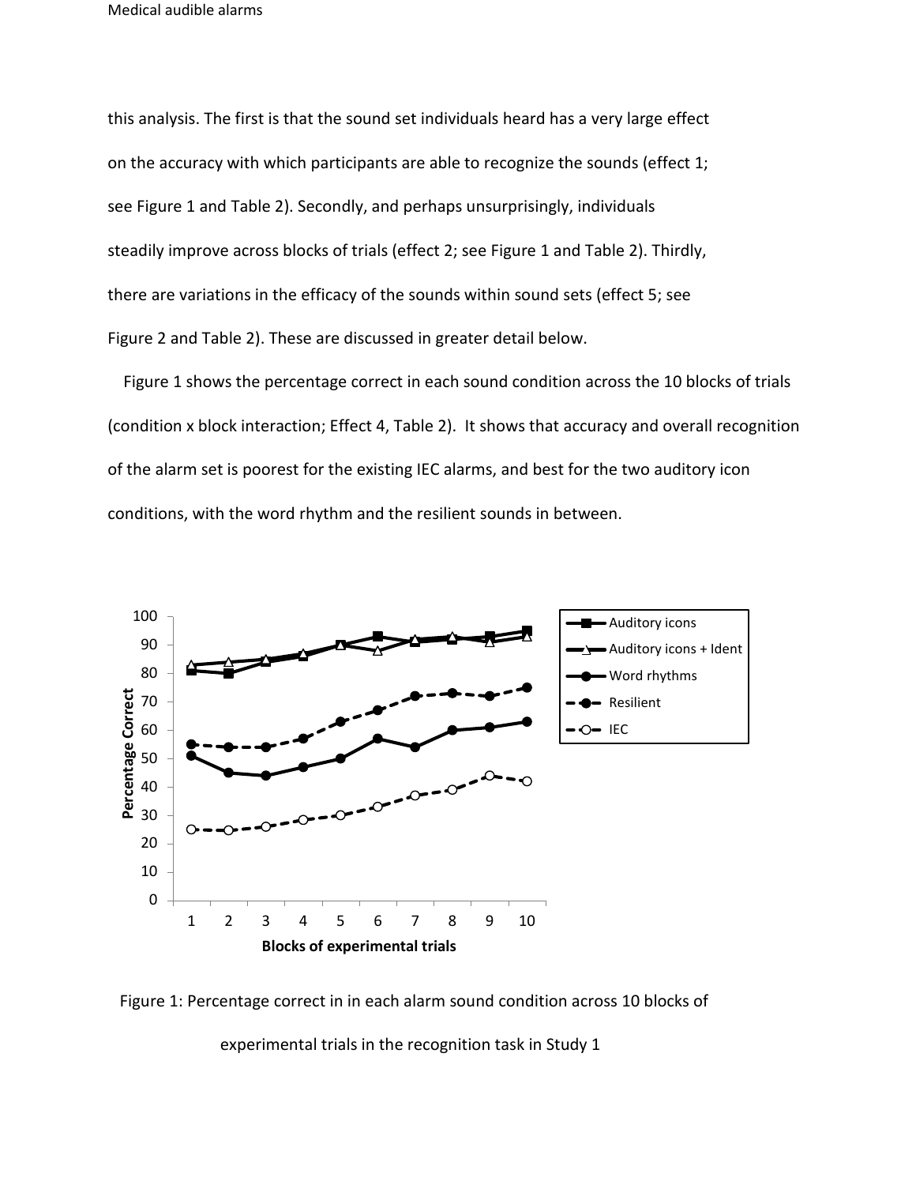this analysis. The first is that the sound set individuals heard has a very large effect on the accuracy with which participants are able to recognize the sounds (effect 1; see Figure 1 and Table 2). Secondly, and perhaps unsurprisingly, individuals steadily improve across blocks of trials (effect 2; see Figure 1 and Table 2). Thirdly, there are variations in the efficacy of the sounds within sound sets (effect 5; see Figure 2 and Table 2). These are discussed in greater detail below.

Figure 1 shows the percentage correct in each sound condition across the 10 blocks of trials (condition x block interaction; Effect 4, Table 2). It shows that accuracy and overall recognition of the alarm set is poorest for the existing IEC alarms, and best for the two auditory icon conditions, with the word rhythm and the resilient sounds in between.

Figure 1: Percentage correct in in each alarm sound condition across 10 blocks of experimental trials in the recognition task in Study 1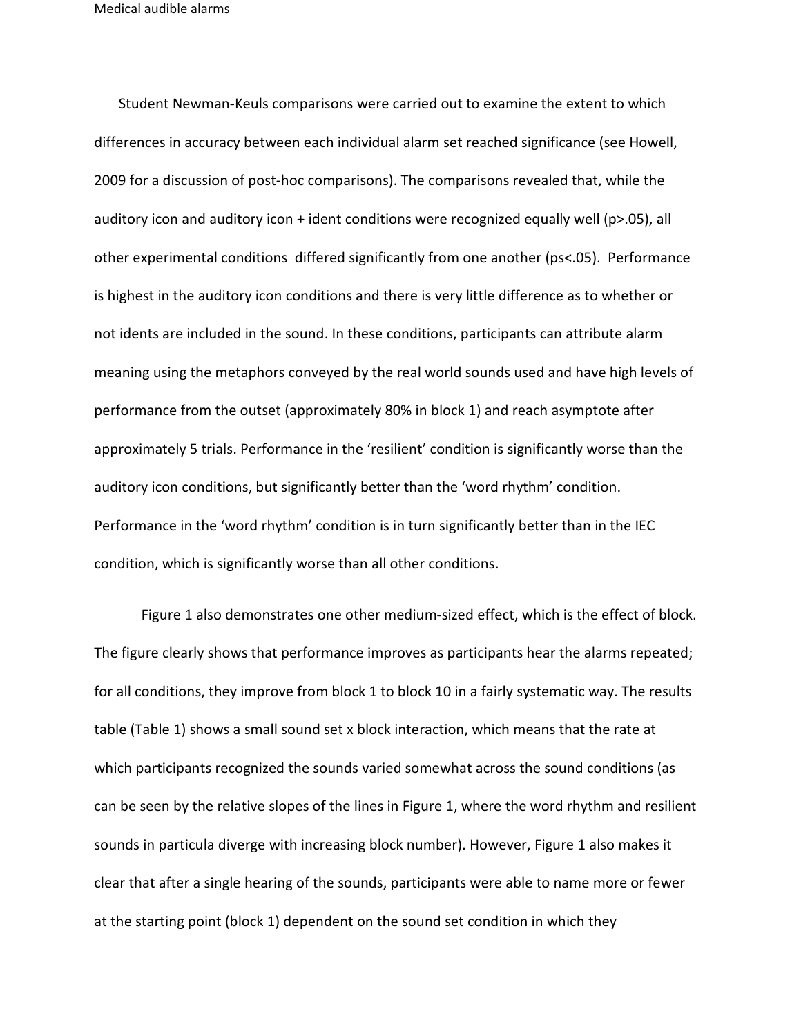Student Newman-Keuls comparisons were carried out to examine the extent to which differences in accuracy between each individual alarm set reached significance (see Howell, 2009 for a discussion of post-hoc comparisons). The comparisons revealed that, while the auditory icon and auditory icon + ident conditions were recognized equally well ($p > .05$), all other experimental conditions differed significantly from one another ($ps < .05$). Performance is highest in the auditory icon conditions and there is very little difference as to whether or not idents are included in the sound. In these conditions, participants can attribute alarm meaning using the metaphors conveyed by the real world sounds used and have high levels of performance from the outset (approximately 80% in block 1) and reach asymptote after approximately 5 trials. Performance in the 'resilient' condition is significantly worse than the auditory icon conditions, but significantly better than the 'word rhythm' condition. Performance in the 'word rhythm' condition is in turn significantly better than in the IEC condition, which is significantly worse than all other conditions.

Figure 1 also demonstrates one other medium-sized effect, which is the effect of block. The figure clearly shows that performance improves as participants hear the alarms repeated; for all conditions, they improve from block 1 to block 10 in a fairly systematic way. The results table (Table 1) shows a small sound set x block interaction, which means that the rate at which participants recognized the sounds varied somewhat across the sound conditions (as can be seen by the relative slopes of the lines in Figure 1, where the word rhythm and resilient sounds in particula diverge with increasing block number). However, Figure 1 also makes it clear that after a single hearing of the sounds, participants were able to name more or fewer at the starting point (block 1) dependent on the sound set condition in which they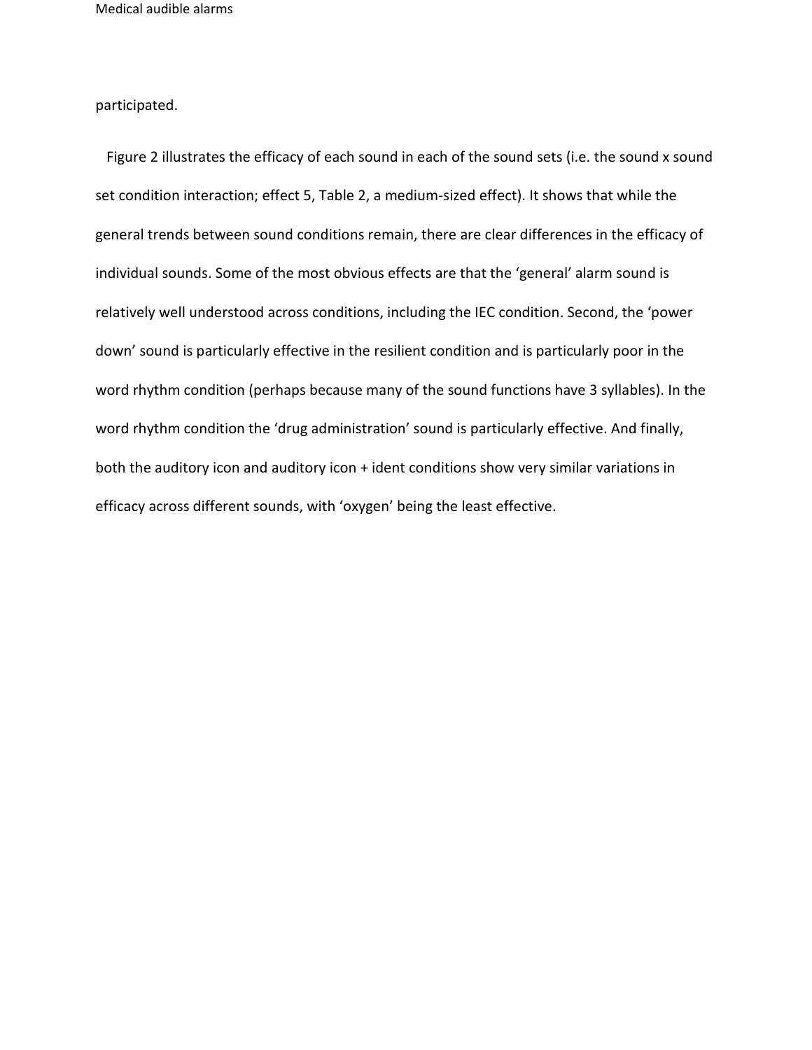participated.

Figure 2 illustrates the efficacy of each sound in each of the sound sets (i.e. the sound x sound set condition interaction; effect 5, Table 2, a medium-sized effect). It shows that while the general trends between sound conditions remain, there are clear differences in the efficacy of individual sounds. Some of the most obvious effects are that the 'general' alarm sound is relatively well understood across conditions, including the IEC condition. Second, the 'power down' sound is particularly effective in the resilient condition and is particularly poor in the word rhythm condition (perhaps because many of the sound functions have 3 syllables). In the word rhythm condition the 'drug administration' sound is particularly effective. And finally, both the auditory icon and auditory icon + ident conditions show very similar variations in efficacy across different sounds, with 'oxygen' being the least effective.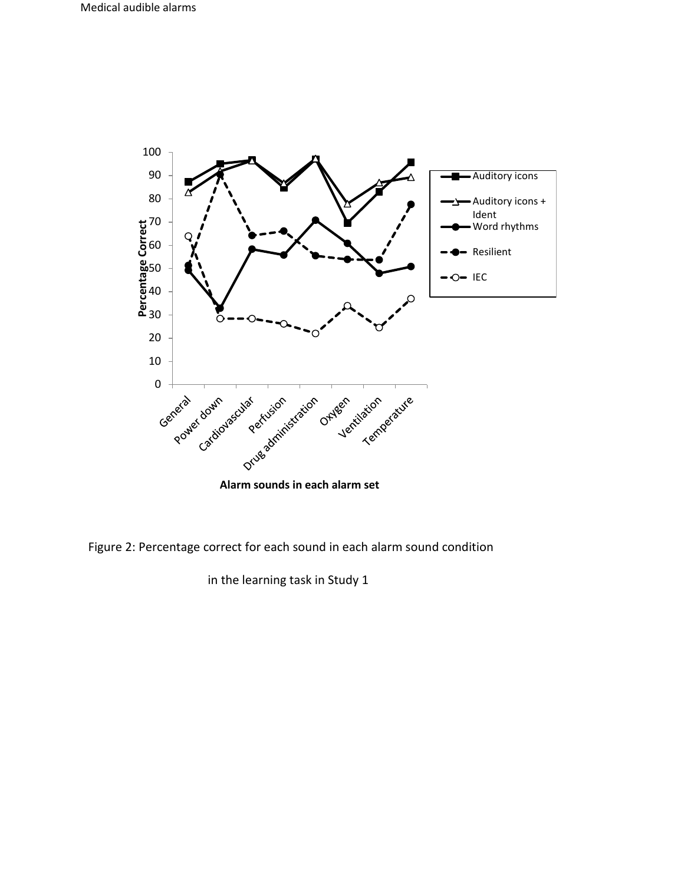Figure 2: Percentage correct for each sound in each alarm sound condition

in the learning task in Study 1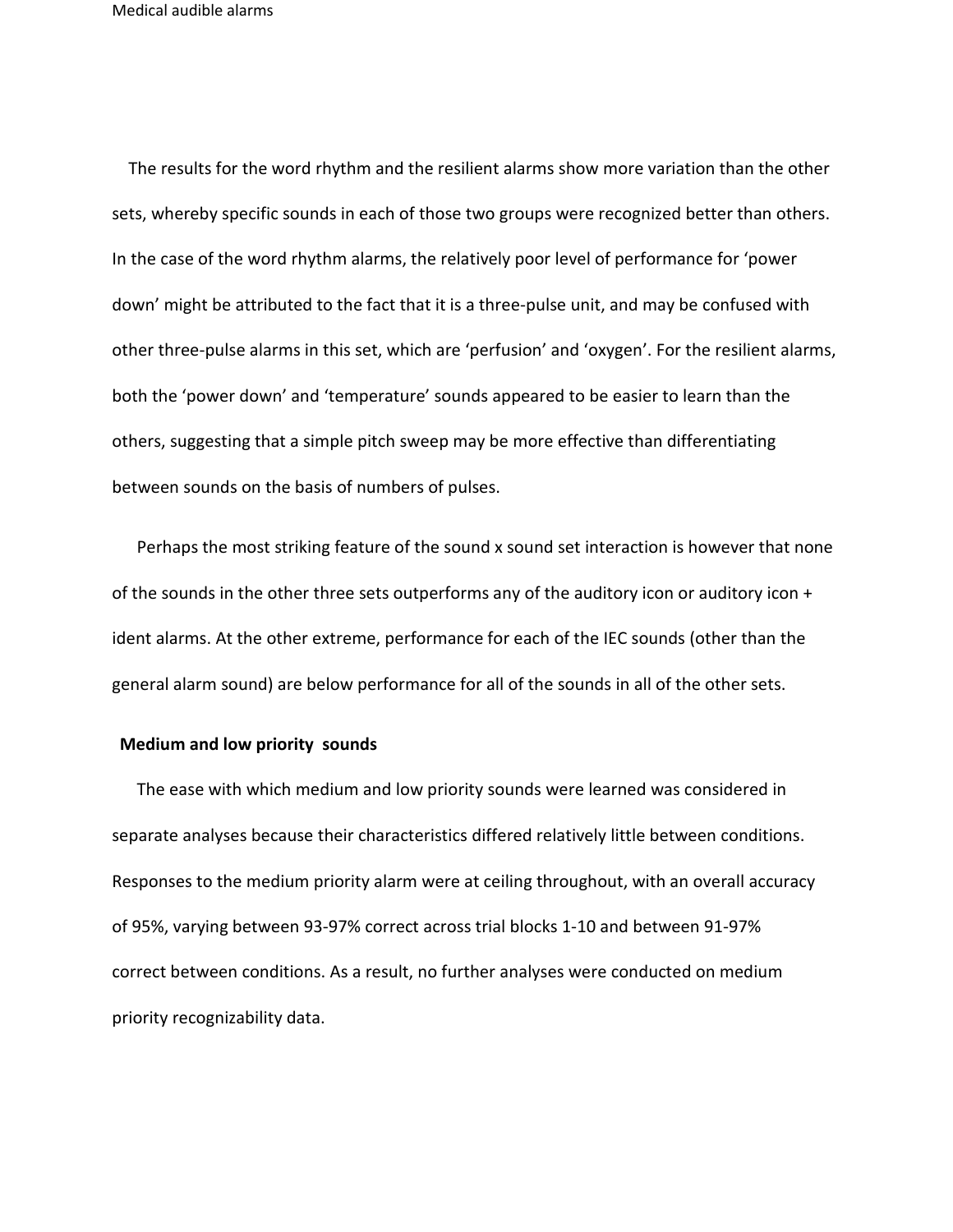The results for the word rhythm and the resilient alarms show more variation than the other sets, whereby specific sounds in each of those two groups were recognized better than others. In the case of the word rhythm alarms, the relatively poor level of performance for 'power down' might be attributed to the fact that it is a three-pulse unit, and may be confused with other three-pulse alarms in this set, which are 'perfusion' and 'oxygen'. For the resilient alarms, both the 'power down' and 'temperature' sounds appeared to be easier to learn than the others, suggesting that a simple pitch sweep may be more effective than differentiating between sounds on the basis of numbers of pulses.

Perhaps the most striking feature of the sound x sound set interaction is however that none of the sounds in the other three sets outperforms any of the auditory icon or auditory icon + ident alarms. At the other extreme, performance for each of the IEC sounds (other than the general alarm sound) are below performance for all of the sounds in all of the other sets.

### Medium and low priority sounds

The ease with which medium and low priority sounds were learned was considered in separate analyses because their characteristics differed relatively little between conditions. Responses to the medium priority alarm were at ceiling throughout, with an overall accuracy of 95%, varying between 93-97% correct across trial blocks 1-10 and between 91-97% correct between conditions. As a result, no further analyses were conducted on medium priority recognizability data.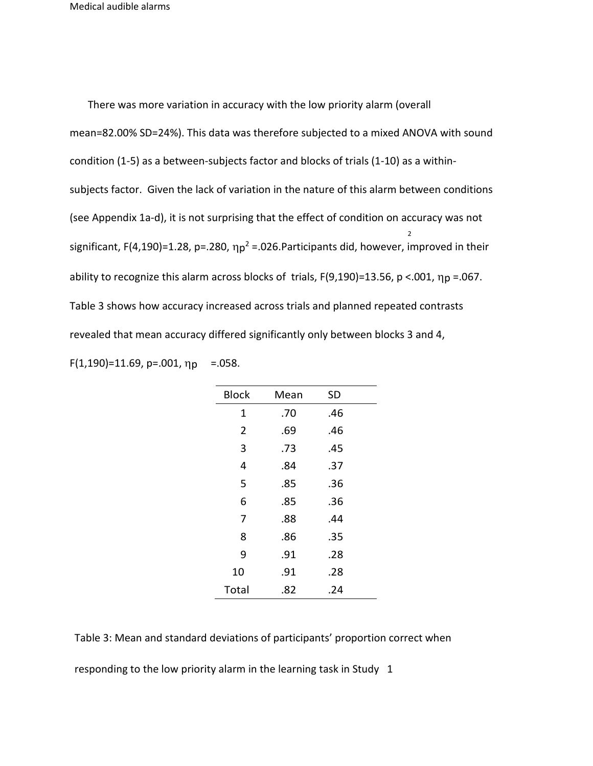There was more variation in accuracy with the low priority alarm (overall mean=82.00% SD=24%). This data was therefore subjected to a mixed ANOVA with sound condition (1-5) as a between-subjects factor and blocks of trials (1-10) as a within-subjects factor. Given the lack of variation in the nature of this alarm between conditions (see Appendix 1a-d), it is not surprising that the effect of condition on accuracy was not significant, $F(4,190)=1.28$, $p=.280$, $\eta_p^2=.026$. Participants did, however, improved in their ability to recognize this alarm across blocks of trials, $F(9,190)=13.56$, $p<.001$, $\eta_p^2=.067$. Table 3 shows how accuracy increased across trials and planned repeated contrasts revealed that mean accuracy differed significantly only between blocks 3 and 4, $F(1,190)=11.69$, $p=.001$, $\eta_p^2=.058$.

| Block | Mean | SD |
|---|---|---|
| 1 | .70 | .46 |
| 2 | .69 | .46 |
| 3 | .73 | .45 |
| 4 | .84 | .37 |
| 5 | .85 | .36 |
| 6 | .85 | .36 |
| 7 | .88 | .44 |
| 8 | .86 | .35 |
| 9 | .91 | .28 |
| 10 | .91 | .28 |
| Total | .82 | .24 |

Table 3: Mean and standard deviations of participants' proportion correct when responding to the low priority alarm in the learning task in Study 1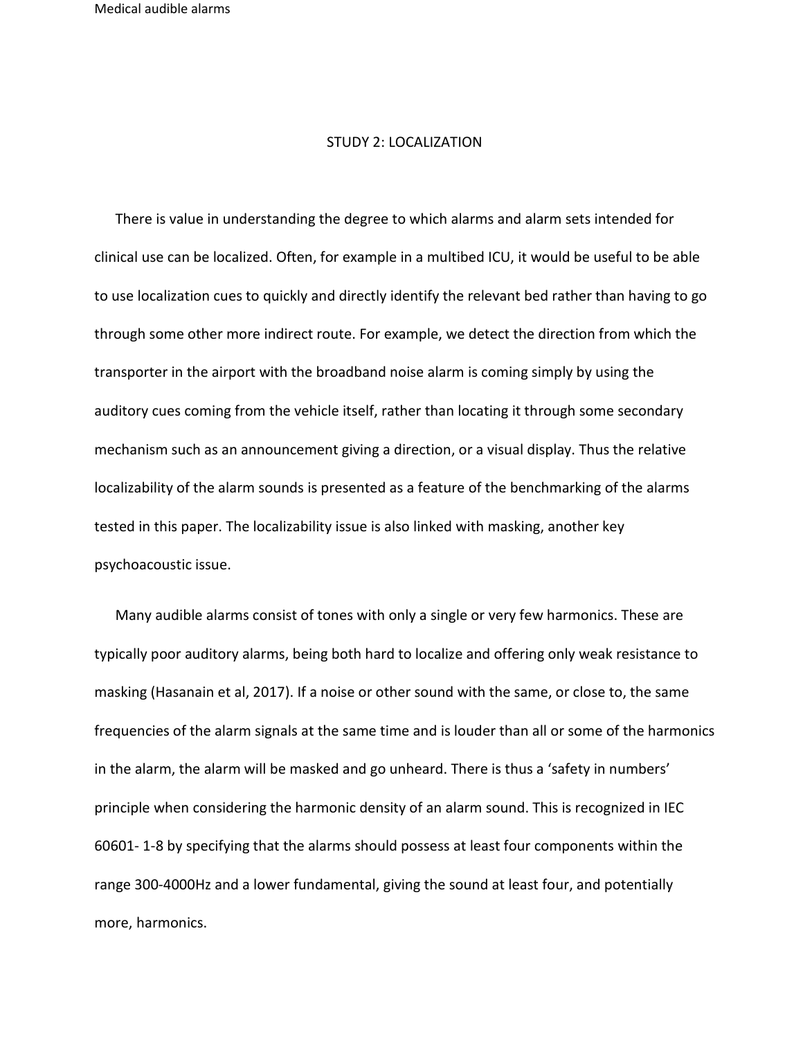# STUDY 2: LOCALIZATION

There is value in understanding the degree to which alarms and alarm sets intended for clinical use can be localized. Often, for example in a multibed ICU, it would be useful to be able to use localization cues to quickly and directly identify the relevant bed rather than having to go through some other more indirect route. For example, we detect the direction from which the transporter in the airport with the broadband noise alarm is coming simply by using the auditory cues coming from the vehicle itself, rather than locating it through some secondary mechanism such as an announcement giving a direction, or a visual display. Thus the relative localizability of the alarm sounds is presented as a feature of the benchmarking of the alarms tested in this paper. The localizability issue is also linked with masking, another key psychoacoustic issue.

Many audible alarms consist of tones with only a single or very few harmonics. These are typically poor auditory alarms, being both hard to localize and offering only weak resistance to masking (Hasanain et al, 2017). If a noise or other sound with the same, or close to, the same frequencies of the alarm signals at the same time and is louder than all or some of the harmonics in the alarm, the alarm will be masked and go unheard. There is thus a 'safety in numbers' principle when considering the harmonic density of an alarm sound. This is recognized in IEC 60601- 1-8 by specifying that the alarms should possess at least four components within the range 300-4000Hz and a lower fundamental, giving the sound at least four, and potentially more, harmonics.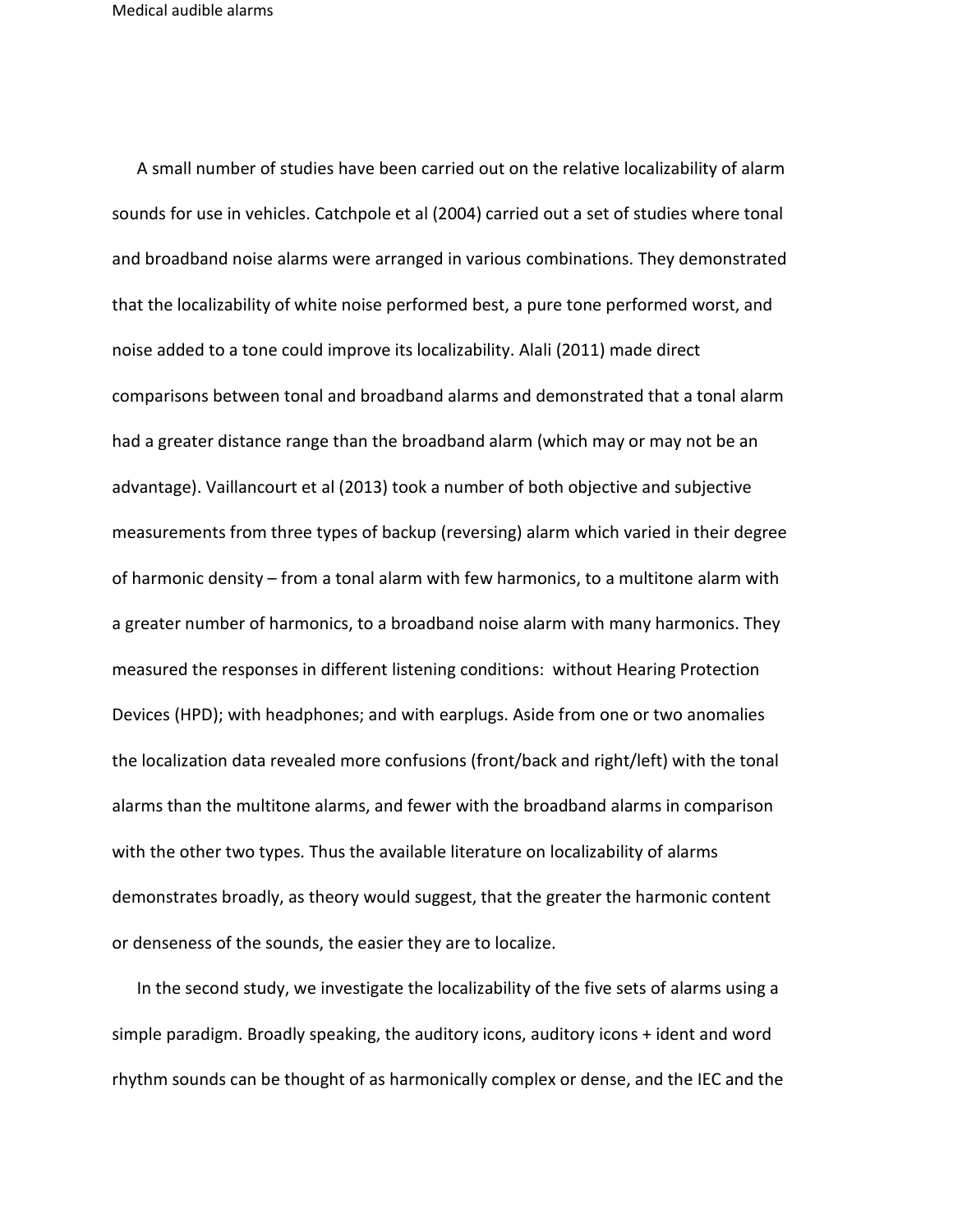A small number of studies have been carried out on the relative localizability of alarm sounds for use in vehicles. Catchpole et al (2004) carried out a set of studies where tonal and broadband noise alarms were arranged in various combinations. They demonstrated that the localizability of white noise performed best, a pure tone performed worst, and noise added to a tone could improve its localizability. Alali (2011) made direct comparisons between tonal and broadband alarms and demonstrated that a tonal alarm had a greater distance range than the broadband alarm (which may or may not be an advantage). Vaillancourt et al (2013) took a number of both objective and subjective measurements from three types of backup (reversing) alarm which varied in their degree of harmonic density – from a tonal alarm with few harmonics, to a multitone alarm with a greater number of harmonics, to a broadband noise alarm with many harmonics. They measured the responses in different listening conditions: without Hearing Protection Devices (HPD); with headphones; and with earplugs. Aside from one or two anomalies the localization data revealed more confusions (front/back and right/left) with the tonal alarms than the multitone alarms, and fewer with the broadband alarms in comparison with the other two types. Thus the available literature on localizability of alarms demonstrates broadly, as theory would suggest, that the greater the harmonic content or denseness of the sounds, the easier they are to localize.

In the second study, we investigate the localizability of the five sets of alarms using a simple paradigm. Broadly speaking, the auditory icons, auditory icons + ident and word rhythm sounds can be thought of as harmonically complex or dense, and the IEC and the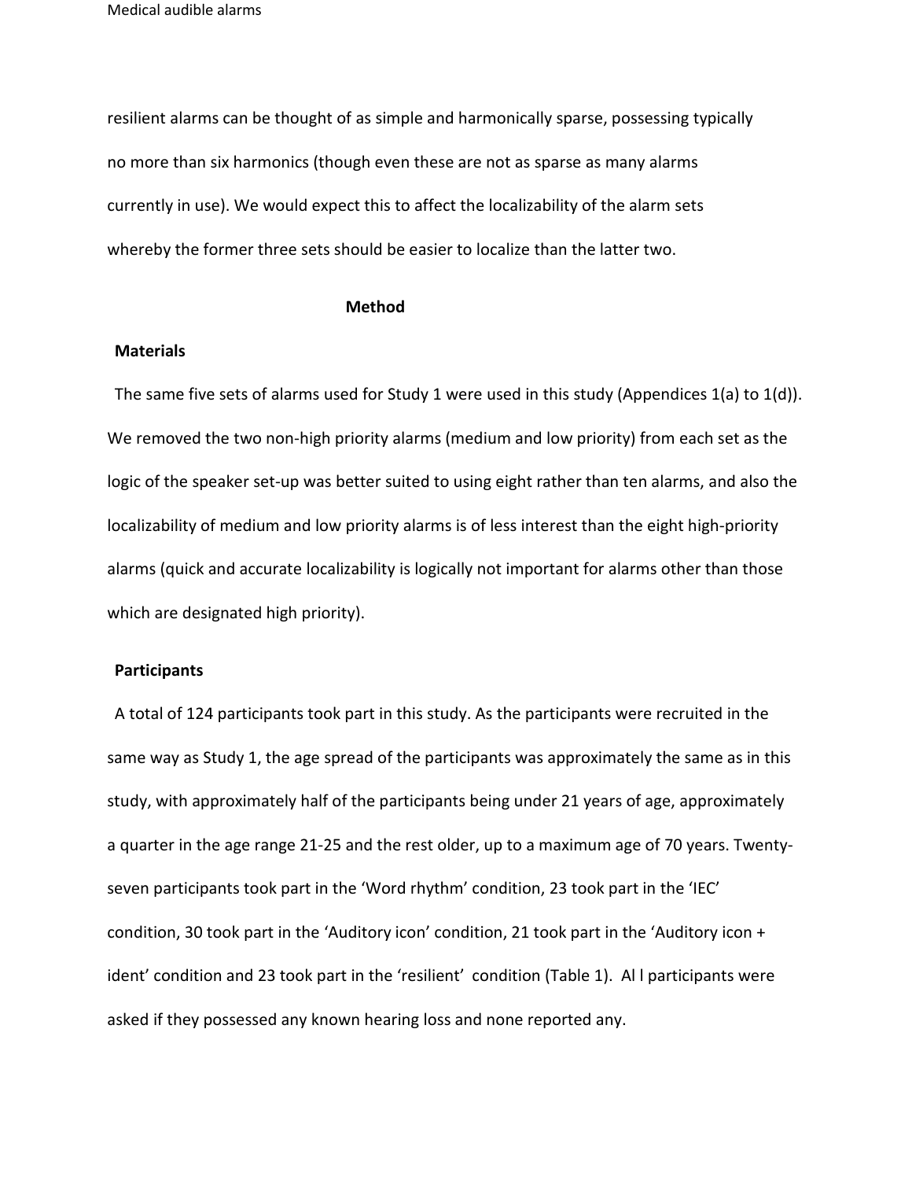resilient alarms can be thought of as simple and harmonically sparse, possessing typically no more than six harmonics (though even these are not as sparse as many alarms currently in use). We would expect this to affect the localizability of the alarm sets whereby the former three sets should be easier to localize than the latter two.

## Method

### Materials

The same five sets of alarms used for Study 1 were used in this study (Appendices 1(a) to 1(d)). We removed the two non-high priority alarms (medium and low priority) from each set as the logic of the speaker set-up was better suited to using eight rather than ten alarms, and also the localizability of medium and low priority alarms is of less interest than the eight high-priority alarms (quick and accurate localizability is logically not important for alarms other than those which are designated high priority).

### Participants

A total of 124 participants took part in this study. As the participants were recruited in the same way as Study 1, the age spread of the participants was approximately the same as in this study, with approximately half of the participants being under 21 years of age, approximately a quarter in the age range 21-25 and the rest older, up to a maximum age of 70 years. Twenty-seven participants took part in the 'Word rhythm' condition, 23 took part in the 'IEC' condition, 30 took part in the 'Auditory icon' condition, 21 took part in the 'Auditory icon + ident' condition and 23 took part in the 'resilient' condition (Table 1). Al l participants were asked if they possessed any known hearing loss and none reported any.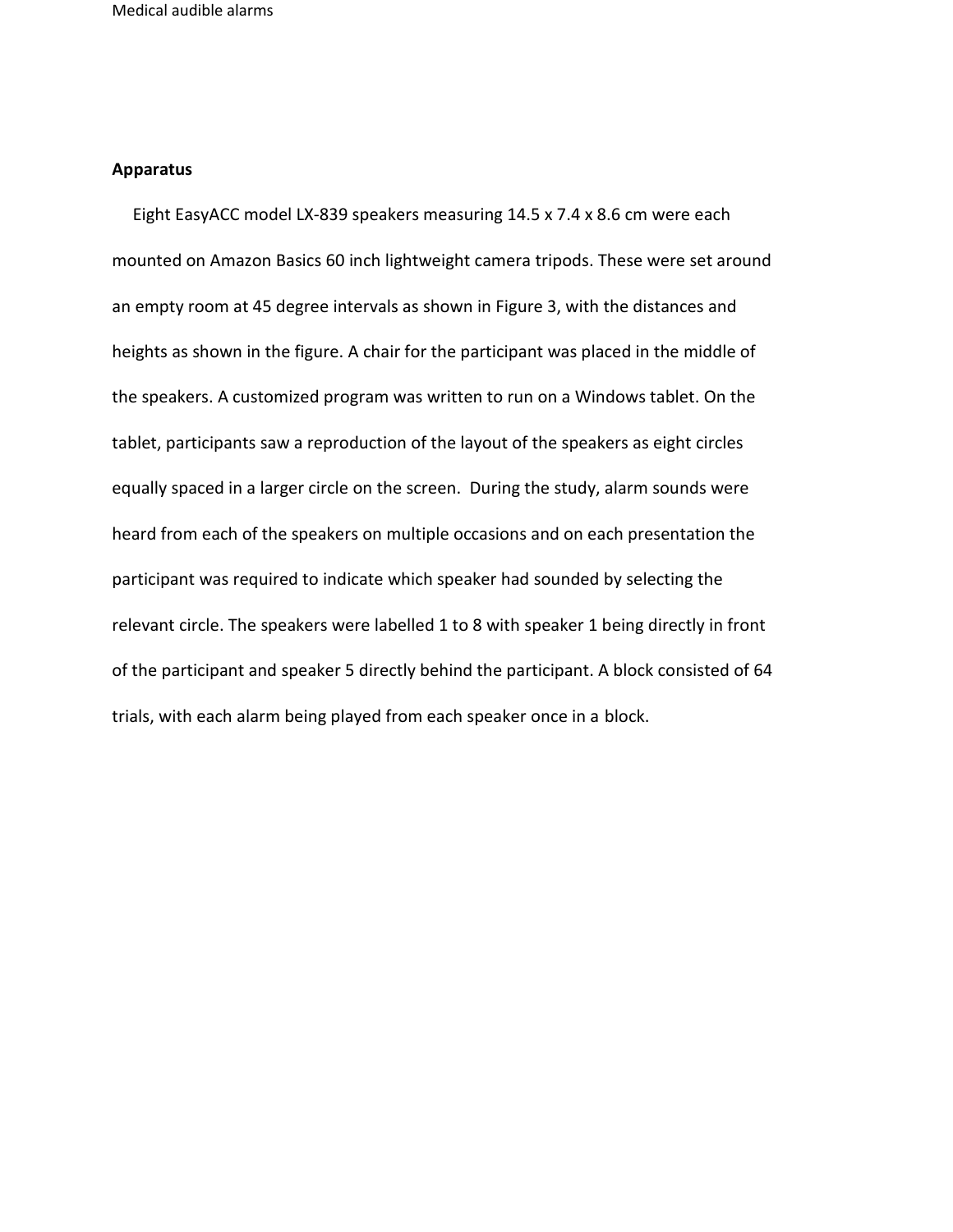## Apparatus

Eight EasyACC model LX-839 speakers measuring 14.5 x 7.4 x 8.6 cm were each mounted on Amazon Basics 60 inch lightweight camera tripods. These were set around an empty room at 45 degree intervals as shown in Figure 3, with the distances and heights as shown in the figure. A chair for the participant was placed in the middle of the speakers. A customized program was written to run on a Windows tablet. On the tablet, participants saw a reproduction of the layout of the speakers as eight circles equally spaced in a larger circle on the screen. During the study, alarm sounds were heard from each of the speakers on multiple occasions and on each presentation the participant was required to indicate which speaker had sounded by selecting the relevant circle. The speakers were labelled 1 to 8 with speaker 1 being directly in front of the participant and speaker 5 directly behind the participant. A block consisted of 64 trials, with each alarm being played from each speaker once in a block.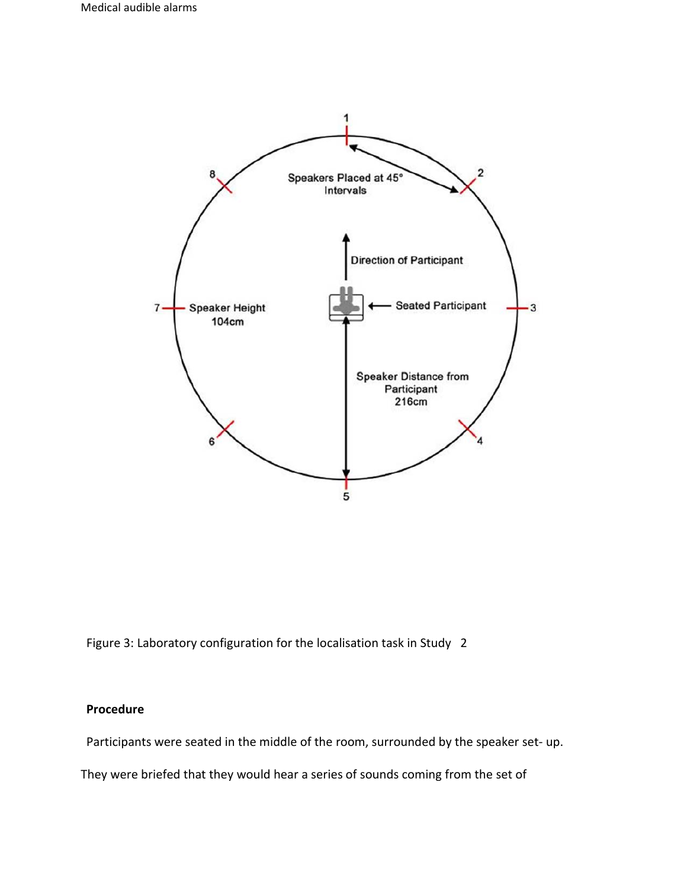Figure 3: Laboratory configuration for the localisation task in Study 2

**Procedure**

Participants were seated in the middle of the room, surrounded by the speaker set- up.

They were briefed that they would hear a series of sounds coming from the set of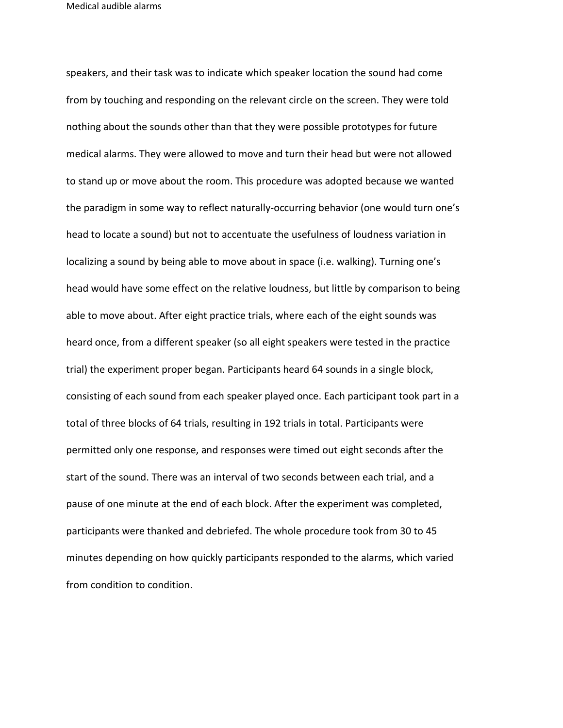speakers, and their task was to indicate which speaker location the sound had come from by touching and responding on the relevant circle on the screen. They were told nothing about the sounds other than that they were possible prototypes for future medical alarms. They were allowed to move and turn their head but were not allowed to stand up or move about the room. This procedure was adopted because we wanted the paradigm in some way to reflect naturally-occurring behavior (one would turn one's head to locate a sound) but not to accentuate the usefulness of loudness variation in localizing a sound by being able to move about in space (i.e. walking). Turning one's head would have some effect on the relative loudness, but little by comparison to being able to move about. After eight practice trials, where each of the eight sounds was heard once, from a different speaker (so all eight speakers were tested in the practice trial) the experiment proper began. Participants heard 64 sounds in a single block, consisting of each sound from each speaker played once. Each participant took part in a total of three blocks of 64 trials, resulting in 192 trials in total. Participants were permitted only one response, and responses were timed out eight seconds after the start of the sound. There was an interval of two seconds between each trial, and a pause of one minute at the end of each block. After the experiment was completed, participants were thanked and debriefed. The whole procedure took from 30 to 45 minutes depending on how quickly participants responded to the alarms, which varied from condition to condition.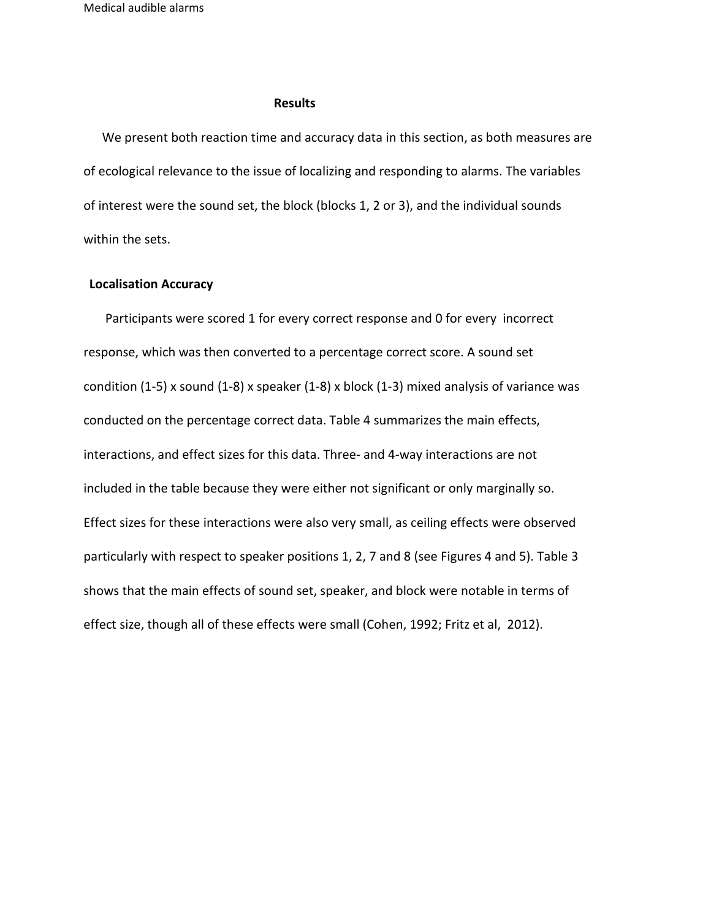## Results

We present both reaction time and accuracy data in this section, as both measures are of ecological relevance to the issue of localizing and responding to alarms. The variables of interest were the sound set, the block (blocks 1, 2 or 3), and the individual sounds within the sets.

### Localisation Accuracy

Participants were scored 1 for every correct response and 0 for every incorrect response, which was then converted to a percentage correct score. A sound set condition (1-5) x sound (1-8) x speaker (1-8) x block (1-3) mixed analysis of variance was conducted on the percentage correct data. Table 4 summarizes the main effects, interactions, and effect sizes for this data. Three- and 4-way interactions are not included in the table because they were either not significant or only marginally so. Effect sizes for these interactions were also very small, as ceiling effects were observed particularly with respect to speaker positions 1, 2, 7 and 8 (see Figures 4 and 5). Table 3 shows that the main effects of sound set, speaker, and block were notable in terms of effect size, though all of these effects were small (Cohen, 1992; Fritz et al, 2012).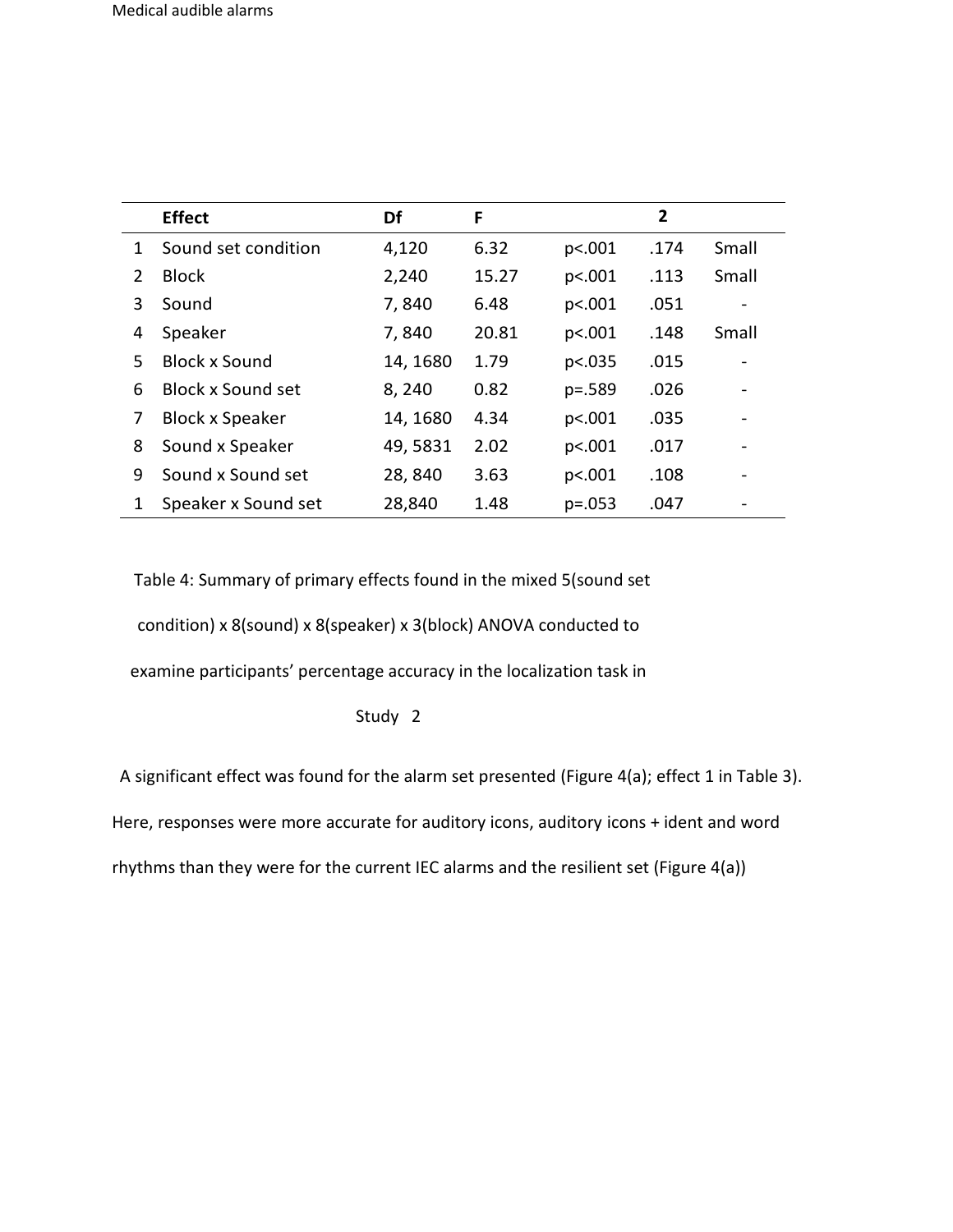| | Effect | Df | F | | 2 | |
|---|---|---|---|---|---|---|
| 1 | Sound set condition | 4,120 | 6.32 | p<.001 | .174 | Small |
| 2 | Block | 2,240 | 15.27 | p<.001 | .113 | Small |
| 3 | Sound | 7, 840 | 6.48 | p<.001 | .051 | - |
| 4 | Speaker | 7, 840 | 20.81 | p<.001 | .148 | Small |
| 5 | Block x Sound | 14, 1680 | 1.79 | p<.035 | .015 | - |
| 6 | Block x Sound set | 8, 240 | 0.82 | p=.589 | .026 | - |
| 7 | Block x Speaker | 14, 1680 | 4.34 | p<.001 | .035 | - |
| 8 | Sound x Speaker | 49, 5831 | 2.02 | p<.001 | .017 | - |
| 9 | Sound x Sound set | 28, 840 | 3.63 | p<.001 | .108 | - |
| 1 | Speaker x Sound set | 28,840 | 1.48 | p=.053 | .047 | - |

Table 4: Summary of primary effects found in the mixed 5(sound set condition) x 8(sound) x 8(speaker) x 3(block) ANOVA conducted to examine participants' percentage accuracy in the localization task in Study 2

A significant effect was found for the alarm set presented (Figure 4(a); effect 1 in Table 3). Here, responses were more accurate for auditory icons, auditory icons + ident and word rhythms than they were for the current IEC alarms and the resilient set (Figure 4(a))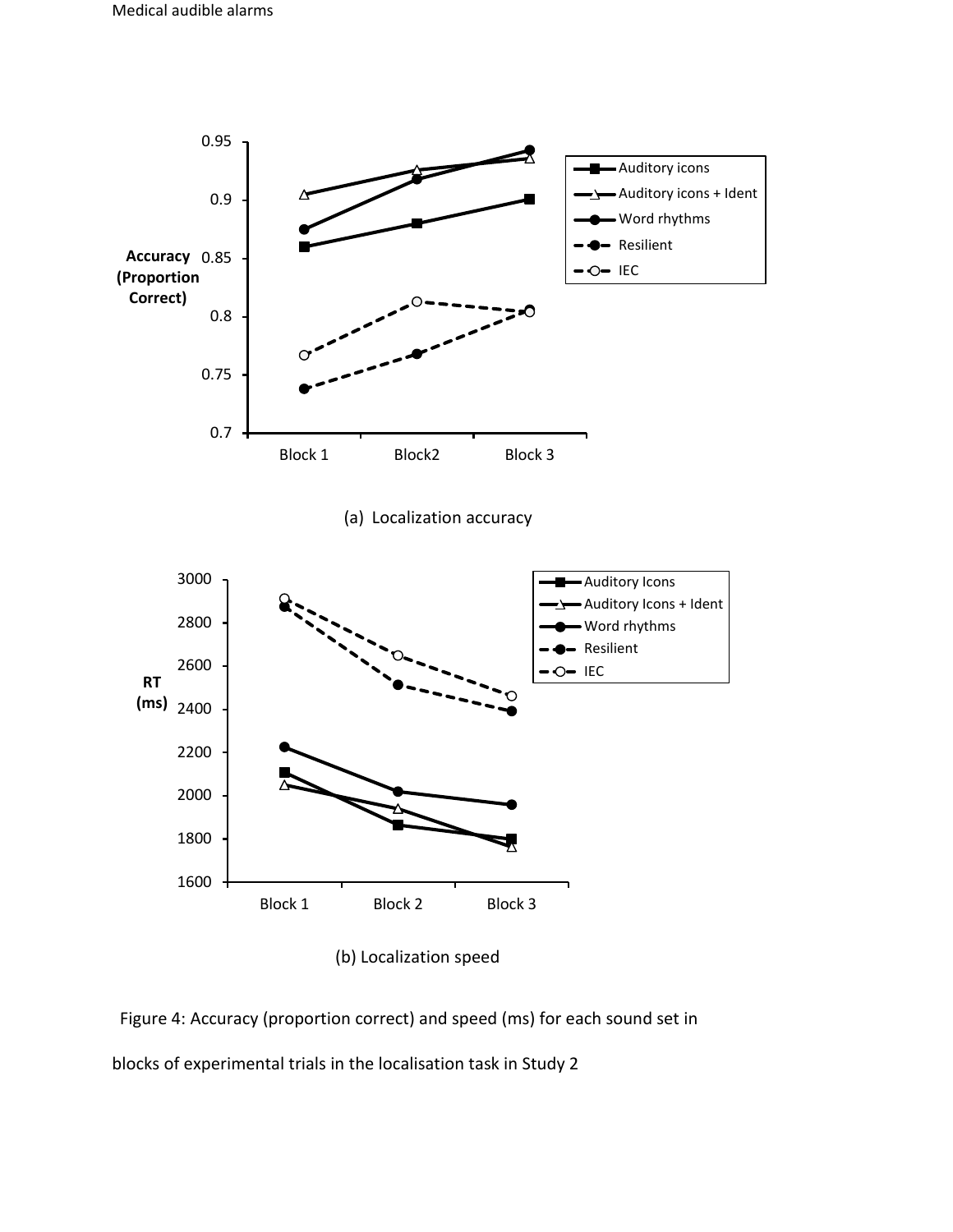(a) Localization accuracy

(b) Localization speed

Figure 4: Accuracy (proportion correct) and speed (ms) for each sound set in blocks of experimental trials in the localisation task in Study 2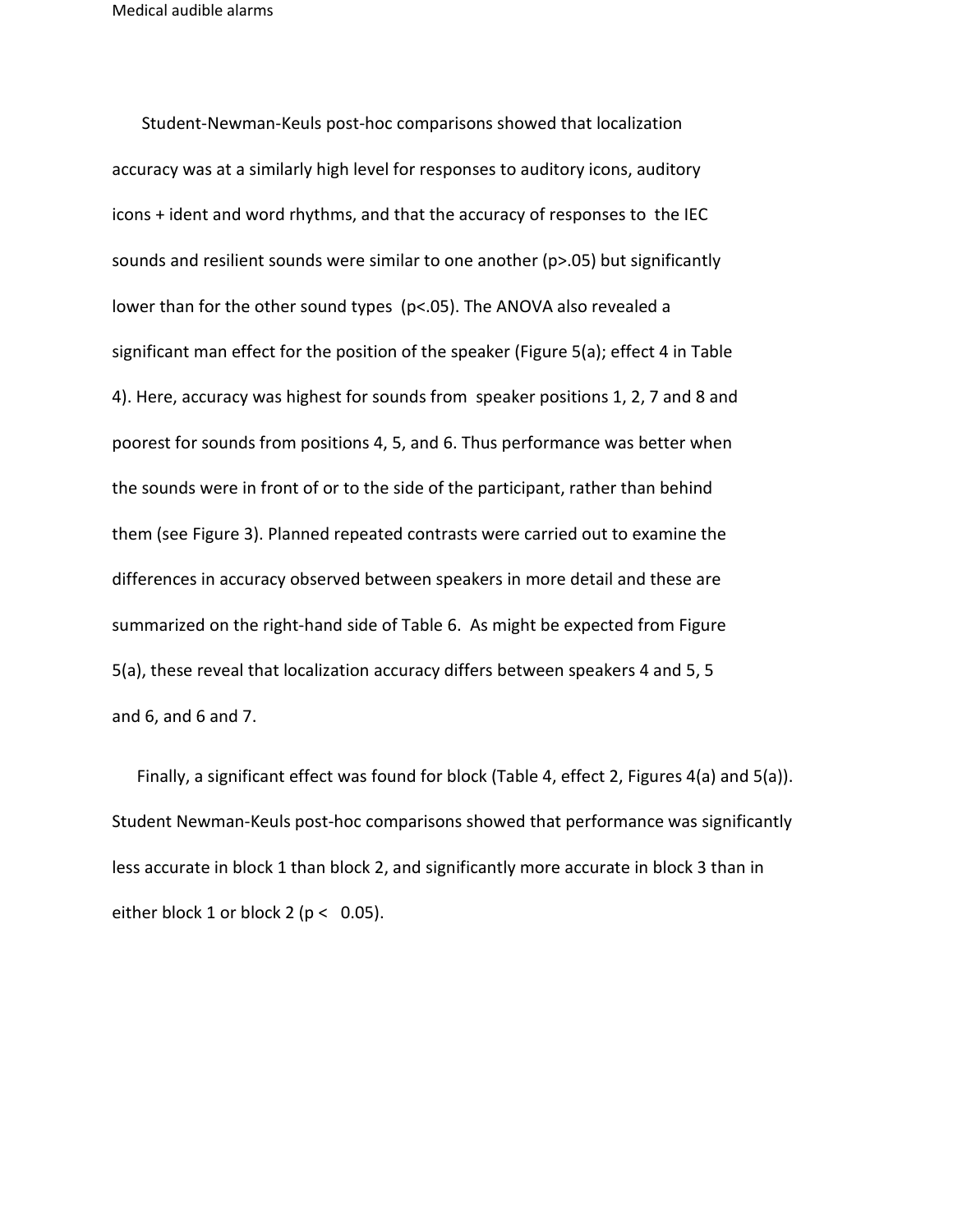Student-Newman-Keuls post-hoc comparisons showed that localization accuracy was at a similarly high level for responses to auditory icons, auditory icons + ident and word rhythms, and that the accuracy of responses to the IEC sounds and resilient sounds were similar to one another ($p > .05$) but significantly lower than for the other sound types ($p < .05$). The ANOVA also revealed a significant man effect for the position of the speaker (Figure 5(a); effect 4 in Table 4). Here, accuracy was highest for sounds from speaker positions 1, 2, 7 and 8 and poorest for sounds from positions 4, 5, and 6. Thus performance was better when the sounds were in front of or to the side of the participant, rather than behind them (see Figure 3). Planned repeated contrasts were carried out to examine the differences in accuracy observed between speakers in more detail and these are summarized on the right-hand side of Table 6. As might be expected from Figure 5(a), these reveal that localization accuracy differs between speakers 4 and 5, 5 and 6, and 6 and 7.

Finally, a significant effect was found for block (Table 4, effect 2, Figures 4(a) and 5(a)). Student Newman-Keuls post-hoc comparisons showed that performance was significantly less accurate in block 1 than block 2, and significantly more accurate in block 3 than in either block 1 or block 2 ($p < 0.05$).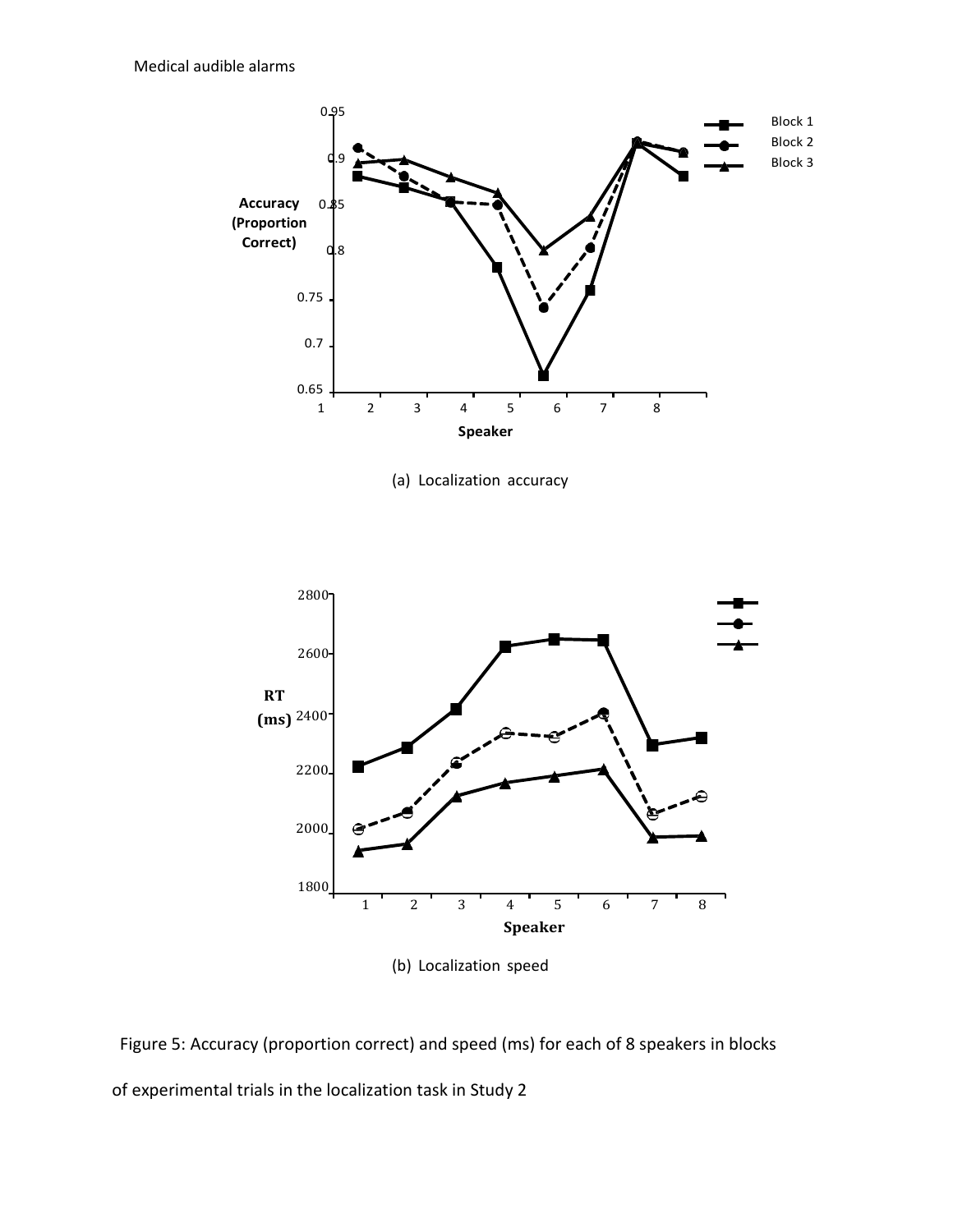(a) Localization accuracy

(b) Localization speed

Figure 5: Accuracy (proportion correct) and speed (ms) for each of 8 speakers in blocks of experimental trials in the localization task in Study 2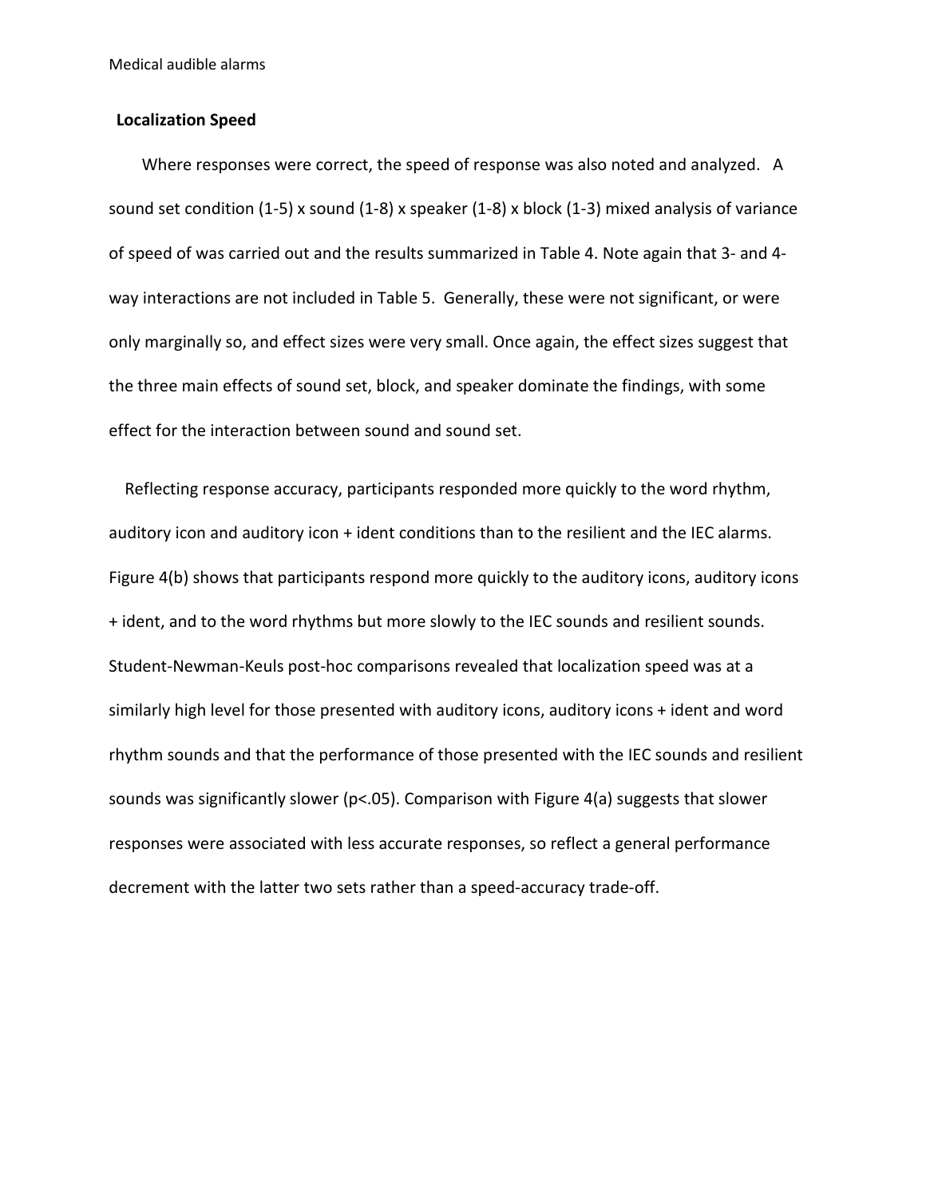### Localization Speed

Where responses were correct, the speed of response was also noted and analyzed. A sound set condition (1-5) x sound (1-8) x speaker (1-8) x block (1-3) mixed analysis of variance of speed of was carried out and the results summarized in Table 4. Note again that 3- and 4-way interactions are not included in Table 5. Generally, these were not significant, or were only marginally so, and effect sizes were very small. Once again, the effect sizes suggest that the three main effects of sound set, block, and speaker dominate the findings, with some effect for the interaction between sound and sound set.

Reflecting response accuracy, participants responded more quickly to the word rhythm, auditory icon and auditory icon + ident conditions than to the resilient and the IEC alarms. Figure 4(b) shows that participants respond more quickly to the auditory icons, auditory icons + ident, and to the word rhythms but more slowly to the IEC sounds and resilient sounds. Student-Newman-Keuls post-hoc comparisons revealed that localization speed was at a similarly high level for those presented with auditory icons, auditory icons + ident and word rhythm sounds and that the performance of those presented with the IEC sounds and resilient sounds was significantly slower ($p<.05$). Comparison with Figure 4(a) suggests that slower responses were associated with less accurate responses, so reflect a general performance decrement with the latter two sets rather than a speed-accuracy trade-off.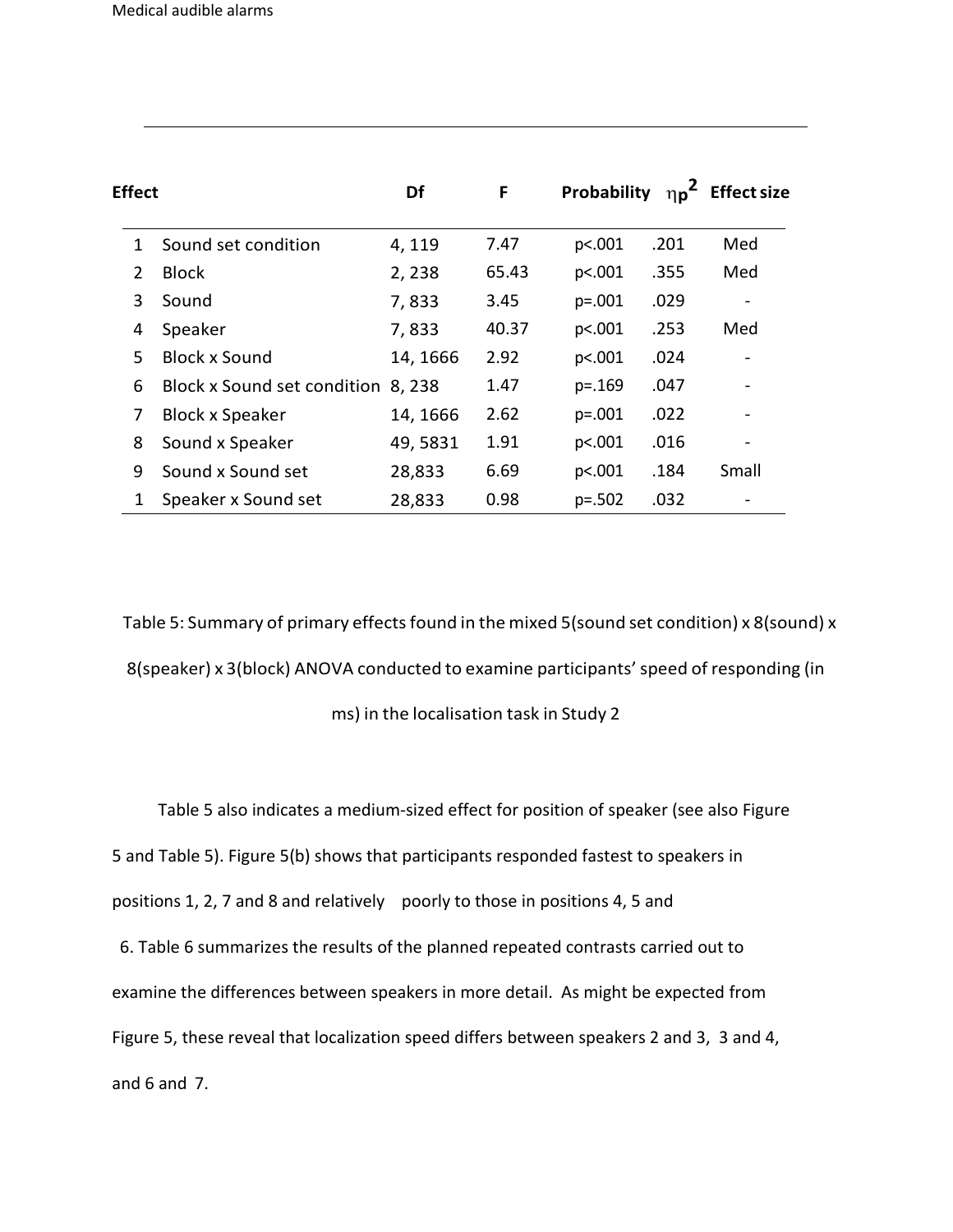| Effect | | Df | F | Probability | $\eta_p^2$ | Effect size |
|---|---|---|---|---|---|---|
| 1 | Sound set condition | 4, 119 | 7.47 | p<.001 | .201 | Med |
| 2 | Block | 2, 238 | 65.43 | p<.001 | .355 | Med |
| 3 | Sound | 7, 833 | 3.45 | p=.001 | .029 | - |
| 4 | Speaker | 7, 833 | 40.37 | p<.001 | .253 | Med |
| 5 | Block x Sound | 14, 1666 | 2.92 | p<.001 | .024 | - |
| 6 | Block x Sound set condition | 8, 238 | 1.47 | p=.169 | .047 | - |
| 7 | Block x Speaker | 14, 1666 | 2.62 | p=.001 | .022 | - |
| 8 | Sound x Speaker | 49, 5831 | 1.91 | p<.001 | .016 | - |
| 9 | Sound x Sound set | 28,833 | 6.69 | p<.001 | .184 | Small |
| 1 | Speaker x Sound set | 28,833 | 0.98 | p=.502 | .032 | - |

Table 5: Summary of primary effects found in the mixed 5(sound set condition) x 8(sound) x 8(speaker) x 3(block) ANOVA conducted to examine participants' speed of responding (in ms) in the localisation task in Study 2

Table 5 also indicates a medium-sized effect for position of speaker (see also Figure 5 and Table 5). Figure 5(b) shows that participants responded fastest to speakers in positions 1, 2, 7 and 8 and relatively poorly to those in positions 4, 5 and 6. Table 6 summarizes the results of the planned repeated contrasts carried out to examine the differences between speakers in more detail. As might be expected from Figure 5, these reveal that localization speed differs between speakers 2 and 3, 3 and 4, and 6 and 7.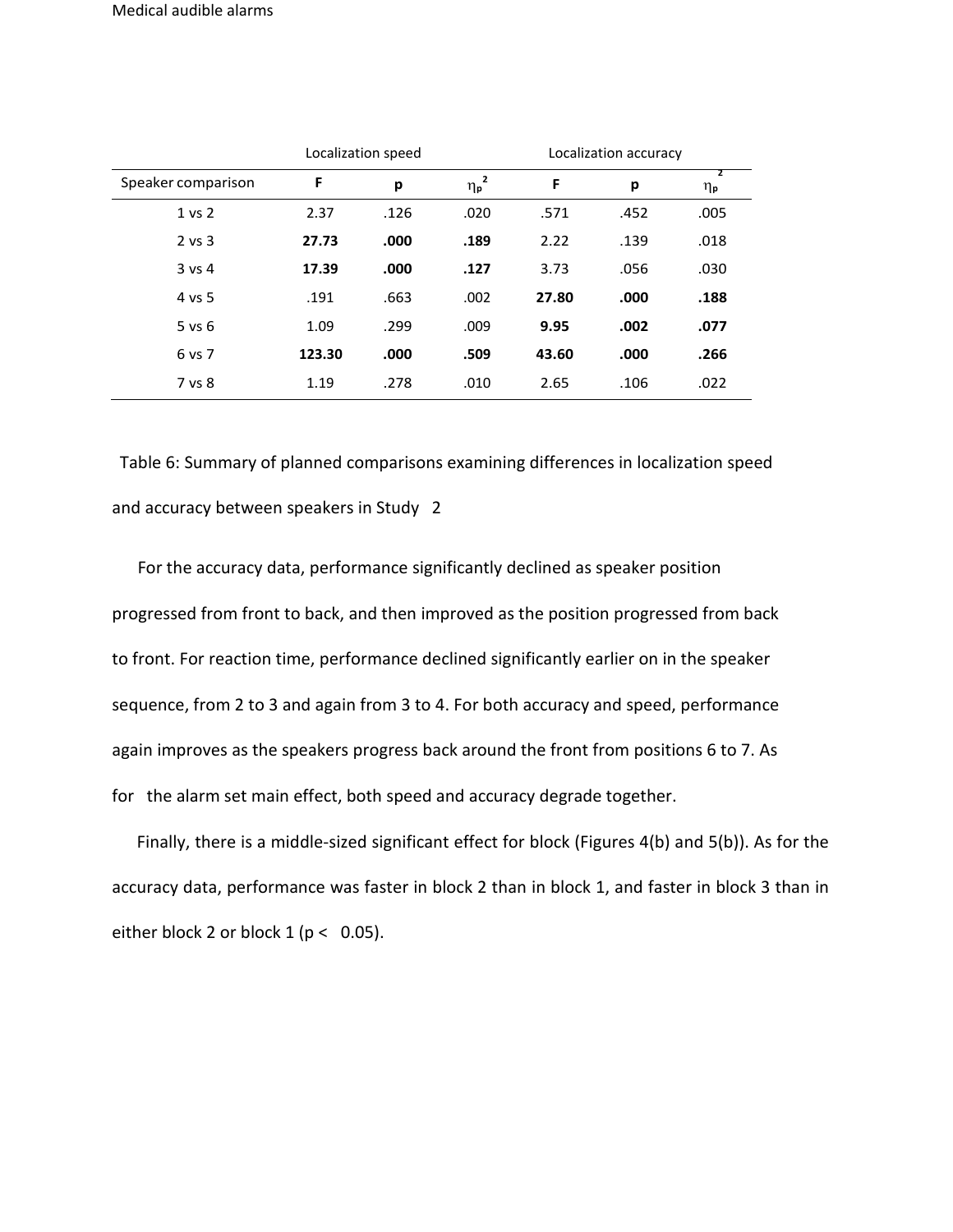| | Localization speed | | | Localization accuracy | | |
|---|---|---|---|---|---|---|
| Speaker comparison | **F** | **p** | $\eta_p^2$ | **F** | **p** | $\eta_p^2$ |
| 1 vs 2 | 2.37 | .126 | .020 | .571 | .452 | .005 |
| 2 vs 3 | **27.73** | **.000** | **.189** | 2.22 | .139 | .018 |
| 3 vs 4 | **17.39** | **.000** | **.127** | 3.73 | .056 | .030 |
| 4 vs 5 | .191 | .663 | .002 | **27.80** | **.000** | **.188** |
| 5 vs 6 | 1.09 | .299 | .009 | **9.95** | **.002** | **.077** |
| 6 vs 7 | **123.30** | **.000** | **.509** | **43.60** | **.000** | **.266** |
| 7 vs 8 | 1.19 | .278 | .010 | 2.65 | .106 | .022 |

Table 6: Summary of planned comparisons examining differences in localization speed and accuracy between speakers in Study 2

For the accuracy data, performance significantly declined as speaker position progressed from front to back, and then improved as the position progressed from back to front. For reaction time, performance declined significantly earlier on in the speaker sequence, from 2 to 3 and again from 3 to 4. For both accuracy and speed, performance again improves as the speakers progress back around the front from positions 6 to 7. As for the alarm set main effect, both speed and accuracy degrade together.

Finally, there is a middle-sized significant effect for block (Figures 4(b) and 5(b)). As for the accuracy data, performance was faster in block 2 than in block 1, and faster in block 3 than in either block 2 or block 1 ($p < 0.05$).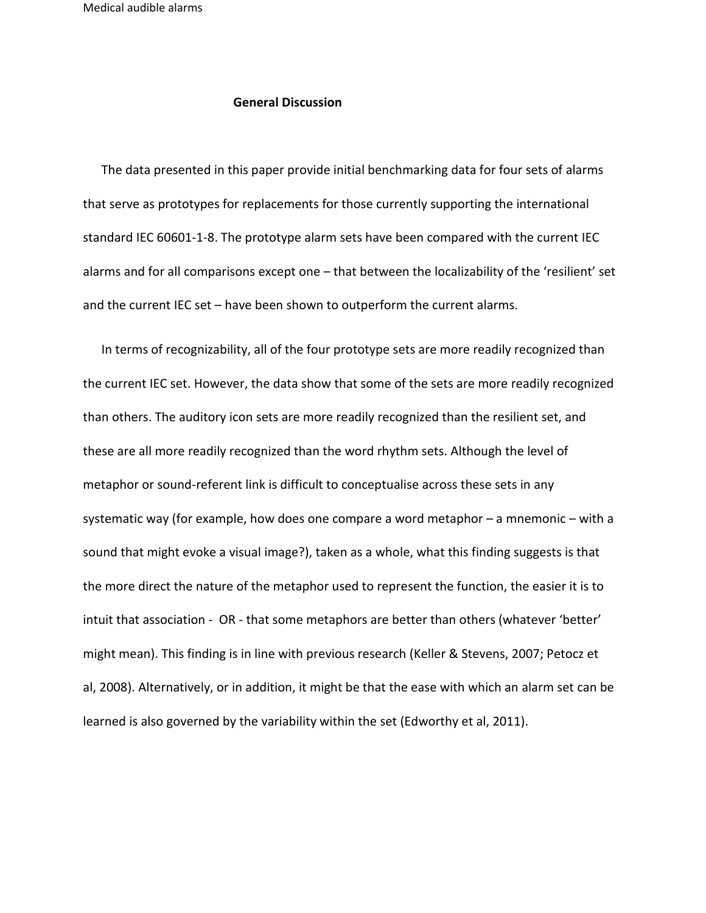## General Discussion

The data presented in this paper provide initial benchmarking data for four sets of alarms that serve as prototypes for replacements for those currently supporting the international standard IEC 60601-1-8. The prototype alarm sets have been compared with the current IEC alarms and for all comparisons except one – that between the localizability of the 'resilient' set and the current IEC set – have been shown to outperform the current alarms.

In terms of recognizability, all of the four prototype sets are more readily recognized than the current IEC set. However, the data show that some of the sets are more readily recognized than others. The auditory icon sets are more readily recognized than the resilient set, and these are all more readily recognized than the word rhythm sets. Although the level of metaphor or sound-referent link is difficult to conceptualise across these sets in any systematic way (for example, how does one compare a word metaphor – a mnemonic – with a sound that might evoke a visual image?), taken as a whole, what this finding suggests is that the more direct the nature of the metaphor used to represent the function, the easier it is to intuit that association - OR - that some metaphors are better than others (whatever 'better' might mean). This finding is in line with previous research (Keller & Stevens, 2007; Petocz et al, 2008). Alternatively, or in addition, it might be that the ease with which an alarm set can be learned is also governed by the variability within the set (Edworthy et al, 2011).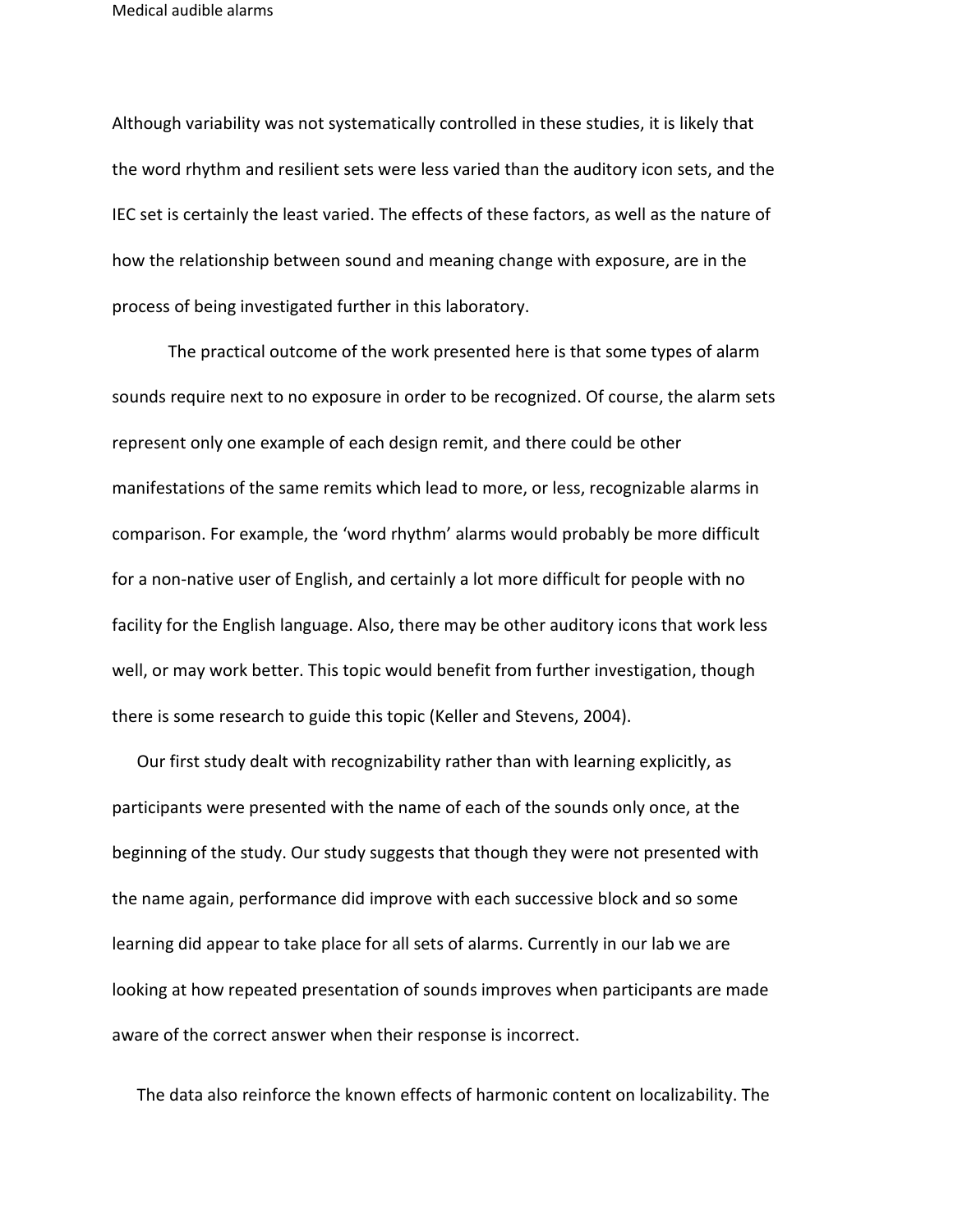Although variability was not systematically controlled in these studies, it is likely that the word rhythm and resilient sets were less varied than the auditory icon sets, and the IEC set is certainly the least varied. The effects of these factors, as well as the nature of how the relationship between sound and meaning change with exposure, are in the process of being investigated further in this laboratory.

The practical outcome of the work presented here is that some types of alarm sounds require next to no exposure in order to be recognized. Of course, the alarm sets represent only one example of each design remit, and there could be other manifestations of the same remits which lead to more, or less, recognizable alarms in comparison. For example, the 'word rhythm' alarms would probably be more difficult for a non-native user of English, and certainly a lot more difficult for people with no facility for the English language. Also, there may be other auditory icons that work less well, or may work better. This topic would benefit from further investigation, though there is some research to guide this topic (Keller and Stevens, 2004).

Our first study dealt with recognizability rather than with learning explicitly, as participants were presented with the name of each of the sounds only once, at the beginning of the study. Our study suggests that though they were not presented with the name again, performance did improve with each successive block and so some learning did appear to take place for all sets of alarms. Currently in our lab we are looking at how repeated presentation of sounds improves when participants are made aware of the correct answer when their response is incorrect.

The data also reinforce the known effects of harmonic content on localizability. The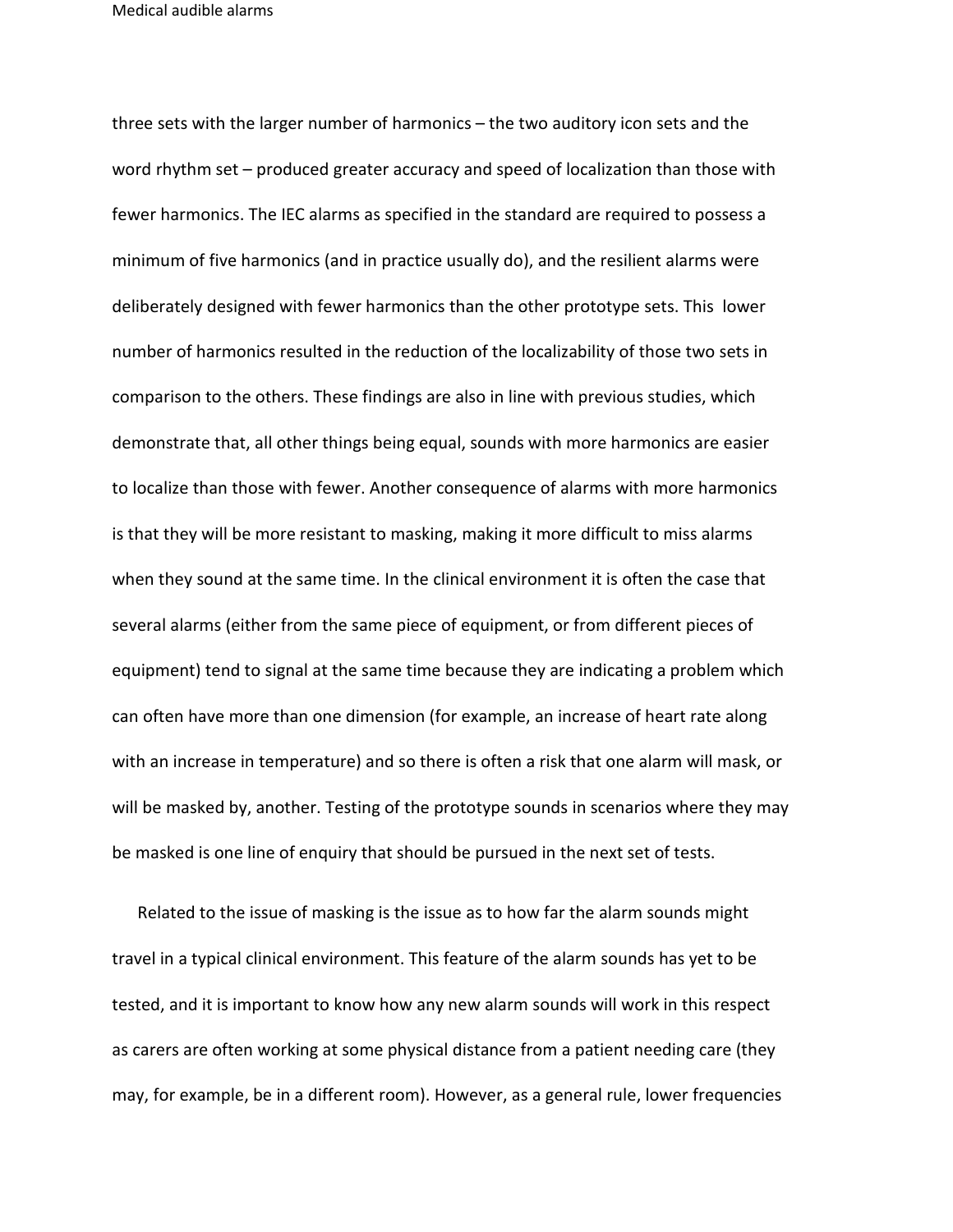three sets with the larger number of harmonics – the two auditory icon sets and the word rhythm set – produced greater accuracy and speed of localization than those with fewer harmonics. The IEC alarms as specified in the standard are required to possess a minimum of five harmonics (and in practice usually do), and the resilient alarms were deliberately designed with fewer harmonics than the other prototype sets. This lower number of harmonics resulted in the reduction of the localizability of those two sets in comparison to the others. These findings are also in line with previous studies, which demonstrate that, all other things being equal, sounds with more harmonics are easier to localize than those with fewer. Another consequence of alarms with more harmonics is that they will be more resistant to masking, making it more difficult to miss alarms when they sound at the same time. In the clinical environment it is often the case that several alarms (either from the same piece of equipment, or from different pieces of equipment) tend to signal at the same time because they are indicating a problem which can often have more than one dimension (for example, an increase of heart rate along with an increase in temperature) and so there is often a risk that one alarm will mask, or will be masked by, another. Testing of the prototype sounds in scenarios where they may be masked is one line of enquiry that should be pursued in the next set of tests.

Related to the issue of masking is the issue as to how far the alarm sounds might travel in a typical clinical environment. This feature of the alarm sounds has yet to be tested, and it is important to know how any new alarm sounds will work in this respect as carers are often working at some physical distance from a patient needing care (they may, for example, be in a different room). However, as a general rule, lower frequencies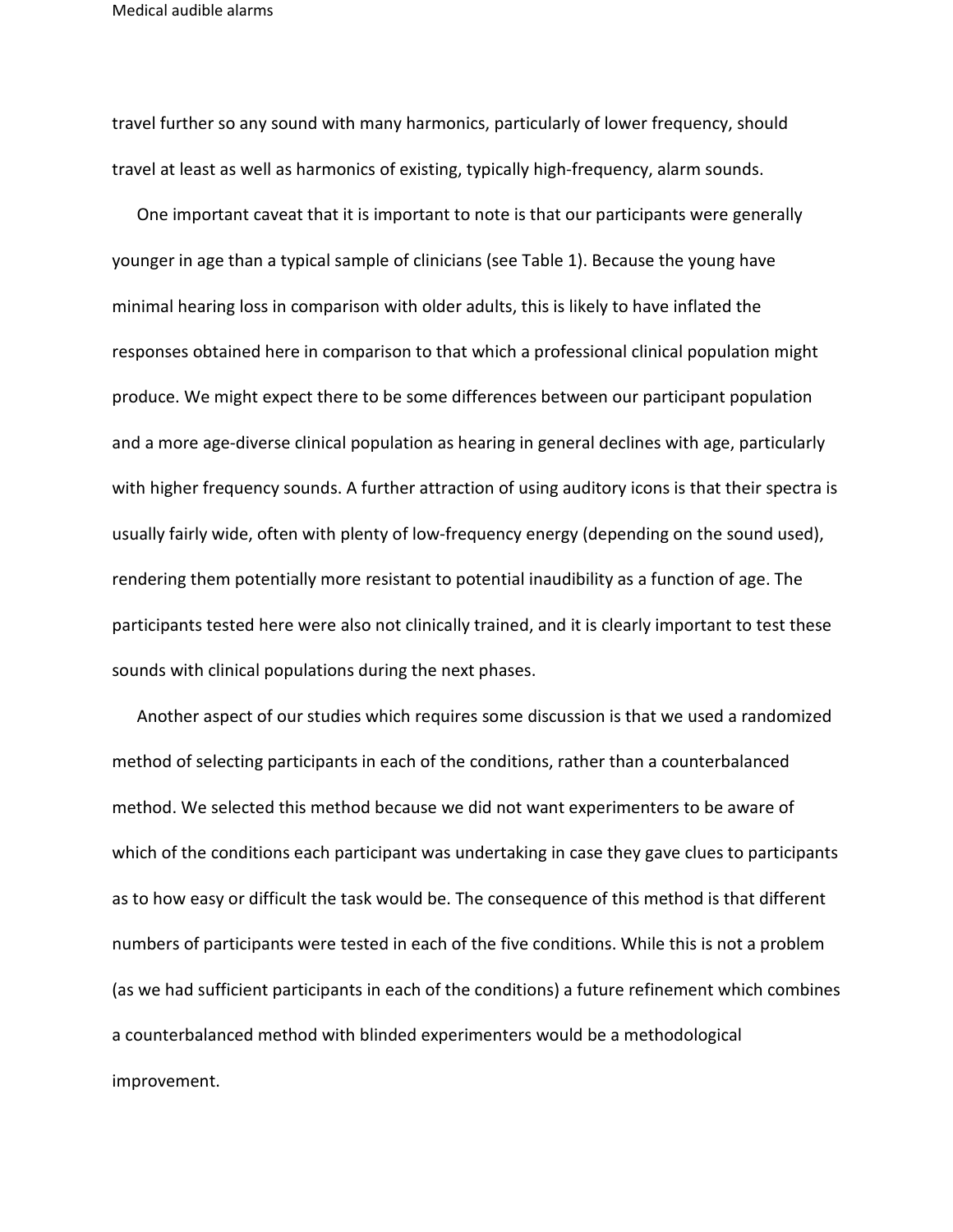travel further so any sound with many harmonics, particularly of lower frequency, should travel at least as well as harmonics of existing, typically high-frequency, alarm sounds.

One important caveat that it is important to note is that our participants were generally younger in age than a typical sample of clinicians (see Table 1). Because the young have minimal hearing loss in comparison with older adults, this is likely to have inflated the responses obtained here in comparison to that which a professional clinical population might produce. We might expect there to be some differences between our participant population and a more age-diverse clinical population as hearing in general declines with age, particularly with higher frequency sounds. A further attraction of using auditory icons is that their spectra is usually fairly wide, often with plenty of low-frequency energy (depending on the sound used), rendering them potentially more resistant to potential inaudibility as a function of age. The participants tested here were also not clinically trained, and it is clearly important to test these sounds with clinical populations during the next phases.

Another aspect of our studies which requires some discussion is that we used a randomized method of selecting participants in each of the conditions, rather than a counterbalanced method. We selected this method because we did not want experimenters to be aware of which of the conditions each participant was undertaking in case they gave clues to participants as to how easy or difficult the task would be. The consequence of this method is that different numbers of participants were tested in each of the five conditions. While this is not a problem (as we had sufficient participants in each of the conditions) a future refinement which combines a counterbalanced method with blinded experimenters would be a methodological improvement.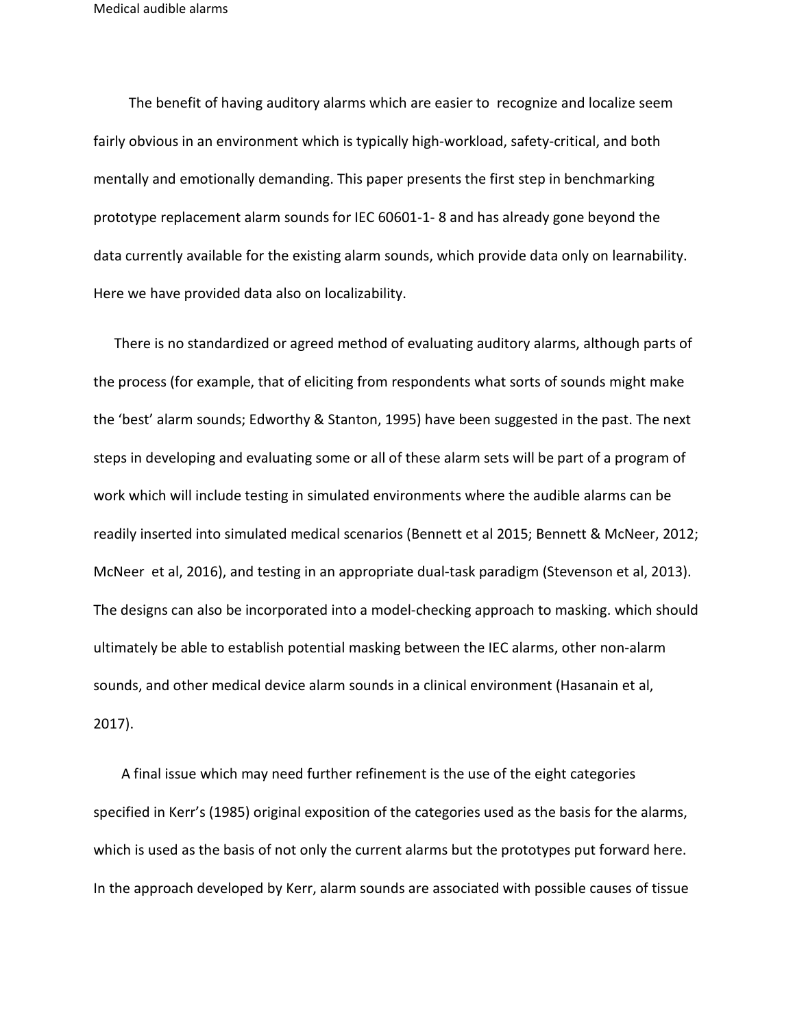The benefit of having auditory alarms which are easier to recognize and localize seem fairly obvious in an environment which is typically high-workload, safety-critical, and both mentally and emotionally demanding. This paper presents the first step in benchmarking prototype replacement alarm sounds for IEC 60601-1- 8 and has already gone beyond the data currently available for the existing alarm sounds, which provide data only on learnability. Here we have provided data also on localizability.

There is no standardized or agreed method of evaluating auditory alarms, although parts of the process (for example, that of eliciting from respondents what sorts of sounds might make the 'best' alarm sounds; Edworthy & Stanton, 1995) have been suggested in the past. The next steps in developing and evaluating some or all of these alarm sets will be part of a program of work which will include testing in simulated environments where the audible alarms can be readily inserted into simulated medical scenarios (Bennett et al 2015; Bennett & McNeer, 2012; McNeer et al, 2016), and testing in an appropriate dual-task paradigm (Stevenson et al, 2013). The designs can also be incorporated into a model-checking approach to masking. which should ultimately be able to establish potential masking between the IEC alarms, other non-alarm sounds, and other medical device alarm sounds in a clinical environment (Hasanain et al, 2017).

A final issue which may need further refinement is the use of the eight categories specified in Kerr's (1985) original exposition of the categories used as the basis for the alarms, which is used as the basis of not only the current alarms but the prototypes put forward here. In the approach developed by Kerr, alarm sounds are associated with possible causes of tissue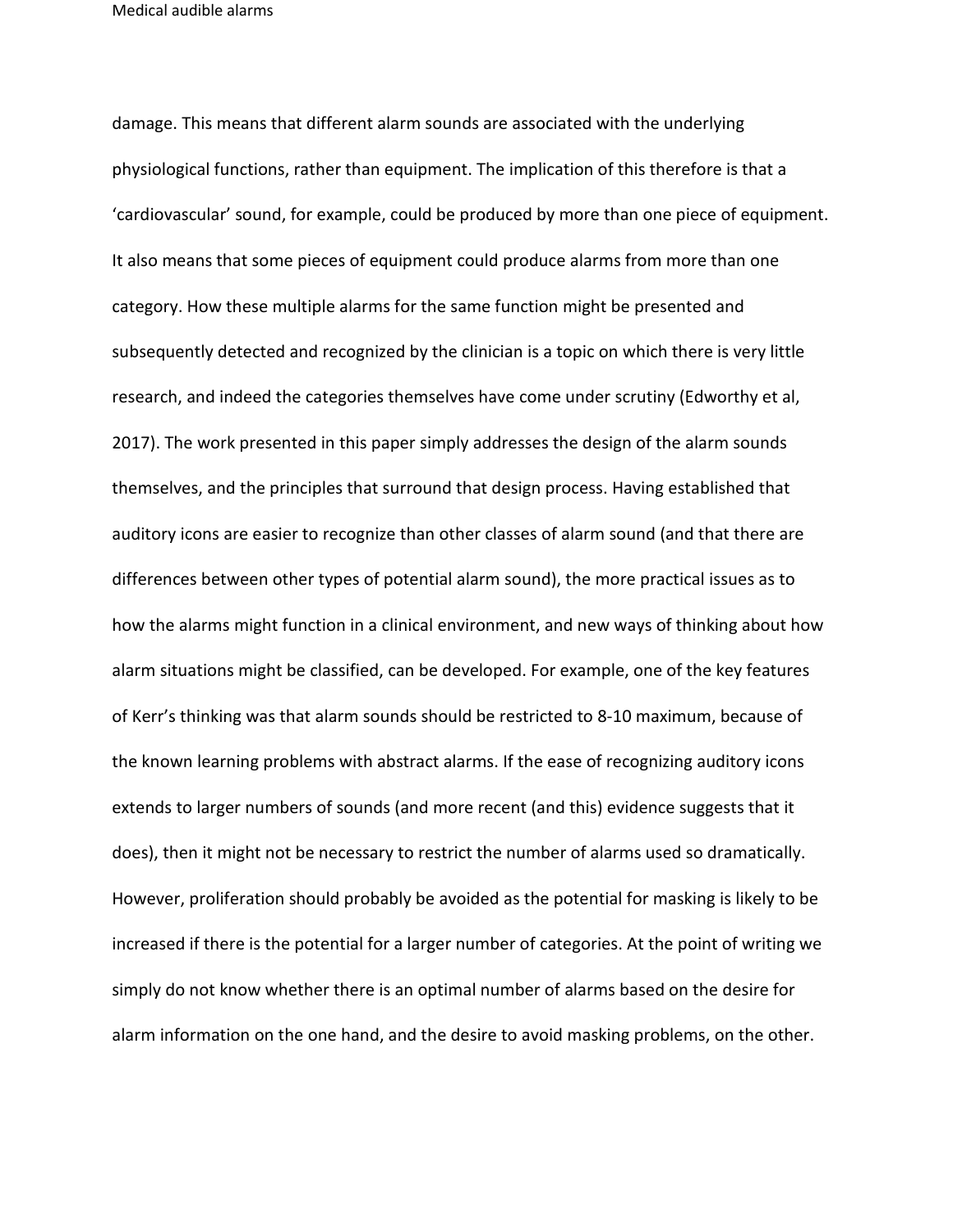damage. This means that different alarm sounds are associated with the underlying physiological functions, rather than equipment. The implication of this therefore is that a 'cardiovascular' sound, for example, could be produced by more than one piece of equipment. It also means that some pieces of equipment could produce alarms from more than one category. How these multiple alarms for the same function might be presented and subsequently detected and recognized by the clinician is a topic on which there is very little research, and indeed the categories themselves have come under scrutiny (Edworthy et al, 2017). The work presented in this paper simply addresses the design of the alarm sounds themselves, and the principles that surround that design process. Having established that auditory icons are easier to recognize than other classes of alarm sound (and that there are differences between other types of potential alarm sound), the more practical issues as to how the alarms might function in a clinical environment, and new ways of thinking about how alarm situations might be classified, can be developed. For example, one of the key features of Kerr's thinking was that alarm sounds should be restricted to 8-10 maximum, because of the known learning problems with abstract alarms. If the ease of recognizing auditory icons extends to larger numbers of sounds (and more recent (and this) evidence suggests that it does), then it might not be necessary to restrict the number of alarms used so dramatically. However, proliferation should probably be avoided as the potential for masking is likely to be increased if there is the potential for a larger number of categories. At the point of writing we simply do not know whether there is an optimal number of alarms based on the desire for alarm information on the one hand, and the desire to avoid masking problems, on the other.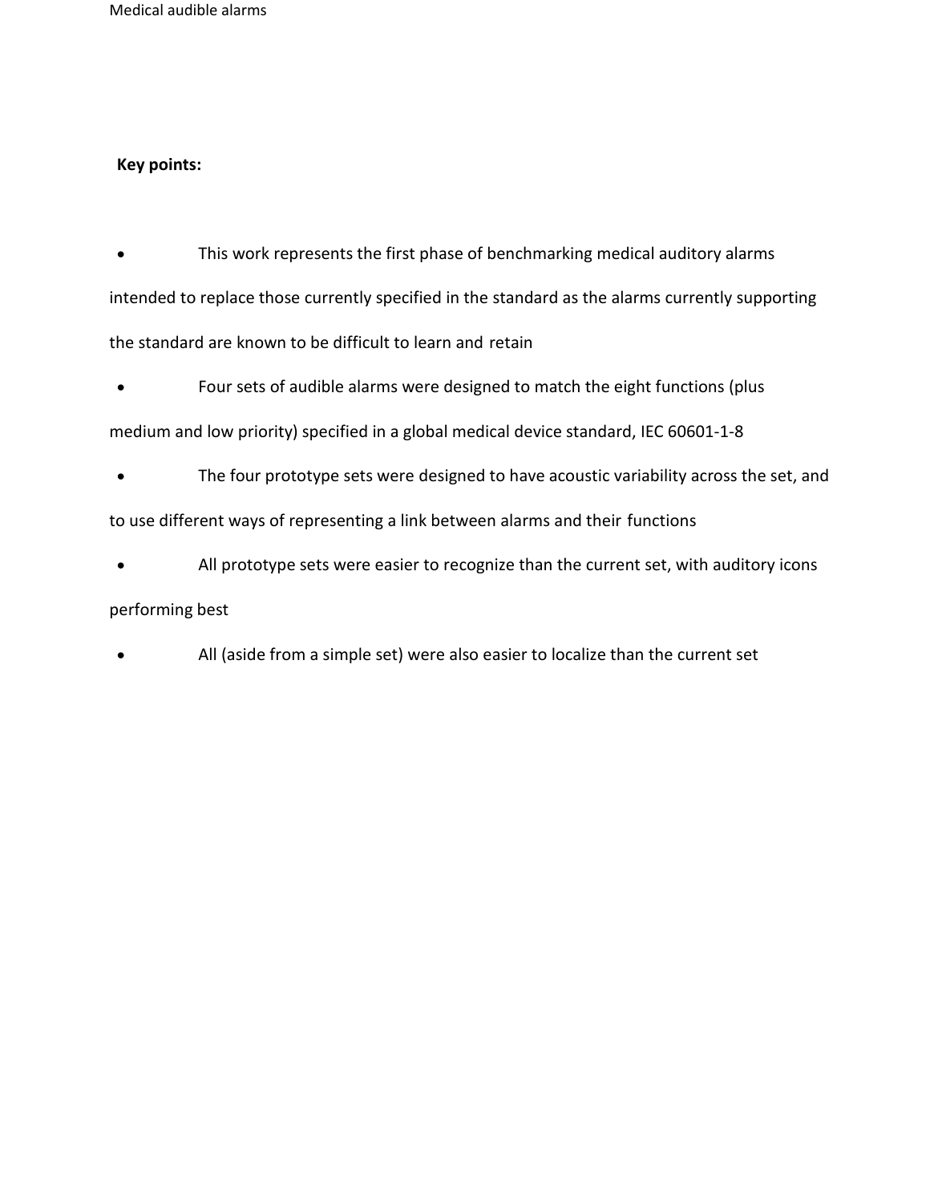**Key points:**

- This work represents the first phase of benchmarking medical auditory alarms intended to replace those currently specified in the standard as the alarms currently supporting the standard are known to be difficult to learn and retain
- Four sets of audible alarms were designed to match the eight functions (plus medium and low priority) specified in a global medical device standard, IEC 60601-1-8
- The four prototype sets were designed to have acoustic variability across the set, and to use different ways of representing a link between alarms and their functions
- All prototype sets were easier to recognize than the current set, with auditory icons performing best
- All (aside from a simple set) were also easier to localize than the current set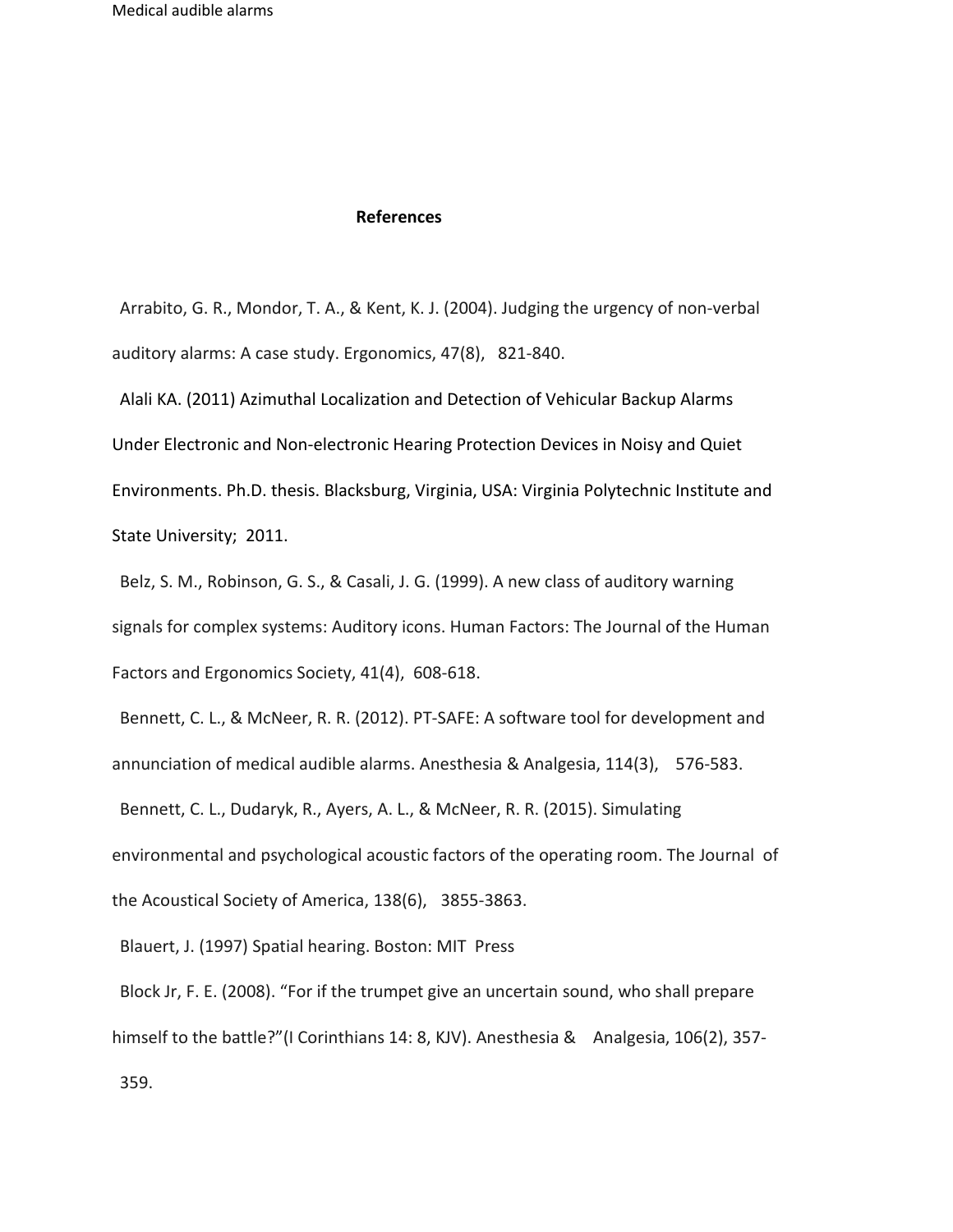## References

Arrabito, G. R., Mondor, T. A., & Kent, K. J. (2004). Judging the urgency of non-verbal auditory alarms: A case study. Ergonomics, 47(8), 821-840.

Alali KA. (2011) Azimuthal Localization and Detection of Vehicular Backup Alarms Under Electronic and Non-electronic Hearing Protection Devices in Noisy and Quiet Environments. Ph.D. thesis. Blacksburg, Virginia, USA: Virginia Polytechnic Institute and State University; 2011.

Belz, S. M., Robinson, G. S., & Casali, J. G. (1999). A new class of auditory warning signals for complex systems: Auditory icons. Human Factors: The Journal of the Human Factors and Ergonomics Society, 41(4), 608-618.

Bennett, C. L., & McNeer, R. R. (2012). PT-SAFE: A software tool for development and annunciation of medical audible alarms. Anesthesia & Analgesia, 114(3), 576-583.

Bennett, C. L., Dudaryk, R., Ayers, A. L., & McNeer, R. R. (2015). Simulating environmental and psychological acoustic factors of the operating room. The Journal of the Acoustical Society of America, 138(6), 3855-3863.

Blauert, J. (1997) Spatial hearing. Boston: MIT Press

Block Jr, F. E. (2008). "For if the trumpet give an uncertain sound, who shall prepare himself to the battle?"(I Corinthians 14: 8, KJV). Anesthesia & Analgesia, 106(2), 357-359.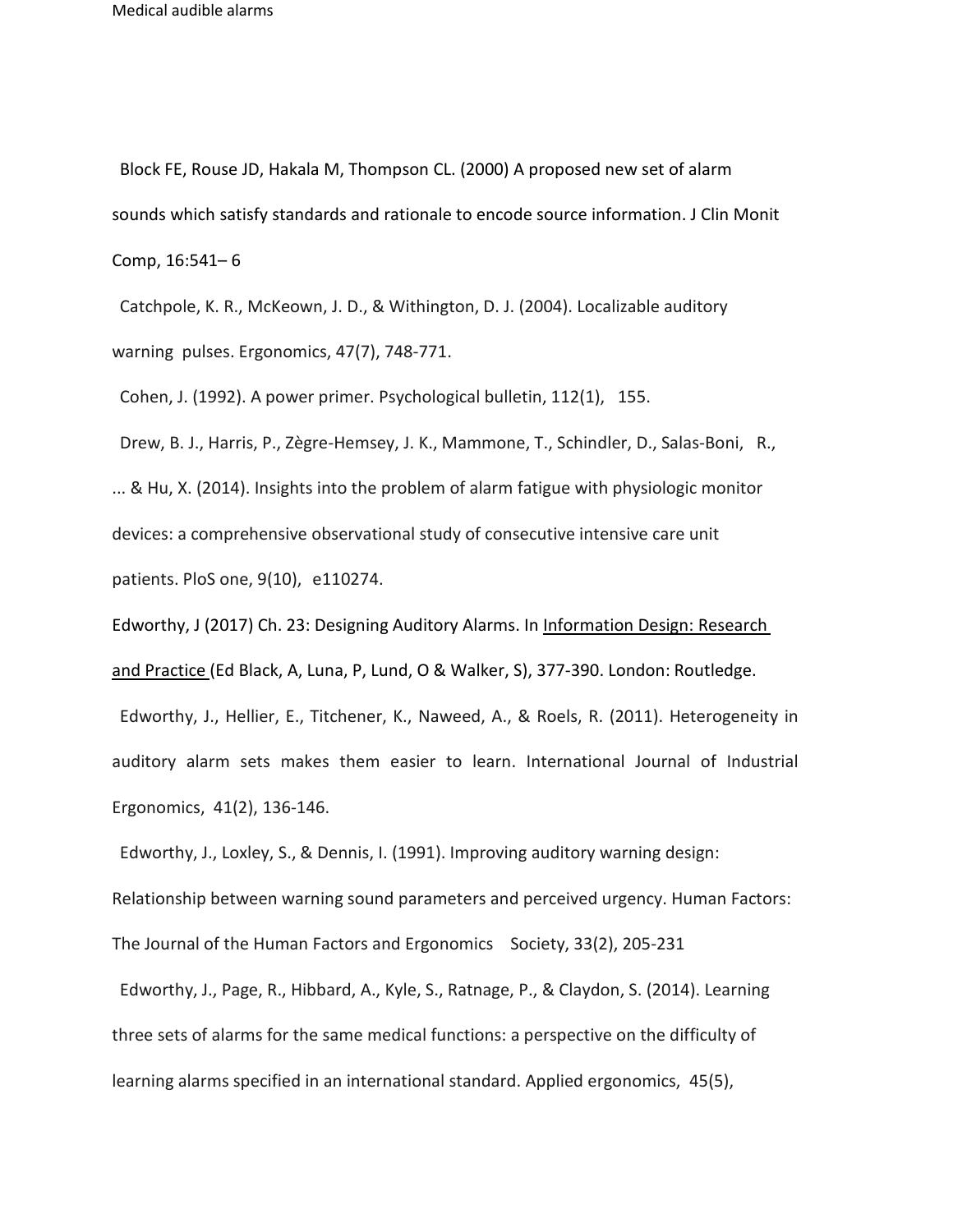Block FE, Rouse JD, Hakala M, Thompson CL. (2000) A proposed new set of alarm sounds which satisfy standards and rationale to encode source information. J Clin Monit Comp, 16:541– 6

Catchpole, K. R., McKeown, J. D., & Withington, D. J. (2004). Localizable auditory warning pulses. Ergonomics, 47(7), 748-771.

Cohen, J. (1992). A power primer. Psychological bulletin, 112(1), 155.

Drew, B. J., Harris, P., Zègre-Hemsey, J. K., Mammone, T., Schindler, D., Salas-Boni, R., ... & Hu, X. (2014). Insights into the problem of alarm fatigue with physiologic monitor devices: a comprehensive observational study of consecutive intensive care unit patients. PloS one, 9(10), e110274.

Edworthy, J (2017) Ch. 23: Designing Auditory Alarms. In Information Design: Research and Practice (Ed Black, A, Luna, P, Lund, O & Walker, S), 377-390. London: Routledge.

Edworthy, J., Hellier, E., Titchener, K., Naweed, A., & Roels, R. (2011). Heterogeneity in auditory alarm sets makes them easier to learn. International Journal of Industrial Ergonomics, 41(2), 136-146.

Edworthy, J., Loxley, S., & Dennis, I. (1991). Improving auditory warning design: Relationship between warning sound parameters and perceived urgency. Human Factors: The Journal of the Human Factors and Ergonomics Society, 33(2), 205-231

Edworthy, J., Page, R., Hibbard, A., Kyle, S., Ratnage, P., & Claydon, S. (2014). Learning three sets of alarms for the same medical functions: a perspective on the difficulty of learning alarms specified in an international standard. Applied ergonomics, 45(5),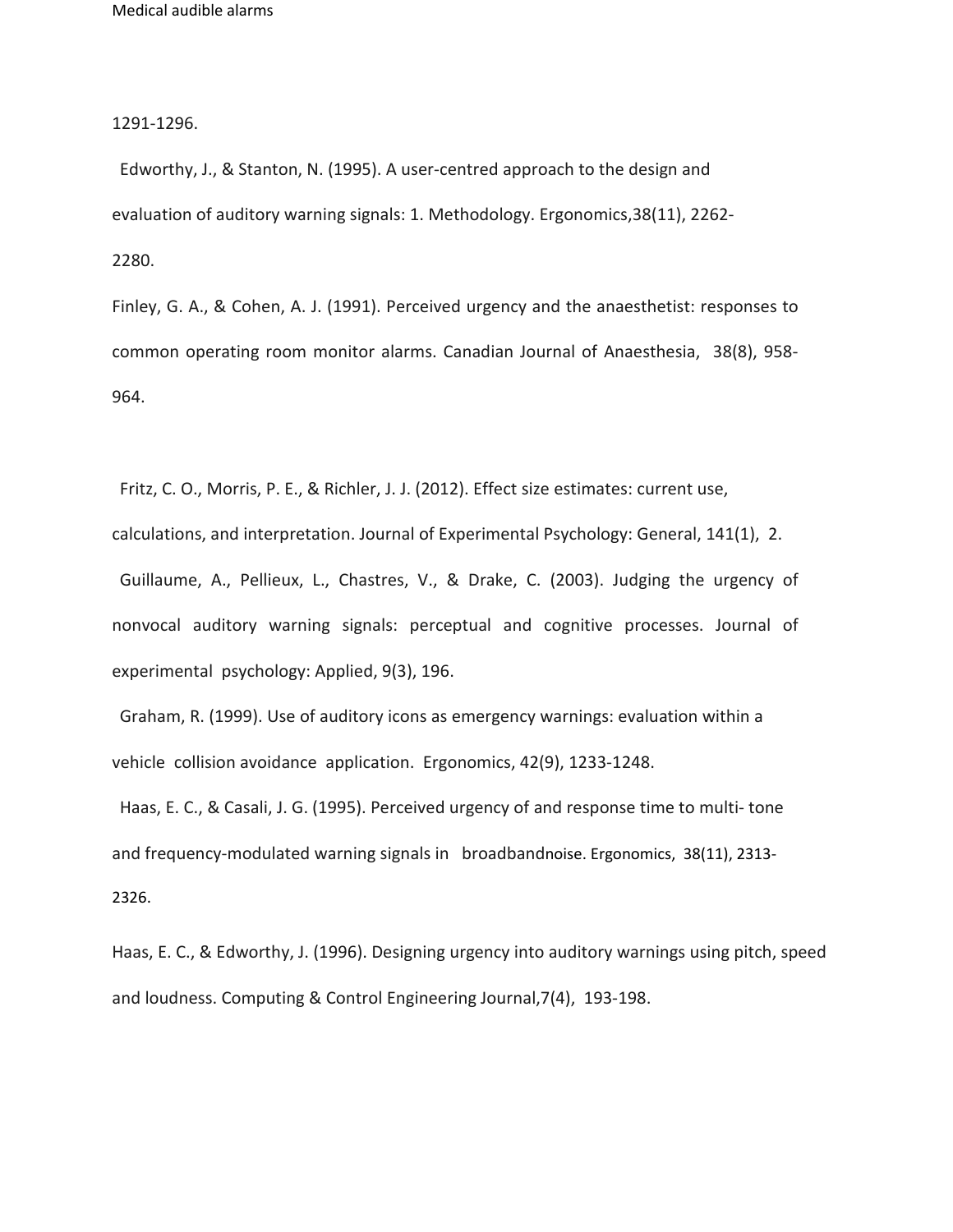1291-1296.

Edworthy, J., & Stanton, N. (1995). A user-centred approach to the design and evaluation of auditory warning signals: 1. Methodology. Ergonomics,38(11), 2262-2280.

Finley, G. A., & Cohen, A. J. (1991). Perceived urgency and the anaesthetist: responses to common operating room monitor alarms. Canadian Journal of Anaesthesia, 38(8), 958-964.

Fritz, C. O., Morris, P. E., & Richler, J. J. (2012). Effect size estimates: current use, calculations, and interpretation. Journal of Experimental Psychology: General, 141(1), 2.

Guillaume, A., Pellieux, L., Chastres, V., & Drake, C. (2003). Judging the urgency of nonvocal auditory warning signals: perceptual and cognitive processes. Journal of experimental psychology: Applied, 9(3), 196.

Graham, R. (1999). Use of auditory icons as emergency warnings: evaluation within a vehicle collision avoidance application. Ergonomics, 42(9), 1233-1248.

Haas, E. C., & Casali, J. G. (1995). Perceived urgency of and response time to multi- tone and frequency-modulated warning signals in broadbandnoise. Ergonomics, 38(11), 2313-2326.

Haas, E. C., & Edworthy, J. (1996). Designing urgency into auditory warnings using pitch, speed and loudness. Computing & Control Engineering Journal,7(4), 193-198.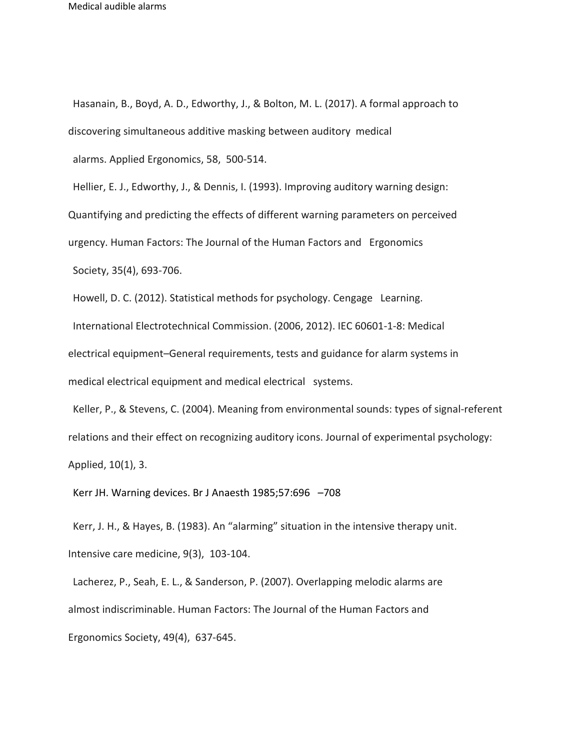Hasanain, B., Boyd, A. D., Edworthy, J., & Bolton, M. L. (2017). A formal approach to discovering simultaneous additive masking between auditory medical alarms. Applied Ergonomics, 58, 500-514.

Hellier, E. J., Edworthy, J., & Dennis, I. (1993). Improving auditory warning design: Quantifying and predicting the effects of different warning parameters on perceived urgency. Human Factors: The Journal of the Human Factors and Ergonomics Society, 35(4), 693-706.

Howell, D. C. (2012). Statistical methods for psychology. Cengage Learning.

International Electrotechnical Commission. (2006, 2012). IEC 60601-1-8: Medical electrical equipment–General requirements, tests and guidance for alarm systems in medical electrical equipment and medical electrical systems.

Keller, P., & Stevens, C. (2004). Meaning from environmental sounds: types of signal-referent relations and their effect on recognizing auditory icons. Journal of experimental psychology: Applied, 10(1), 3.

Kerr JH. Warning devices. Br J Anaesth 1985;57:696 –708

Kerr, J. H., & Hayes, B. (1983). An "alarming" situation in the intensive therapy unit. Intensive care medicine, 9(3), 103-104.

Lacherez, P., Seah, E. L., & Sanderson, P. (2007). Overlapping melodic alarms are almost indiscriminable. Human Factors: The Journal of the Human Factors and Ergonomics Society, 49(4), 637-645.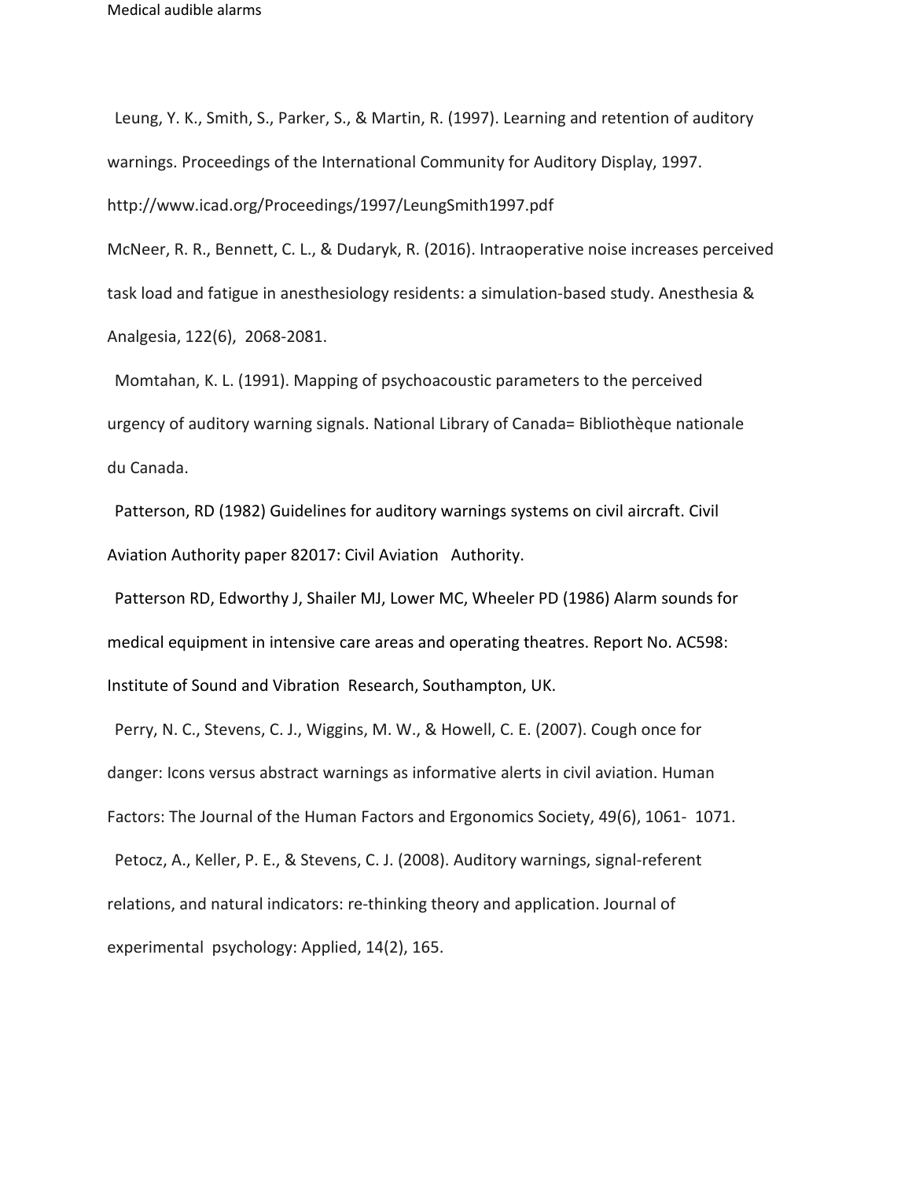Leung, Y. K., Smith, S., Parker, S., & Martin, R. (1997). Learning and retention of auditory warnings. Proceedings of the International Community for Auditory Display, 1997. http://www.icad.org/Proceedings/1997/LeungSmith1997.pdf

McNeer, R. R., Bennett, C. L., & Dudaryk, R. (2016). Intraoperative noise increases perceived task load and fatigue in anesthesiology residents: a simulation-based study. Anesthesia & Analgesia, 122(6), 2068-2081.

Momtahan, K. L. (1991). Mapping of psychoacoustic parameters to the perceived urgency of auditory warning signals. National Library of Canada= Bibliothèque nationale du Canada.

Patterson, RD (1982) Guidelines for auditory warnings systems on civil aircraft. Civil Aviation Authority paper 82017: Civil Aviation Authority.

Patterson RD, Edworthy J, Shailer MJ, Lower MC, Wheeler PD (1986) Alarm sounds for medical equipment in intensive care areas and operating theatres. Report No. AC598: Institute of Sound and Vibration Research, Southampton, UK.

Perry, N. C., Stevens, C. J., Wiggins, M. W., & Howell, C. E. (2007). Cough once for danger: Icons versus abstract warnings as informative alerts in civil aviation. Human Factors: The Journal of the Human Factors and Ergonomics Society, 49(6), 1061- 1071.

Petocz, A., Keller, P. E., & Stevens, C. J. (2008). Auditory warnings, signal-referent relations, and natural indicators: re-thinking theory and application. Journal of experimental psychology: Applied, 14(2), 165.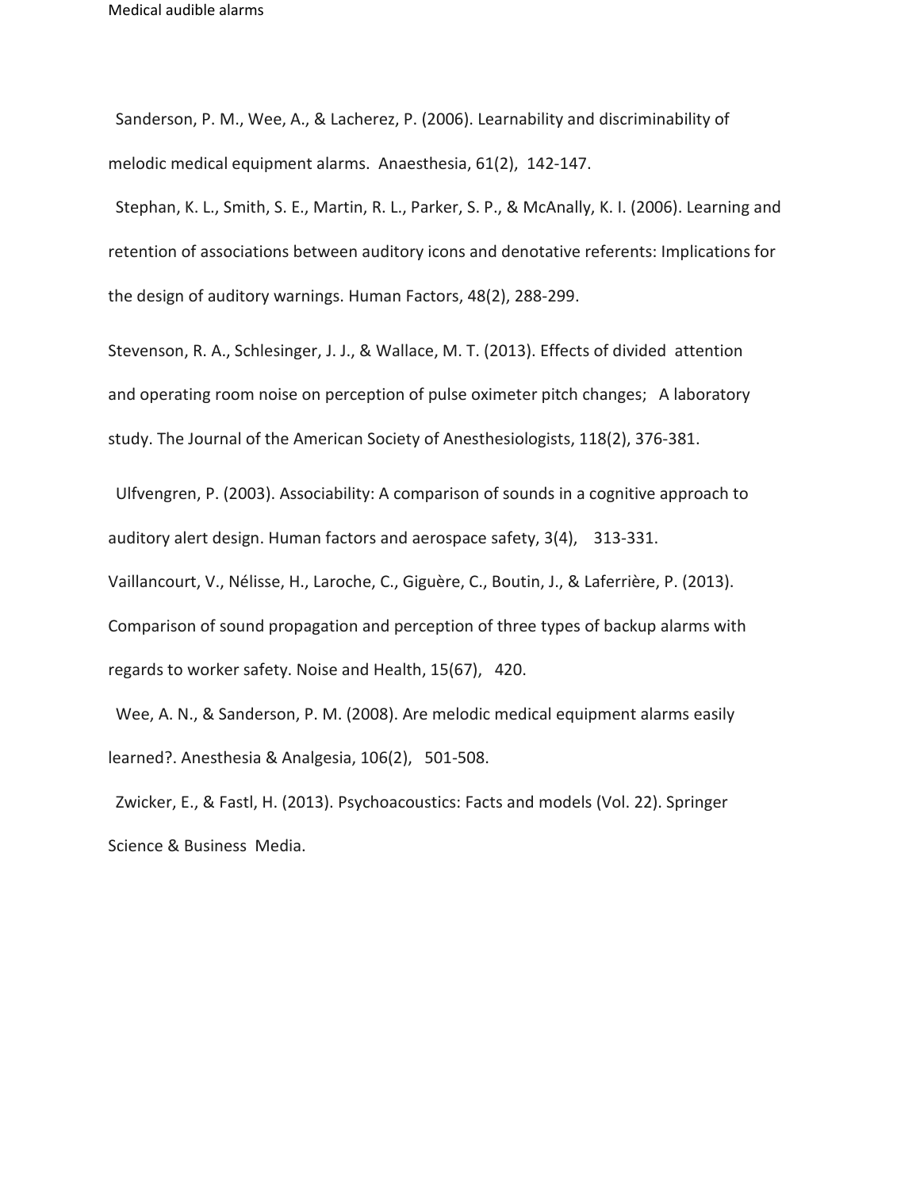Sanderson, P. M., Wee, A., & Lacherez, P. (2006). Learnability and discriminability of melodic medical equipment alarms. Anaesthesia, 61(2), 142-147.

Stephan, K. L., Smith, S. E., Martin, R. L., Parker, S. P., & McAnally, K. I. (2006). Learning and retention of associations between auditory icons and denotative referents: Implications for the design of auditory warnings. Human Factors, 48(2), 288-299.

Stevenson, R. A., Schlesinger, J. J., & Wallace, M. T. (2013). Effects of divided attention and operating room noise on perception of pulse oximeter pitch changes; A laboratory study. The Journal of the American Society of Anesthesiologists, 118(2), 376-381.

Ulfvengren, P. (2003). Associability: A comparison of sounds in a cognitive approach to auditory alert design. Human factors and aerospace safety, 3(4), 313-331.

Vaillancourt, V., Nélisse, H., Laroche, C., Giguère, C., Boutin, J., & Laferrière, P. (2013). Comparison of sound propagation and perception of three types of backup alarms with regards to worker safety. Noise and Health, 15(67), 420.

Wee, A. N., & Sanderson, P. M. (2008). Are melodic medical equipment alarms easily learned?. Anesthesia & Analgesia, 106(2), 501-508.

Zwicker, E., & Fastl, H. (2013). Psychoacoustics: Facts and models (Vol. 22). Springer Science & Business Media.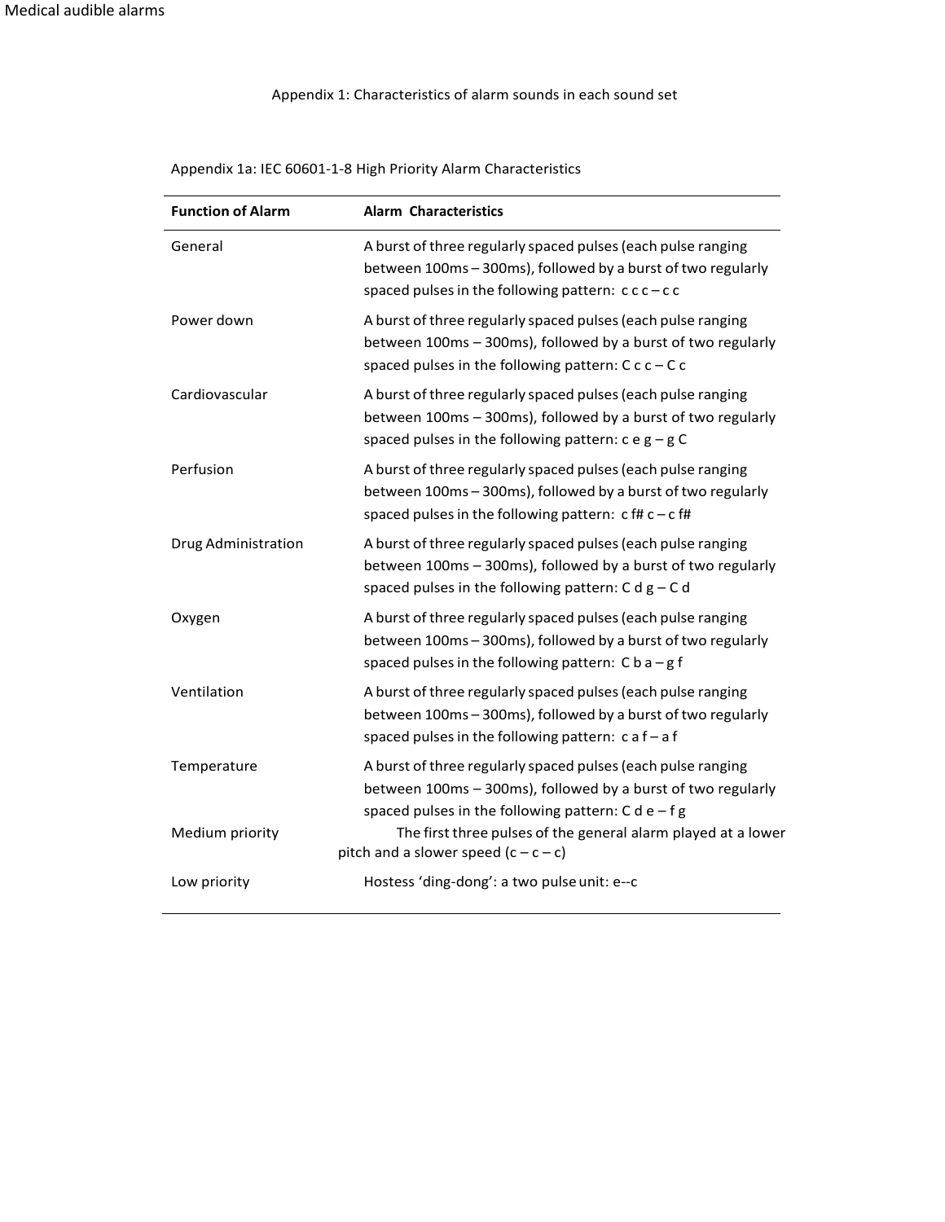Appendix 1: Characteristics of alarm sounds in each sound set

Appendix 1a: IEC 60601-1-8 High Priority Alarm Characteristics

| **Function of Alarm** | **Alarm Characteristics** |
| --- | --- |
| General | A burst of three regularly spaced pulses (each pulse ranging between 100ms – 300ms), followed by a burst of two regularly spaced pulses in the following pattern: c c c – c c |
| Power down | A burst of three regularly spaced pulses (each pulse ranging between 100ms – 300ms), followed by a burst of two regularly spaced pulses in the following pattern: C c c – C c |
| Cardiovascular | A burst of three regularly spaced pulses (each pulse ranging between 100ms – 300ms), followed by a burst of two regularly spaced pulses in the following pattern: c e g – g C |
| Perfusion | A burst of three regularly spaced pulses (each pulse ranging between 100ms – 300ms), followed by a burst of two regularly spaced pulses in the following pattern: c f# c – c f# |
| Drug Administration | A burst of three regularly spaced pulses (each pulse ranging between 100ms – 300ms), followed by a burst of two regularly spaced pulses in the following pattern: C d g – C d |
| Oxygen | A burst of three regularly spaced pulses (each pulse ranging between 100ms – 300ms), followed by a burst of two regularly spaced pulses in the following pattern: C b a – g f |
| Ventilation | A burst of three regularly spaced pulses (each pulse ranging between 100ms – 300ms), followed by a burst of two regularly spaced pulses in the following pattern: c a f – a f |
| Temperature | A burst of three regularly spaced pulses (each pulse ranging between 100ms – 300ms), followed by a burst of two regularly spaced pulses in the following pattern: C d e – f g |
| Medium priority | The first three pulses of the general alarm played at a lower pitch and a slower speed (c – c – c) |
| Low priority | Hostess 'ding-dong': a two pulse unit: e--c |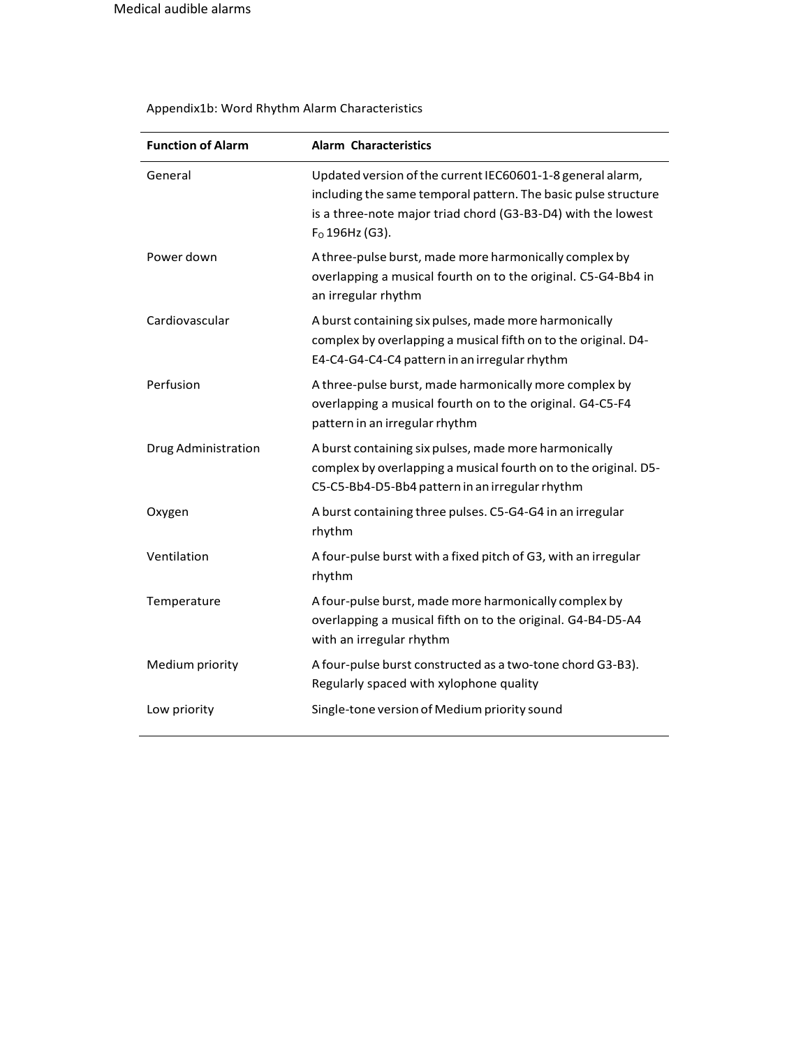Appendix1b: Word Rhythm Alarm Characteristics

| Function of Alarm | Alarm Characteristics |
| --- | --- |
| General | Updated version of the current IEC60601-1-8 general alarm, including the same temporal pattern. The basic pulse structure is a three-note major triad chord (G3-B3-D4) with the lowest $F_O$ 196Hz (G3). |
| Power down | A three-pulse burst, made more harmonically complex by overlapping a musical fourth on to the original. C5-G4-Bb4 in an irregular rhythm |
| Cardiovascular | A burst containing six pulses, made more harmonically complex by overlapping a musical fifth on to the original. D4-E4-C4-G4-C4-C4 pattern in an irregular rhythm |
| Perfusion | A three-pulse burst, made harmonically more complex by overlapping a musical fourth on to the original. G4-C5-F4 pattern in an irregular rhythm |
| Drug Administration | A burst containing six pulses, made more harmonically complex by overlapping a musical fourth on to the original. D5-C5-C5-Bb4-D5-Bb4 pattern in an irregular rhythm |
| Oxygen | A burst containing three pulses. C5-G4-G4 in an irregular rhythm |
| Ventilation | A four-pulse burst with a fixed pitch of G3, with an irregular rhythm |
| Temperature | A four-pulse burst, made more harmonically complex by overlapping a musical fifth on to the original. G4-B4-D5-A4 with an irregular rhythm |
| Medium priority | A four-pulse burst constructed as a two-tone chord G3-B3). Regularly spaced with xylophone quality |
| Low priority | Single-tone version of Medium priority sound |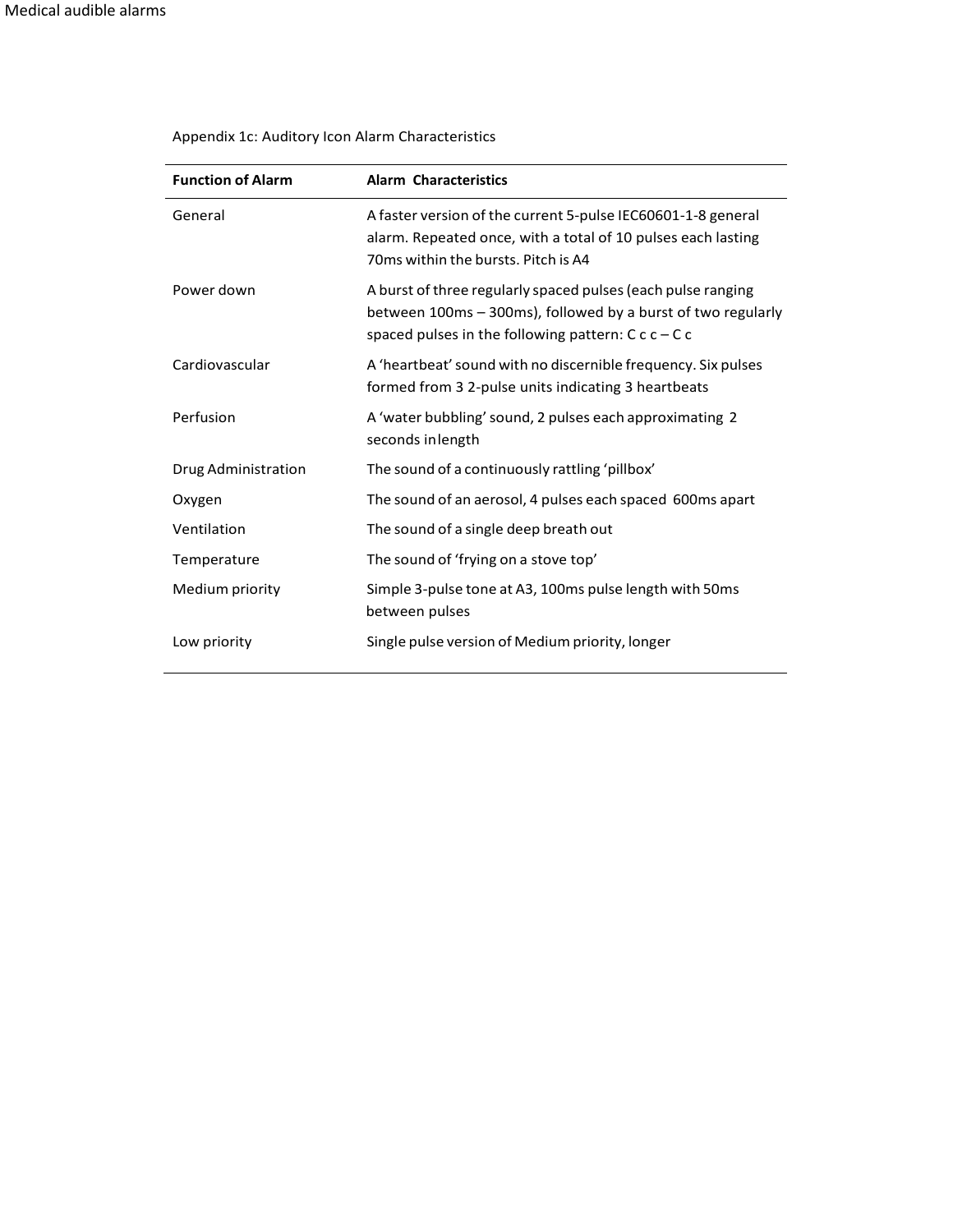Appendix 1c: Auditory Icon Alarm Characteristics

| Function of Alarm | Alarm Characteristics |
|---|---|
| General | A faster version of the current 5-pulse IEC60601-1-8 general alarm. Repeated once, with a total of 10 pulses each lasting 70ms within the bursts. Pitch is A4 |
| Power down | A burst of three regularly spaced pulses (each pulse ranging between 100ms – 300ms), followed by a burst of two regularly spaced pulses in the following pattern: C c c – C c |
| Cardiovascular | A 'heartbeat' sound with no discernible frequency. Six pulses formed from 3 2-pulse units indicating 3 heartbeats |
| Perfusion | A 'water bubbling' sound, 2 pulses each approximating 2 seconds inlength |
| Drug Administration | The sound of a continuously rattling 'pillbox' |
| Oxygen | The sound of an aerosol, 4 pulses each spaced 600ms apart |
| Ventilation | The sound of a single deep breath out |
| Temperature | The sound of 'frying on a stove top' |
| Medium priority | Simple 3-pulse tone at A3, 100ms pulse length with 50ms between pulses |
| Low priority | Single pulse version of Medium priority, longer |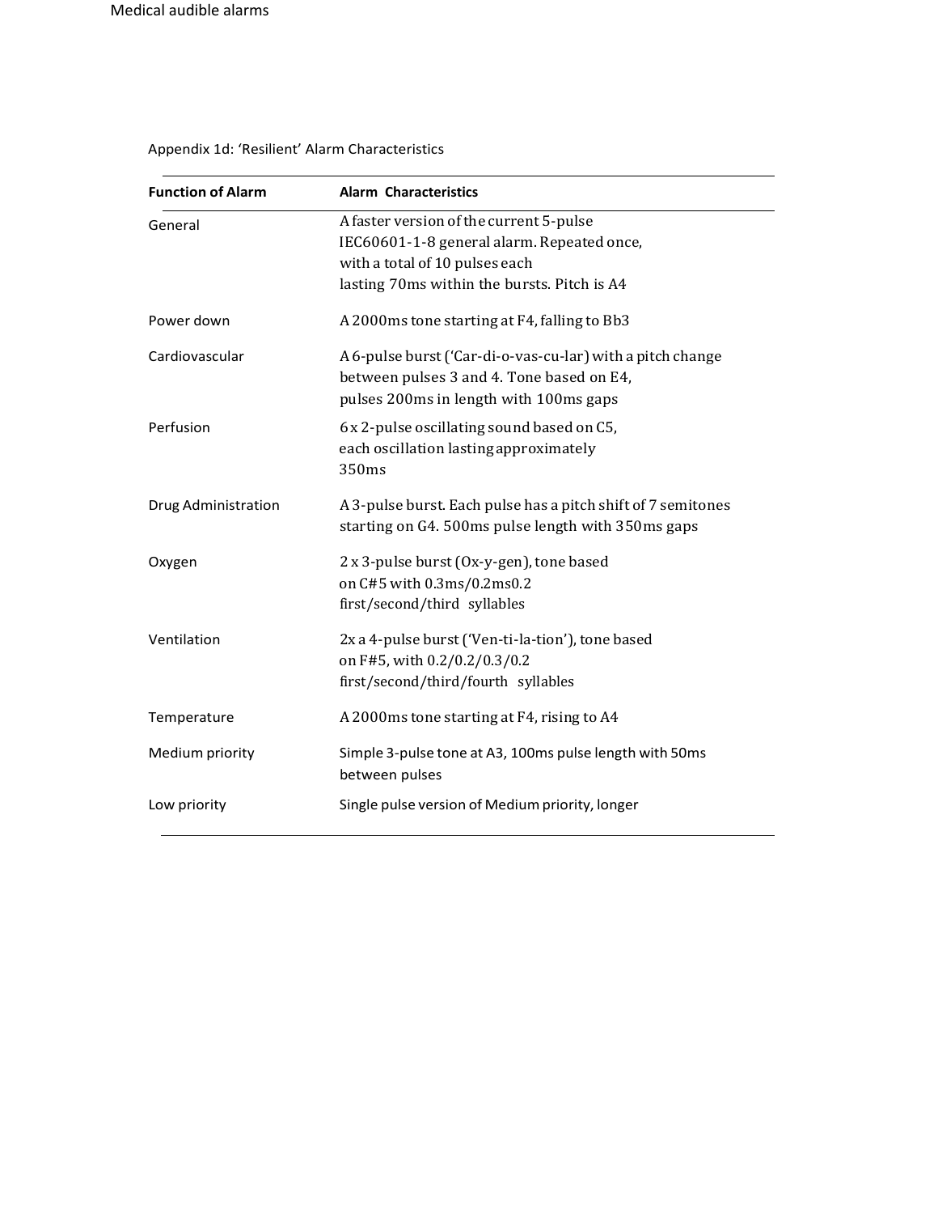Appendix 1d: 'Resilient' Alarm Characteristics

| Function of Alarm | Alarm Characteristics |
|---|---|
| General | A faster version of the current 5-pulse IEC60601-1-8 general alarm. Repeated once, with a total of 10 pulses each lasting 70ms within the bursts. Pitch is A4 |
| Power down | A 2000ms tone starting at F4, falling to Bb3 |
| Cardiovascular | A 6-pulse burst ('Car-di-o-vas-cu-lar) with a pitch change between pulses 3 and 4. Tone based on E4, pulses 200ms in length with 100ms gaps |
| Perfusion | 6 x 2-pulse oscillating sound based on C5, each oscillation lasting approximately 350ms |
| Drug Administration | A 3-pulse burst. Each pulse has a pitch shift of 7 semitones starting on G4. 500ms pulse length with 350ms gaps |
| Oxygen | 2 x 3-pulse burst (Ox-y-gen), tone based on C#5 with 0.3ms/0.2ms0.2 first/second/third syllables |
| Ventilation | 2x a 4-pulse burst ('Ven-ti-la-tion'), tone based on F#5, with 0.2/0.2/0.3/0.2 first/second/third/fourth syllables |
| Temperature | A 2000ms tone starting at F4, rising to A4 |
| Medium priority | Simple 3-pulse tone at A3, 100ms pulse length with 50ms between pulses |
| Low priority | Single pulse version of Medium priority, longer |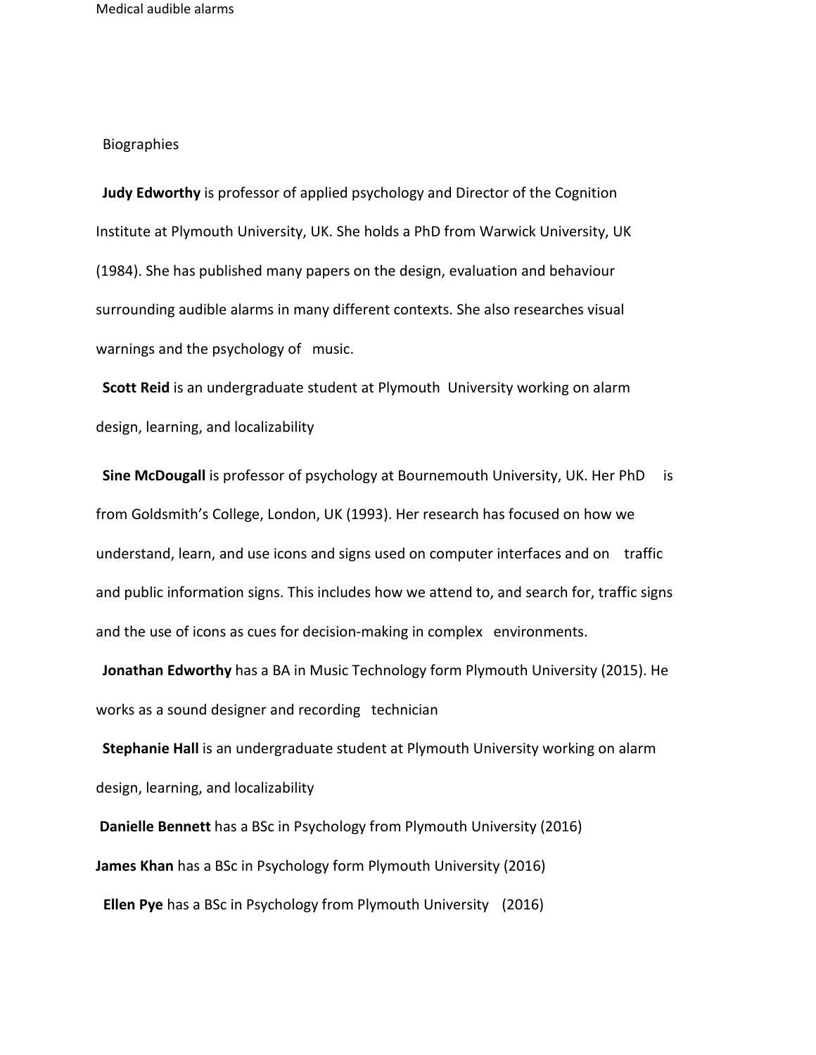## Biographies

**Judy Edworthy** is professor of applied psychology and Director of the Cognition Institute at Plymouth University, UK. She holds a PhD from Warwick University, UK (1984). She has published many papers on the design, evaluation and behaviour surrounding audible alarms in many different contexts. She also researches visual warnings and the psychology of music.

**Scott Reid** is an undergraduate student at Plymouth University working on alarm design, learning, and localizability

**Sine McDougall** is professor of psychology at Bournemouth University, UK. Her PhD is from Goldsmith's College, London, UK (1993). Her research has focused on how we understand, learn, and use icons and signs used on computer interfaces and on traffic and public information signs. This includes how we attend to, and search for, traffic signs and the use of icons as cues for decision-making in complex environments.

**Jonathan Edworthy** has a BA in Music Technology form Plymouth University (2015). He works as a sound designer and recording technician

**Stephanie Hall** is an undergraduate student at Plymouth University working on alarm design, learning, and localizability

**Danielle Bennett** has a BSc in Psychology from Plymouth University (2016)

**James Khan** has a BSc in Psychology form Plymouth University (2016)

**Ellen Pye** has a BSc in Psychology from Plymouth University (2016)